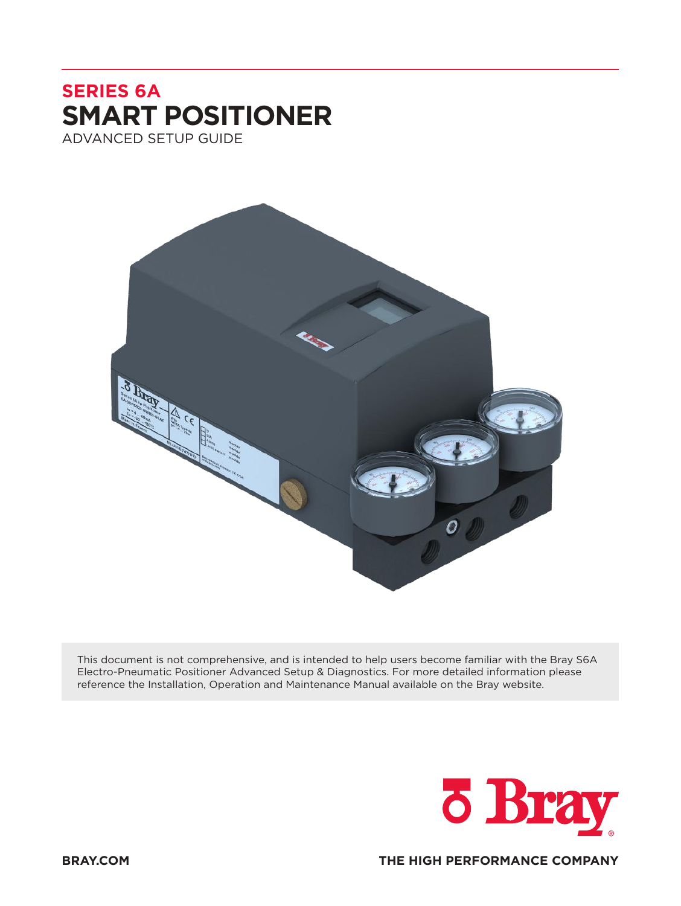# SERIES 6A
# SMART POSITIONER
ADVANCED SETUP GUIDE

This document is not comprehensive, and is intended to help users become familiar with the Bray S6A Electro-Pneumatic Positioner Advanced Setup & Diagnostics. For more detailed information please reference the Installation, Operation and Maintenance Manual available on the Bray website.

BRAY.COM

THE HIGH PERFORMANCE COMPANY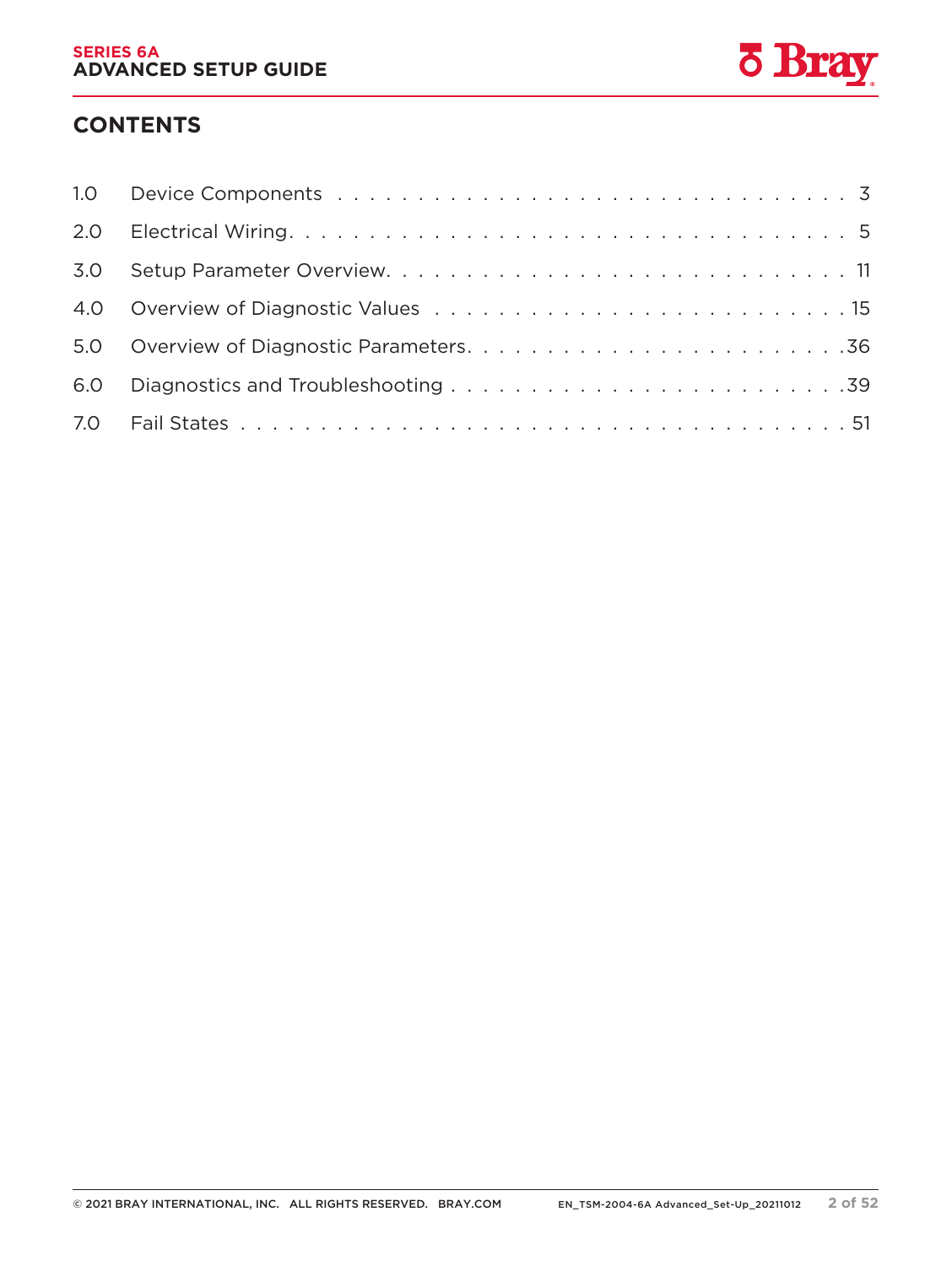## CONTENTS

| | | |
|---|---|---|
| 1.0 | Device Components | 3 |
| 2.0 | Electrical Wiring | 5 |
| 3.0 | Setup Parameter Overview | 11 |
| 4.0 | Overview of Diagnostic Values | 15 |
| 5.0 | Overview of Diagnostic Parameters | 36 |
| 6.0 | Diagnostics and Troubleshooting | 39 |
| 7.0 | Fail States | 51 |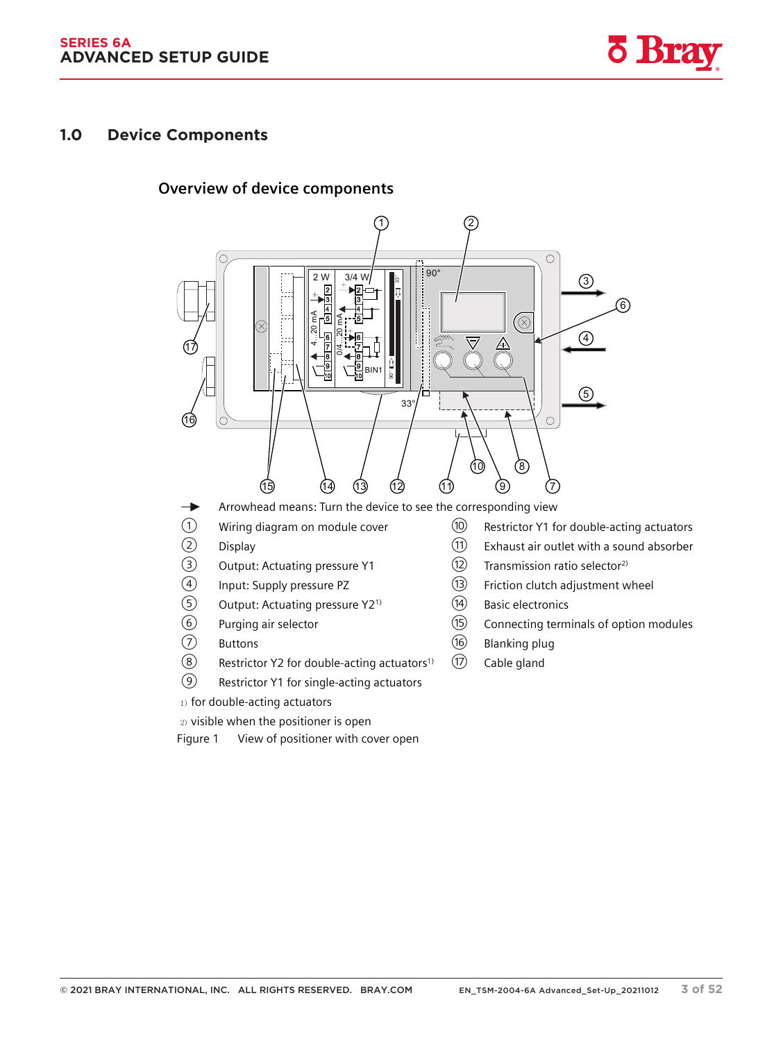## 1.0 Device Components

### Overview of device components

→ Arrowhead means: Turn the device to see the corresponding view

| | | | |
|---|---|---|---|
| ① | Wiring diagram on module cover | ⑩ | Restrictor Y1 for double-acting actuators |
| ② | Display | ⑪ | Exhaust air outlet with a sound absorber |
| ③ | Output: Actuating pressure Y1 | ⑫ | Transmission ratio selector[2] |
| ④ | Input: Supply pressure PZ | ⑬ | Friction clutch adjustment wheel |
| ⑤ | Output: Actuating pressure Y2[1] | ⑭ | Basic electronics |
| ⑥ | Purging air selector | ⑮ | Connecting terminals of option modules |
| ⑦ | Buttons | ⑯ | Blanking plug |
| ⑧ | Restrictor Y2 for double-acting actuators[1] | ⑰ | Cable gland |
| ⑨ | Restrictor Y1 for single-acting actuators | | |

1) for double-acting actuators

2) visible when the positioner is open

Figure 1 View of positioner with cover open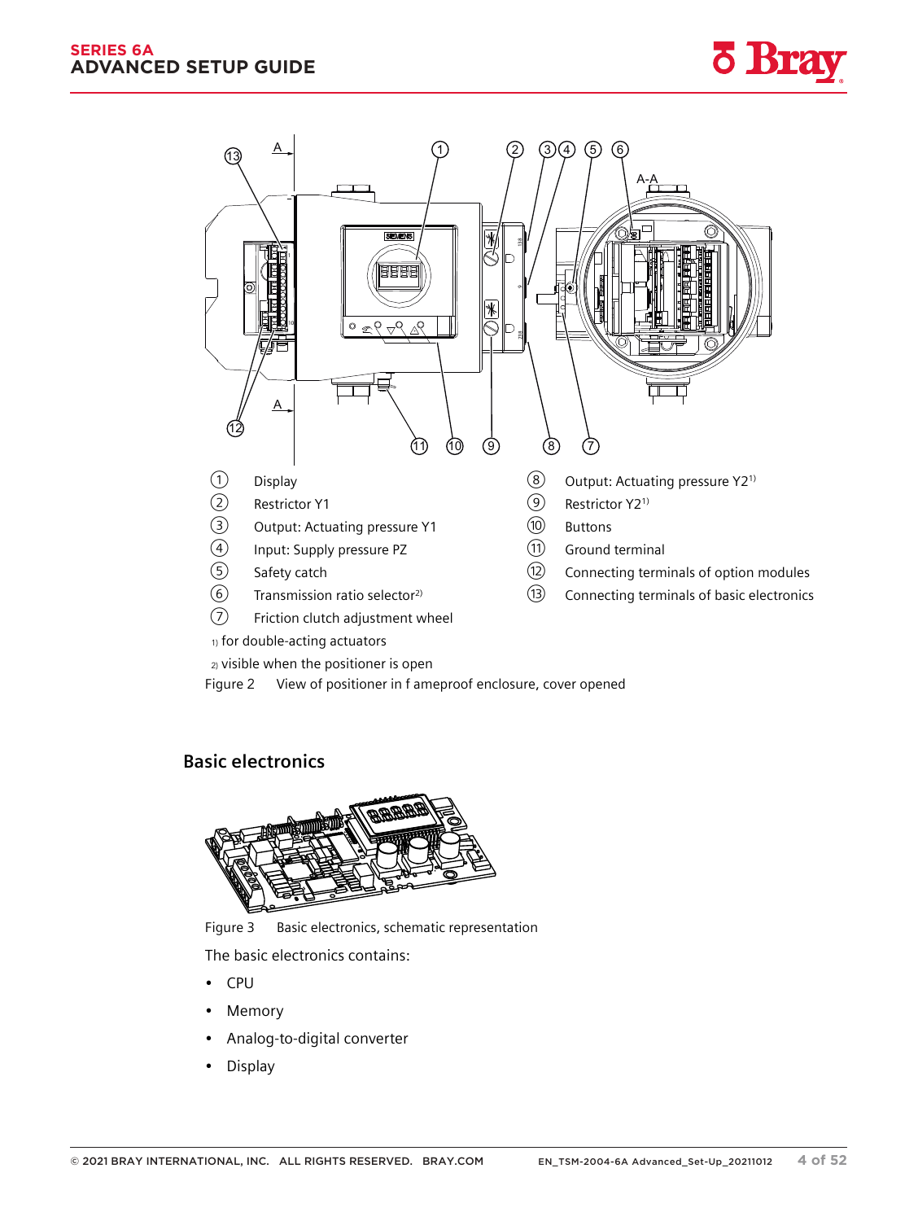① Display
② Restrictor Y1
③ Output: Actuating pressure Y1
④ Input: Supply pressure PZ
⑤ Safety catch
⑥ Transmission ratio selector[2)]
⑦ Friction clutch adjustment wheel
⑧ Output: Actuating pressure Y2[1)]
⑨ Restrictor Y2[1)]
⑩ Buttons
⑪ Ground terminal
⑫ Connecting terminals of option modules
⑬ Connecting terminals of basic electronics

1) for double-acting actuators

2) visible when the positioner is open

Figure 2 View of positioner in f ameproof enclosure, cover opened

## Basic electronics

Figure 3 Basic electronics, schematic representation

The basic electronics contains:

- CPU
- Memory
- Analog-to-digital converter
- Display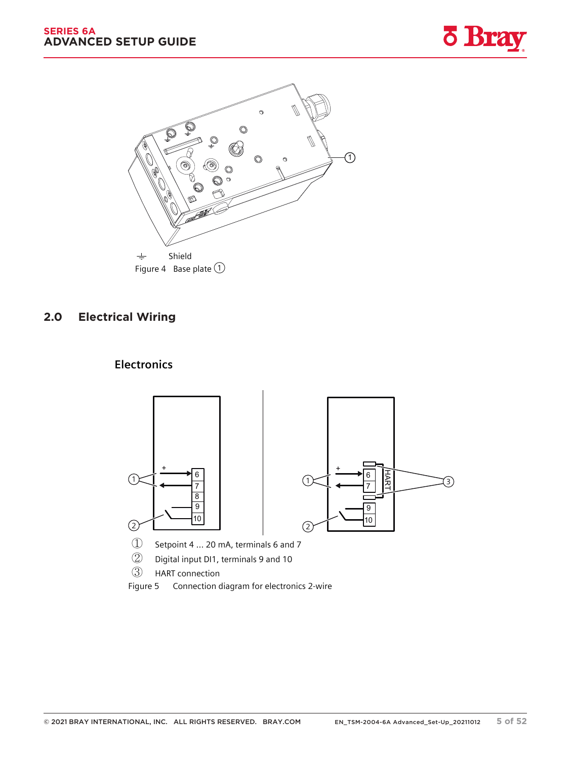⏚ Shield

Figure 4 Base plate ①

## 2.0 Electrical Wiring

### Electronics

① Setpoint 4 ... 20 mA, terminals 6 and 7

② Digital input DI1, terminals 9 and 10

③ HART connection

Figure 5 Connection diagram for electronics 2-wire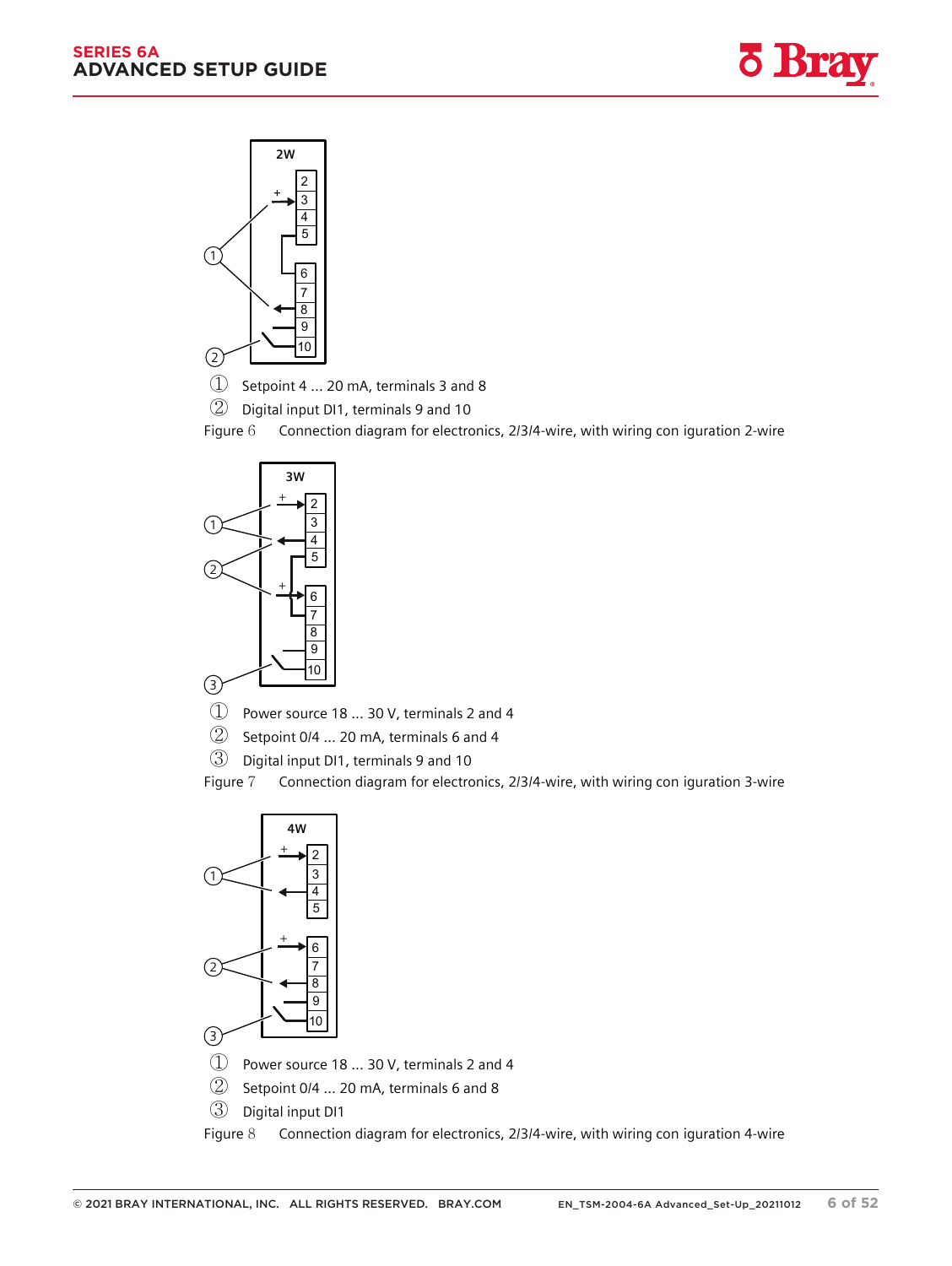① Setpoint 4 ... 20 mA, terminals 3 and 8

② Digital input DI1, terminals 9 and 10

Figure 6 Connection diagram for electronics, 2/3/4-wire, with wiring con iguration 2-wire

① Power source 18 ... 30 V, terminals 2 and 4

② Setpoint 0/4 ... 20 mA, terminals 6 and 4

③ Digital input DI1, terminals 9 and 10

Figure 7 Connection diagram for electronics, 2/3/4-wire, with wiring con iguration 3-wire

① Power source 18 ... 30 V, terminals 2 and 4

② Setpoint 0/4 ... 20 mA, terminals 6 and 8

③ Digital input DI1

Figure 8 Connection diagram for electronics, 2/3/4-wire, with wiring con iguration 4-wire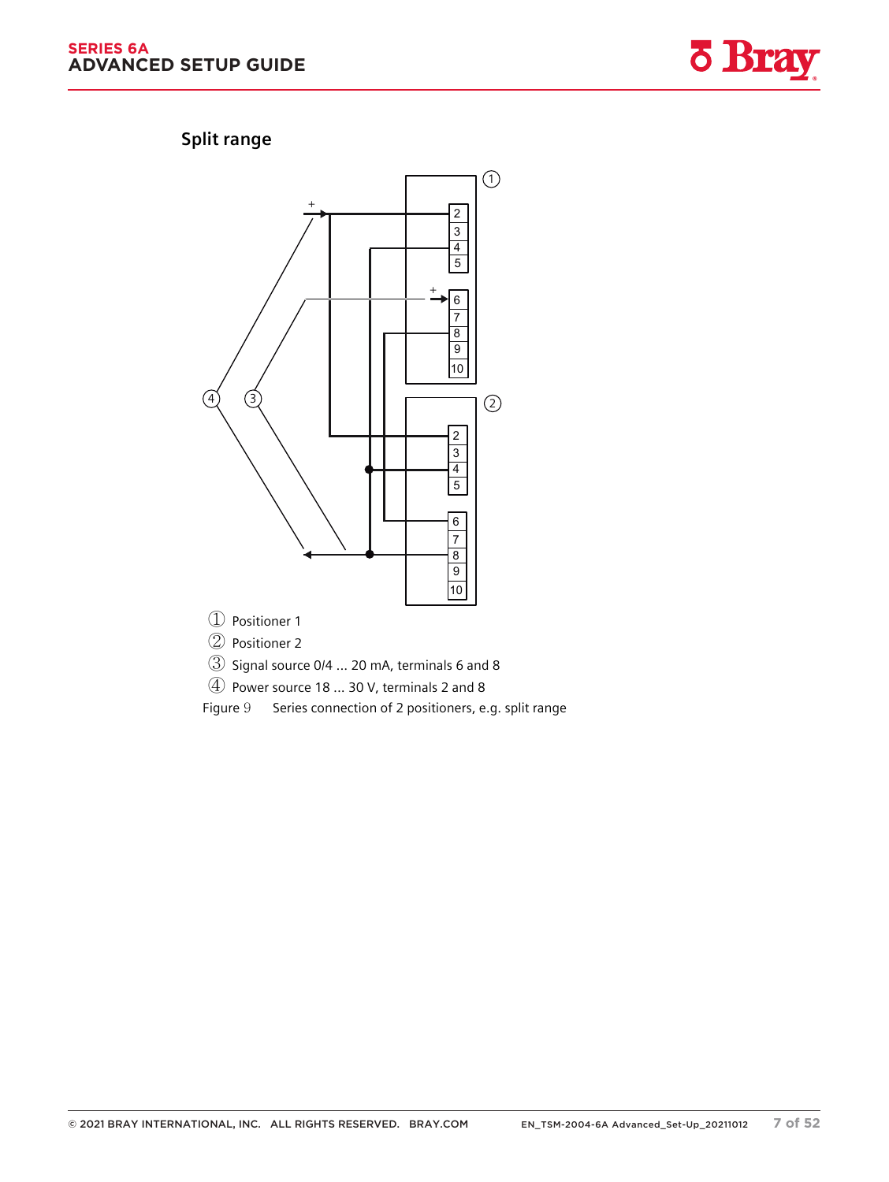## Split range

① Positioner 1

② Positioner 2

③ Signal source 0/4 ... 20 mA, terminals 6 and 8

④ Power source 18 ... 30 V, terminals 2 and 8

Figure 9 Series connection of 2 positioners, e.g. split range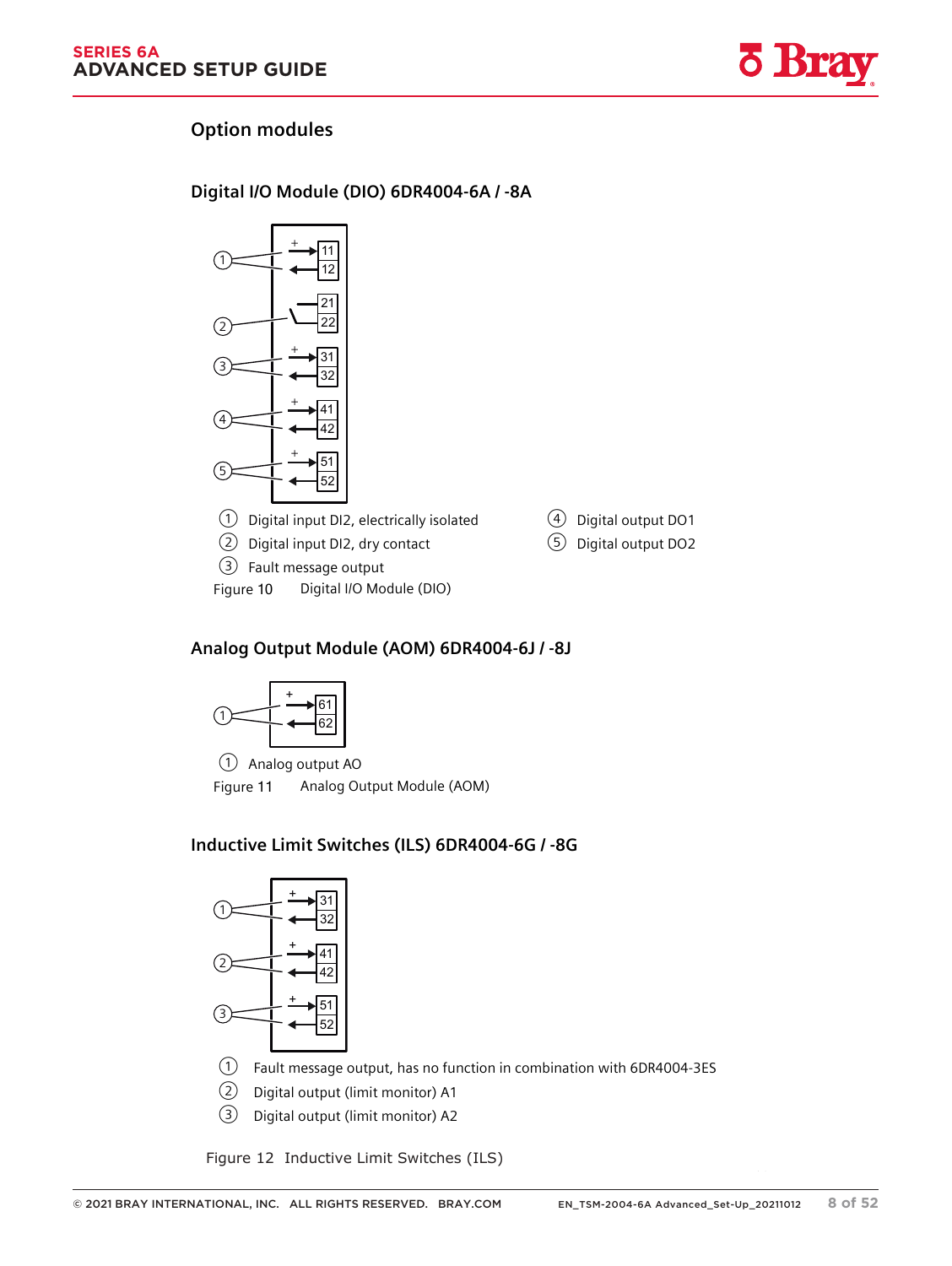## Option modules

### Digital I/O Module (DIO) 6DR4004-6A / -8A

① Digital input DI2, electrically isolated
② Digital input DI2, dry contact
③ Fault message output
④ Digital output DO1
⑤ Digital output DO2

Figure 10 Digital I/O Module (DIO)

### Analog Output Module (AOM) 6DR4004-6J / -8J

① Analog output AO

Figure 11 Analog Output Module (AOM)

### Inductive Limit Switches (ILS) 6DR4004-6G / -8G

① Fault message output, has no function in combination with 6DR4004-3ES
② Digital output (limit monitor) A1
③ Digital output (limit monitor) A2

Figure 12 Inductive Limit Switches (ILS)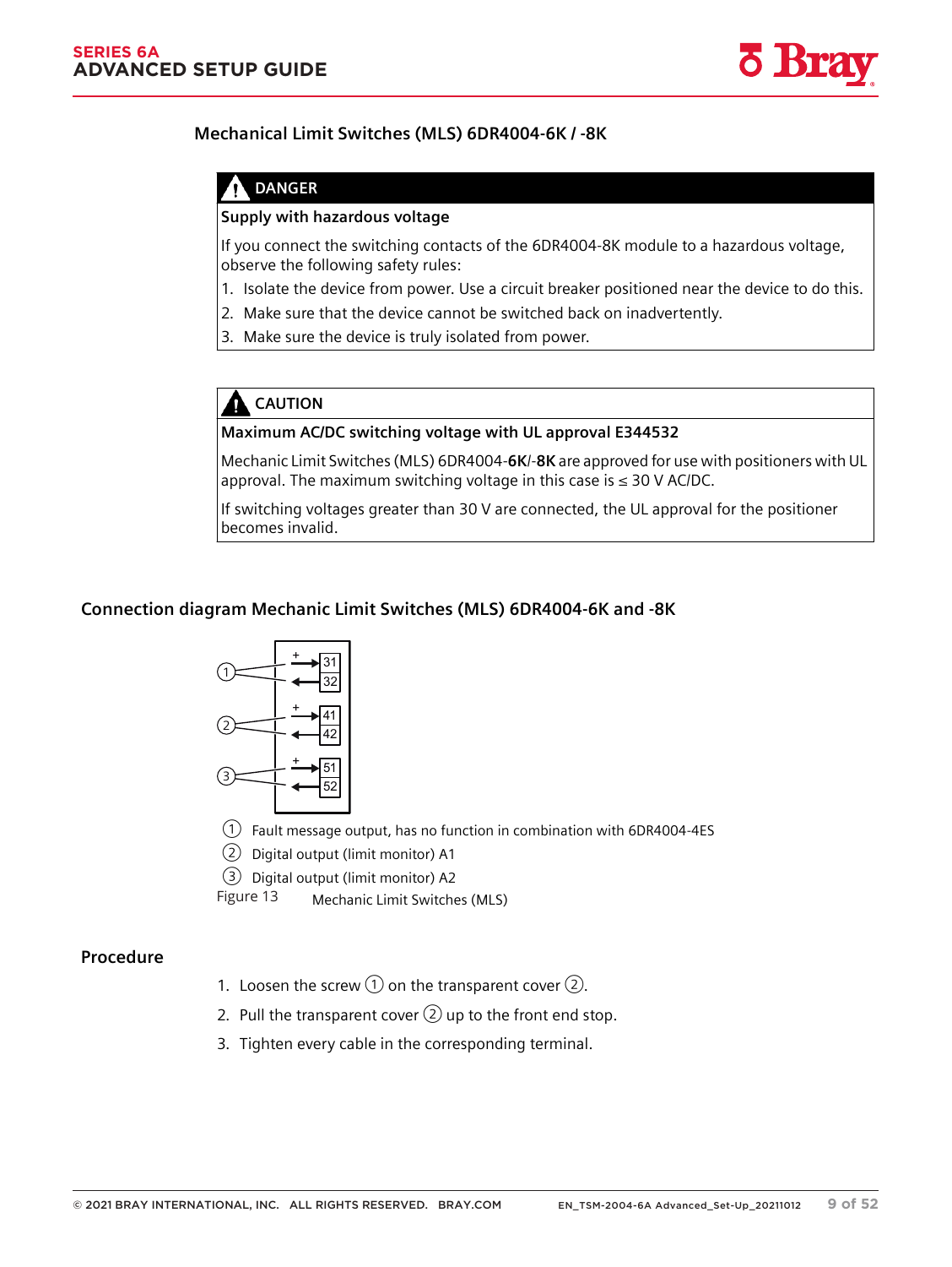## Mechanical Limit Switches (MLS) 6DR4004-6K / -8K

**DANGER**

**Supply with hazardous voltage**

If you connect the switching contacts of the 6DR4004-8K module to a hazardous voltage, observe the following safety rules:

1. Isolate the device from power. Use a circuit breaker positioned near the device to do this.
2. Make sure that the device cannot be switched back on inadvertently.
3. Make sure the device is truly isolated from power.

**CAUTION**

**Maximum AC/DC switching voltage with UL approval E344532**

Mechanic Limit Switches (MLS) 6DR4004-**6K**/-**8K** are approved for use with positioners with UL approval. The maximum switching voltage in this case is ≤ 30 V AC/DC.

If switching voltages greater than 30 V are connected, the UL approval for the positioner becomes invalid.

## Connection diagram Mechanic Limit Switches (MLS) 6DR4004-6K and -8K

① Fault message output, has no function in combination with 6DR4004-4ES

② Digital output (limit monitor) A1

③ Digital output (limit monitor) A2

Figure 13 Mechanic Limit Switches (MLS)

### Procedure

1. Loosen the screw ① on the transparent cover ②.
2. Pull the transparent cover ② up to the front end stop.
3. Tighten every cable in the corresponding terminal.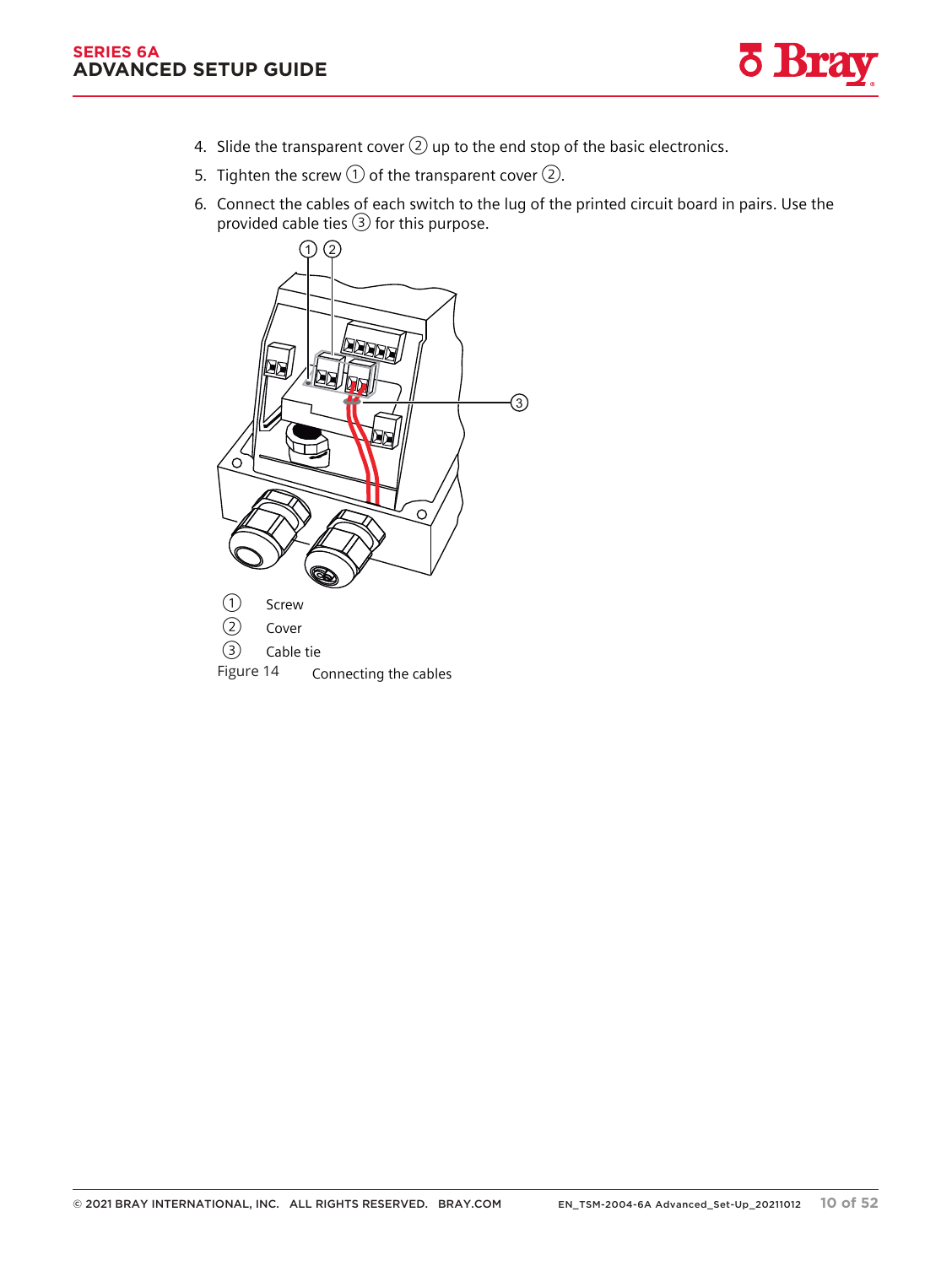4. Slide the transparent cover ② up to the end stop of the basic electronics.
5. Tighten the screw ① of the transparent cover ②.
6. Connect the cables of each switch to the lug of the printed circuit board in pairs. Use the provided cable ties ③ for this purpose.

① Screw
② Cover
③ Cable tie

Figure 14 Connecting the cables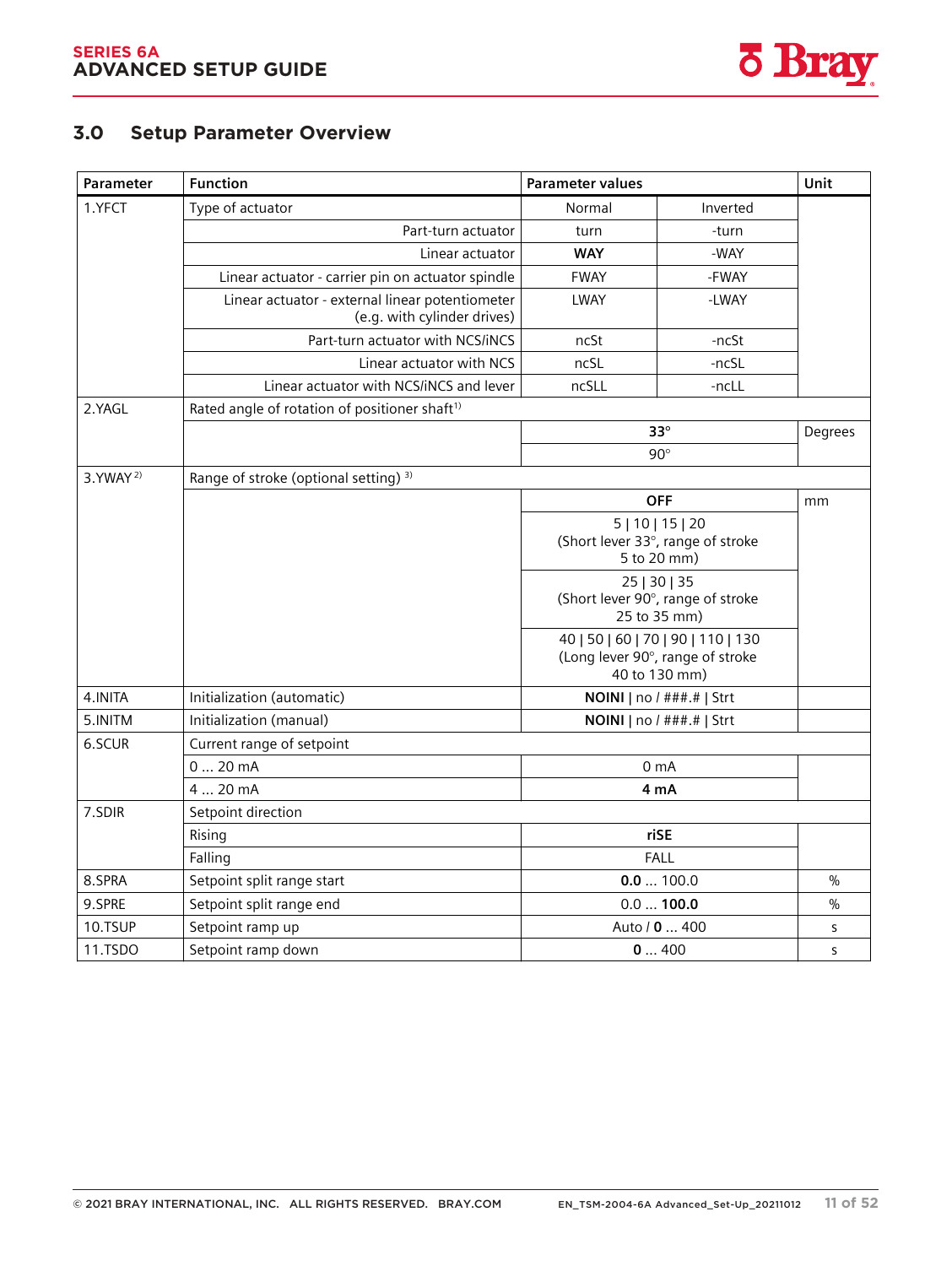## 3.0 Setup Parameter Overview

| Parameter | Function | Parameter values | | Unit |
|---|---|---|---|---|
| 1.YFCT | Type of actuator | Normal | Inverted | |
| | Part-turn actuator | turn | -turn | |
| | Linear actuator | **WAY** | -WAY | |
| | Linear actuator - carrier pin on actuator spindle | FWAY | -FWAY | |
| | Linear actuator - external linear potentiometer (e.g. with cylinder drives) | LWAY | -LWAY | |
| | Part-turn actuator with NCS/iNCS | ncSt | -ncSt | |
| | Linear actuator with NCS | ncSL | -ncSL | |
| | Linear actuator with NCS/iNCS and lever | ncSLL | -ncLL | |
| 2.YAGL | Rated angle of rotation of positioner shaft[1] | | | |
| | | **33°** | | Degrees |
| | | 90° | | |
| 3.YWAY[2] | Range of stroke (optional setting) [3] | | | |
| | | **OFF** | | mm |
| | | 5 \| 10 \| 15 \| 20 (Short lever 33°, range of stroke 5 to 20 mm) | | |
| | | 25 \| 30 \| 35 (Short lever 90°, range of stroke 25 to 35 mm) | | |
| | | 40 \| 50 \| 60 \| 70 \| 90 \| 110 \| 130 (Long lever 90°, range of stroke 40 to 130 mm) | | |
| 4.INITA | Initialization (automatic) | **NOINI** \| no / ###.# \| Strt | | |
| 5.INITM | Initialization (manual) | **NOINI** \| no / ###.# \| Strt | | |
| 6.SCUR | Current range of setpoint | | | |
| | 0 ... 20 mA | 0 mA | | |
| | 4 ... 20 mA | **4 mA** | | |
| 7.SDIR | Setpoint direction | | | |
| | Rising | **riSE** | | |
| | Falling | FALL | | |
| 8.SPRA | Setpoint split range start | **0.0** ... 100.0 | | % |
| 9.SPRE | Setpoint split range end | 0.0 ... **100.0** | | % |
| 10.TSUP | Setpoint ramp up | Auto / **0** ... 400 | | s |
| 11.TSDO | Setpoint ramp down | **0** ... 400 | | s |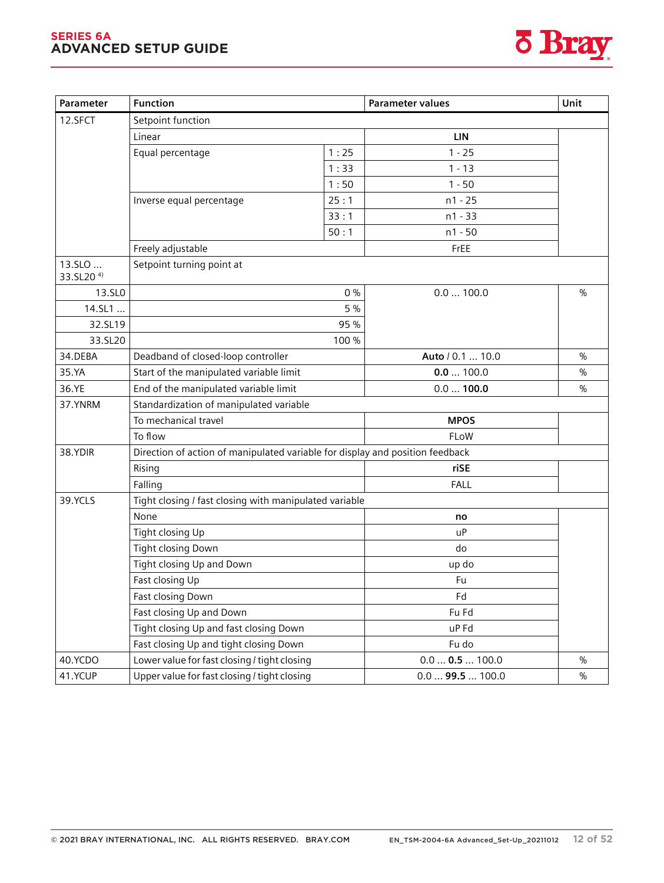| Parameter | Function | | Parameter values | Unit |
|---|---|---|---|---|
| 12.SFCT | Setpoint function | | | |
| | Linear | | **LIN** | |
| | Equal percentage | 1 : 25 | 1 - 25 | |
| | | 1 : 33 | 1 - 13 | |
| | | 1 : 50 | 1 - 50 | |
| | Inverse equal percentage | 25 : 1 | n1 - 25 | |
| | | 33 : 1 | n1 - 33 | |
| | | 50 : 1 | n1 - 50 | |
| | Freely adjustable | | FrEE | |
| 13.SLO ... 33.SL20 [4)] | Setpoint turning point at | | | |
| 13.SL0 | | 0 % | 0.0 ... 100.0 | % |
| 14.SL1 ... | | 5 % | | |
| 32.SL19 | | 95 % | | |
| 33.SL20 | | 100 % | | |
| 34.DEBA | Deadband of closed-loop controller | | **Auto** / 0.1 ... 10.0 | % |
| 35.YA | Start of the manipulated variable limit | | **0.0** ... 100.0 | % |
| 36.YE | End of the manipulated variable limit | | 0.0 ... **100.0** | % |
| 37.YNRM | Standardization of manipulated variable | | | |
| | To mechanical travel | | **MPOS** | |
| | To flow | | FLoW | |
| 38.YDIR | Direction of action of manipulated variable for display and position feedback | | | |
| | Rising | | **riSE** | |
| | Falling | | FALL | |
| 39.YCLS | Tight closing / fast closing with manipulated variable | | | |
| | None | | **no** | |
| | Tight closing Up | | uP | |
| | Tight closing Down | | do | |
| | Tight closing Up and Down | | up do | |
| | Fast closing Up | | Fu | |
| | Fast closing Down | | Fd | |
| | Fast closing Up and Down | | Fu Fd | |
| | Tight closing Up and fast closing Down | | uP Fd | |
| | Fast closing Up and tight closing Down | | Fu do | |
| 40.YCDO | Lower value for fast closing / tight closing | | 0.0 ... **0.5** ... 100.0 | % |
| 41.YCUP | Upper value for fast closing / tight closing | | 0.0 ... **99.5** ... 100.0 | % |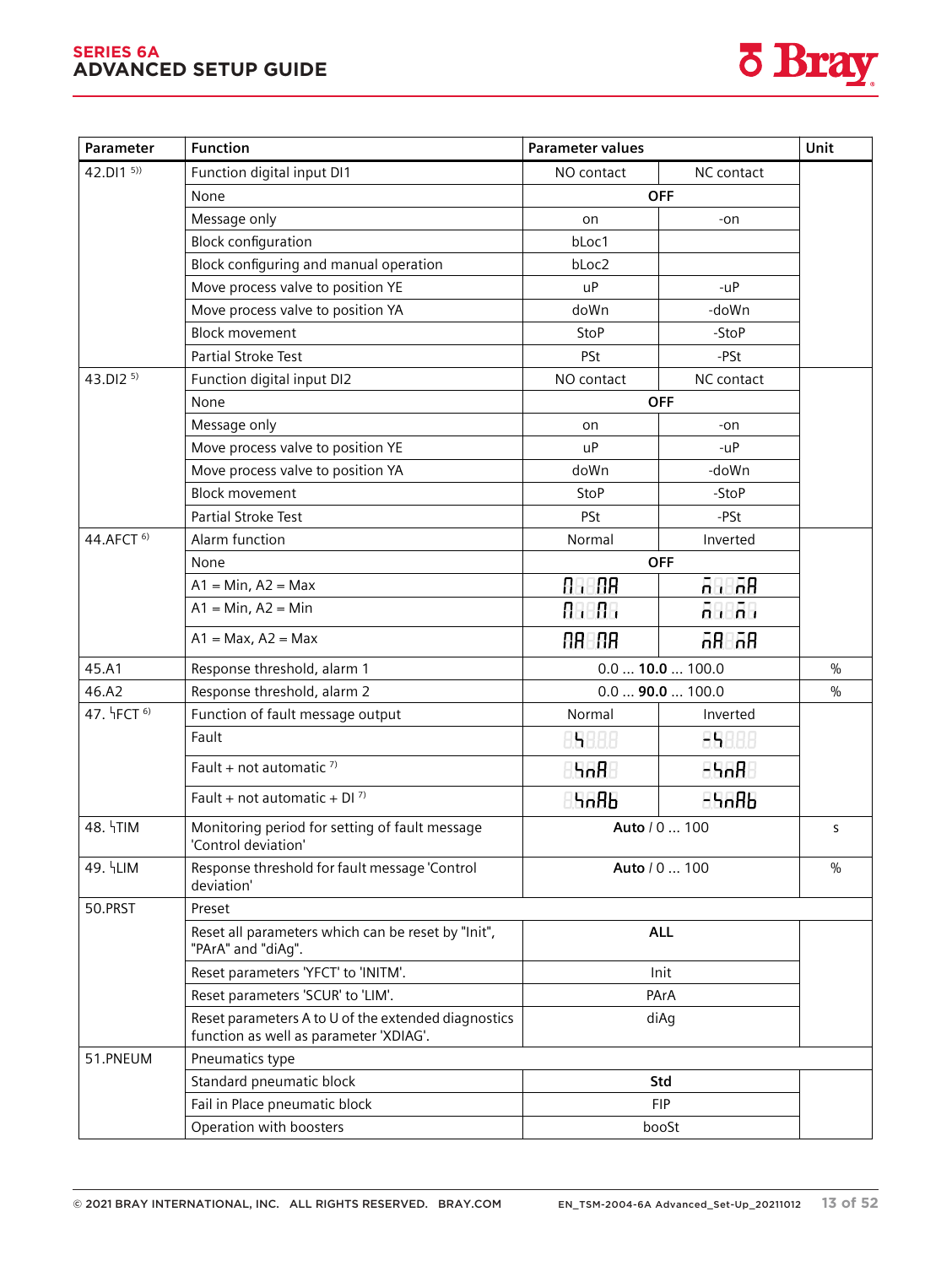| Parameter | Function | Parameter values | | Unit |
|---|---|---|---|---|
| 42.DI1 [5)] | Function digital input DI1 | NO contact | NC contact | |
| | None | **OFF** | | |
| | Message only | on | -on | |
| | Block configuration | bLoc1 | | |
| | Block configuring and manual operation | bLoc2 | | |
| | Move process valve to position YE | uP | -uP | |
| | Move process valve to position YA | doWn | -doWn | |
| | Block movement | StoP | -StoP | |
| | Partial Stroke Test | PSt | -PSt | |
| 43.DI2 [5)] | Function digital input DI2 | NO contact | NC contact | |
| | None | **OFF** | | |
| | Message only | on | -on | |
| | Move process valve to position YE | uP | -uP | |
| | Move process valve to position YA | doWn | -doWn | |
| | Block movement | StoP | -StoP | |
| | Partial Stroke Test | PSt | -PSt | |
| 44.AFCT [6)] | Alarm function | Normal | Inverted | |
| | None | **OFF** | | |
| | A1 = Min, A2 = Max | ni nA | -ni -nA | |
| | A1 = Min, A2 = Min | ni ni | -ni -ni | |
| | A1 = Max, A2 = Max | nA nA | -nA -nA | |
| 45.A1 | Response threshold, alarm 1 | 0.0 ... **10.0** ... 100.0 | | % |
| 46.A2 | Response threshold, alarm 2 | 0.0 ... **90.0** ... 100.0 | | % |
| 47. ϟFCT [6)] | Function of fault message output | Normal | Inverted | |
| | Fault | ϟ | -ϟ | |
| | Fault + not automatic [7)] | ϟnA | -ϟnA | |
| | Fault + not automatic + DI [7)] | ϟnAb | -ϟnAb | |
| 48. ϟTIM | Monitoring period for setting of fault message 'Control deviation' | **Auto** / 0 ... 100 | | s |
| 49. ϟLIM | Response threshold for fault message 'Control deviation' | **Auto** / 0 ... 100 | | % |
| 50.PRST | Preset | | | |
| | Reset all parameters which can be reset by "Init", "PArA" and "diAg". | **ALL** | | |
| | Reset parameters 'YFCT' to 'INITM'. | Init | | |
| | Reset parameters 'SCUR' to 'LIM'. | PArA | | |
| | Reset parameters A to U of the extended diagnostics function as well as parameter 'XDIAG'. | diAg | | |
| 51.PNEUM | Pneumatics type | | | |
| | Standard pneumatic block | **Std** | | |
| | Fail in Place pneumatic block | FIP | | |
| | Operation with boosters | booSt | | |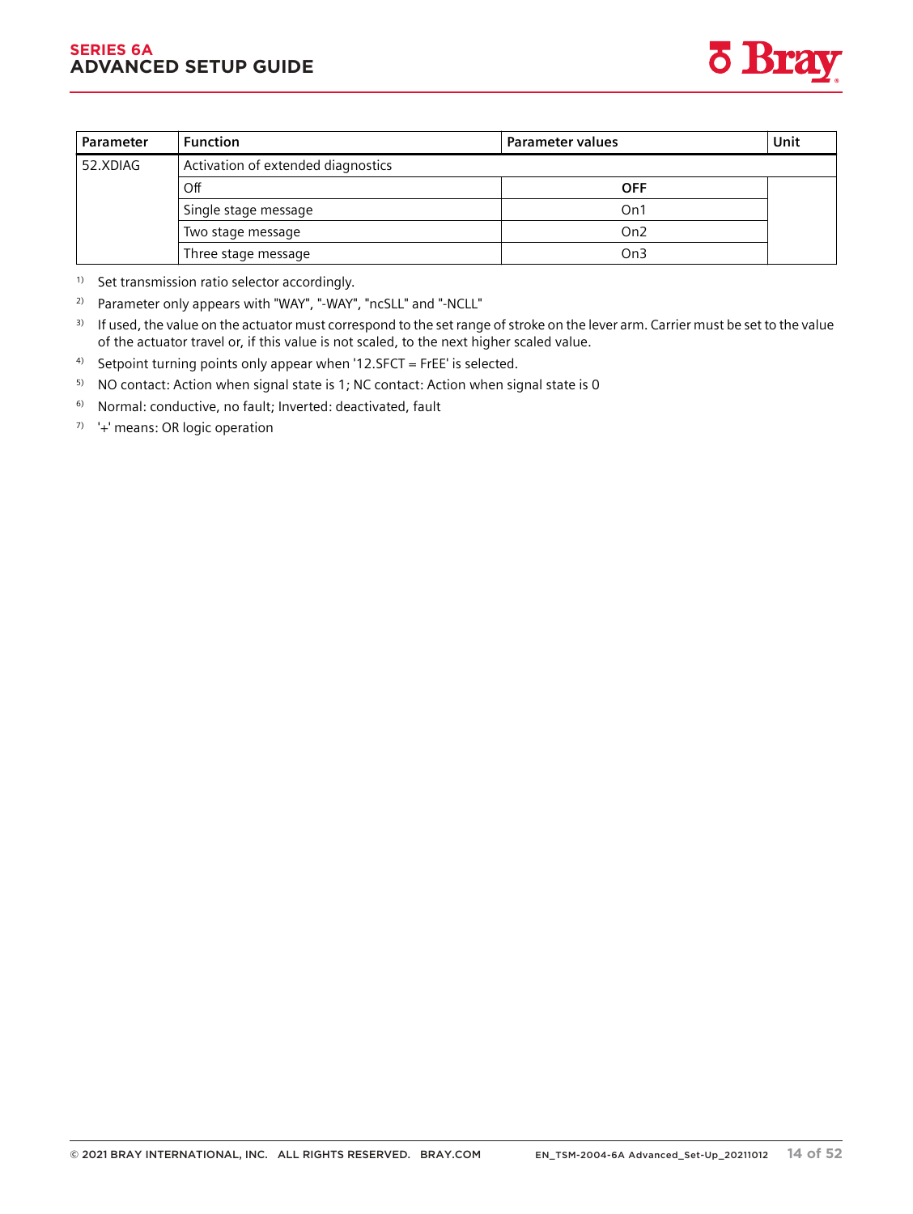| Parameter | Function | Parameter values | Unit |
|---|---|---|---|
| 52.XDIAG | Activation of extended diagnostics | | |
| | Off | **OFF** | |
| | Single stage message | On1 | |
| | Two stage message | On2 | |
| | Three stage message | On3 | |

1) Set transmission ratio selector accordingly.

2) Parameter only appears with "WAY", "-WAY", "ncSLL" and "-NCLL"

3) If used, the value on the actuator must correspond to the set range of stroke on the lever arm. Carrier must be set to the value of the actuator travel or, if this value is not scaled, to the next higher scaled value.

4) Setpoint turning points only appear when '12.SFCT = FrEE' is selected.

5) NO contact: Action when signal state is 1; NC contact: Action when signal state is 0

6) Normal: conductive, no fault; Inverted: deactivated, fault

7) '+' means: OR logic operation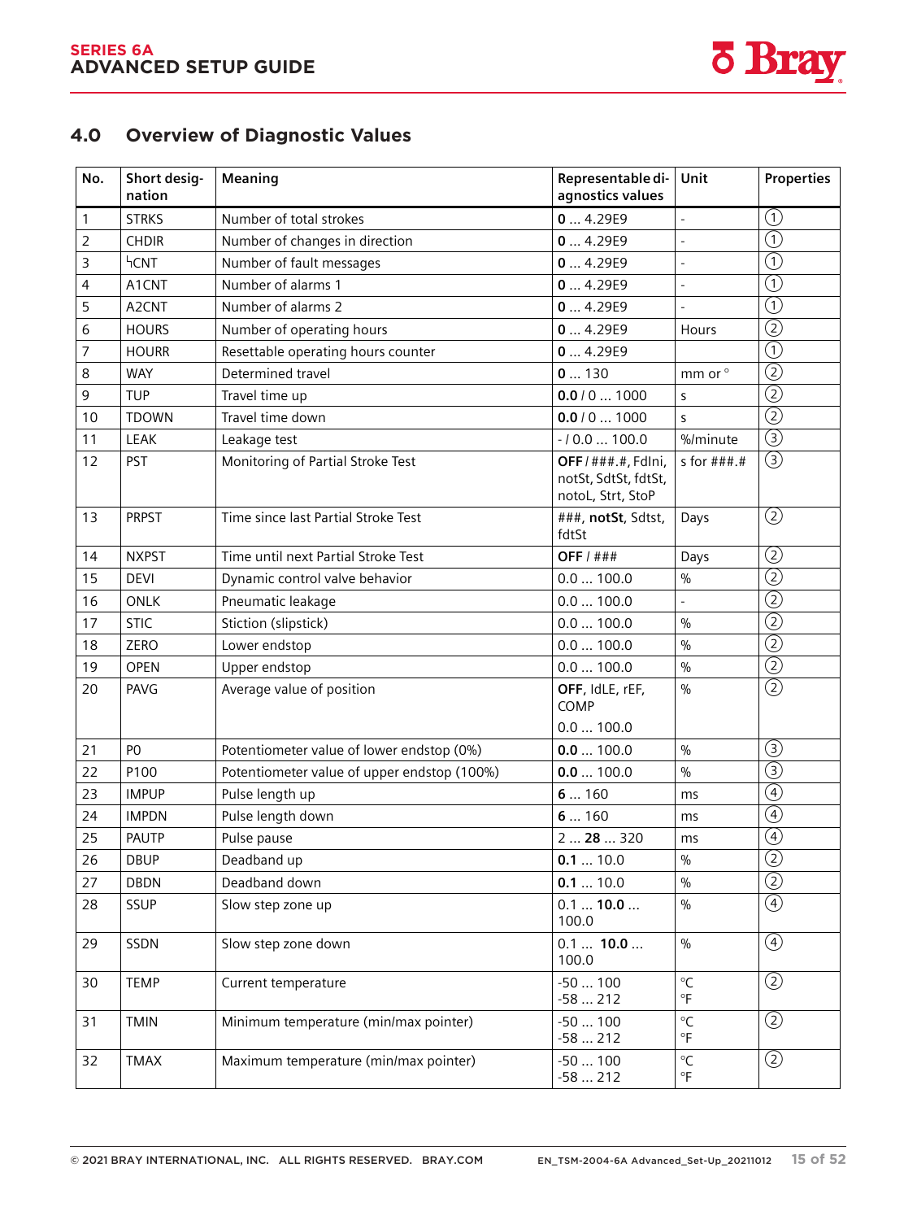## 4.0 Overview of Diagnostic Values

| No. | Short designation | Meaning | Representable diagnostics values | Unit | Properties |
|---|---|---|---|---|---|
| 1 | STRKS | Number of total strokes | **0** ... 4.29E9 | - | ① |
| 2 | CHDIR | Number of changes in direction | **0** ... 4.29E9 | - | ① |
| 3 | ↳CNT | Number of fault messages | **0** ... 4.29E9 | - | ① |
| 4 | A1CNT | Number of alarms 1 | **0** ... 4.29E9 | - | ① |
| 5 | A2CNT | Number of alarms 2 | **0** ... 4.29E9 | - | ① |
| 6 | HOURS | Number of operating hours | **0** ... 4.29E9 | Hours | ② |
| 7 | HOURR | Resettable operating hours counter | **0** ... 4.29E9 | | ① |
| 8 | WAY | Determined travel | **0** ... 130 | mm or ° | ② |
| 9 | TUP | Travel time up | **0.0** / 0 ... 1000 | s | ② |
| 10 | TDOWN | Travel time down | **0.0** / 0 ... 1000 | s | ② |
| 11 | LEAK | Leakage test | - / 0.0 ... 100.0 | %/minute | ③ |
| 12 | PST | Monitoring of Partial Stroke Test | **OFF** / ###.#, FdIni, notSt, SdtSt, fdtSt, notoL, Strt, StoP | s for ###.# | ③ |
| 13 | PRPST | Time since last Partial Stroke Test | ###, **notSt**, Sdtst, fdtSt | Days | ② |
| 14 | NXPST | Time until next Partial Stroke Test | **OFF** / ### | Days | ② |
| 15 | DEVI | Dynamic control valve behavior | 0.0 ... 100.0 | % | ② |
| 16 | ONLK | Pneumatic leakage | 0.0 ... 100.0 | - | ② |
| 17 | STIC | Stiction (slipstick) | 0.0 ... 100.0 | % | ② |
| 18 | ZERO | Lower endstop | 0.0 ... 100.0 | % | ② |
| 19 | OPEN | Upper endstop | 0.0 ... 100.0 | % | ② |
| 20 | PAVG | Average value of position | **OFF**, IdLE, rEF, COMP<br>0.0 ... 100.0 | % | ② |
| 21 | P0 | Potentiometer value of lower endstop (0%) | **0.0** ... 100.0 | % | ③ |
| 22 | P100 | Potentiometer value of upper endstop (100%) | **0.0** ... 100.0 | % | ③ |
| 23 | IMPUP | Pulse length up | **6** ... 160 | ms | ④ |
| 24 | IMPDN | Pulse length down | **6** ... 160 | ms | ④ |
| 25 | PAUTP | Pulse pause | 2 ... **28** ... 320 | ms | ④ |
| 26 | DBUP | Deadband up | **0.1** ... 10.0 | % | ② |
| 27 | DBDN | Deadband down | **0.1** ... 10.0 | % | ② |
| 28 | SSUP | Slow step zone up | 0.1 ... **10.0** ... 100.0 | % | ④ |
| 29 | SSDN | Slow step zone down | 0.1 ... **10.0** ... 100.0 | % | ④ |
| 30 | TEMP | Current temperature | -50 ... 100<br>-58 ... 212 | °C<br>°F | ② |
| 31 | TMIN | Minimum temperature (min/max pointer) | -50 ... 100<br>-58 ... 212 | °C<br>°F | ② |
| 32 | TMAX | Maximum temperature (min/max pointer) | -50 ... 100<br>-58 ... 212 | °C<br>°F | ② |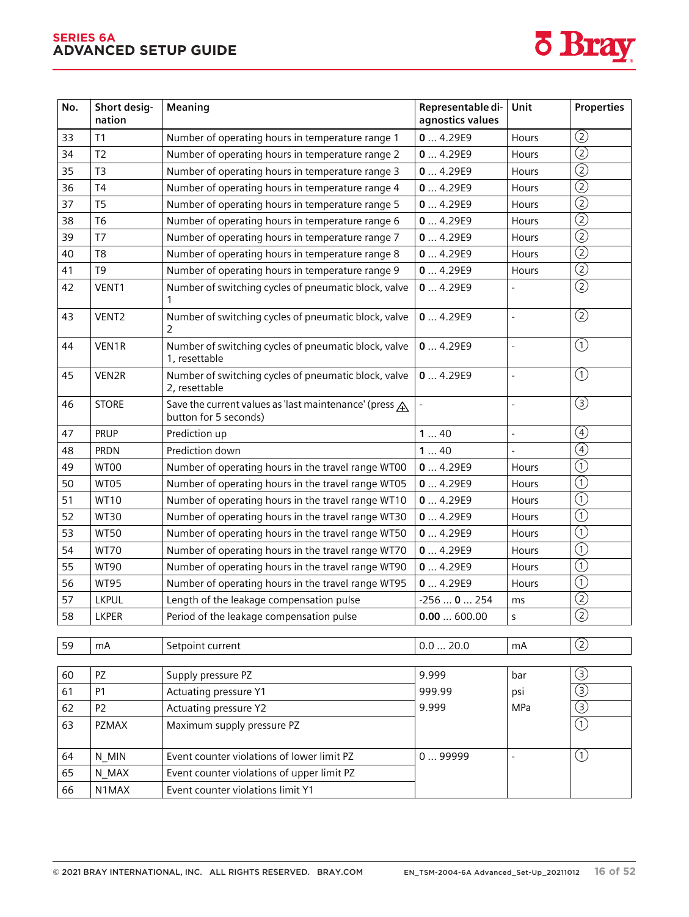| No. | Short designation | Meaning | Representable diagnostics values | Unit | Properties |
|---|---|---|---|---|---|
| 33 | T1 | Number of operating hours in temperature range 1 | **0** ... 4.29E9 | Hours | ② |
| 34 | T2 | Number of operating hours in temperature range 2 | **0** ... 4.29E9 | Hours | ② |
| 35 | T3 | Number of operating hours in temperature range 3 | **0** ... 4.29E9 | Hours | ② |
| 36 | T4 | Number of operating hours in temperature range 4 | **0** ... 4.29E9 | Hours | ② |
| 37 | T5 | Number of operating hours in temperature range 5 | **0** ... 4.29E9 | Hours | ② |
| 38 | T6 | Number of operating hours in temperature range 6 | **0** ... 4.29E9 | Hours | ② |
| 39 | T7 | Number of operating hours in temperature range 7 | **0** ... 4.29E9 | Hours | ② |
| 40 | T8 | Number of operating hours in temperature range 8 | **0** ... 4.29E9 | Hours | ② |
| 41 | T9 | Number of operating hours in temperature range 9 | **0** ... 4.29E9 | Hours | ② |
| 42 | VENT1 | Number of switching cycles of pneumatic block, valve 1 | **0** ... 4.29E9 | - | ② |
| 43 | VENT2 | Number of switching cycles of pneumatic block, valve 2 | **0** ... 4.29E9 | - | ② |
| 44 | VEN1R | Number of switching cycles of pneumatic block, valve 1, resettable | **0** ... 4.29E9 | - | ① |
| 45 | VEN2R | Number of switching cycles of pneumatic block, valve 2, resettable | **0** ... 4.29E9 | - | ① |
| 46 | STORE | Save the current values as 'last maintenance' (press ⚠ button for 5 seconds) | - | - | ③ |
| 47 | PRUP | Prediction up | **1** ... 40 | - | ④ |
| 48 | PRDN | Prediction down | **1** ... 40 | - | ④ |
| 49 | WT00 | Number of operating hours in the travel range WT00 | **0** ... 4.29E9 | Hours | ① |
| 50 | WT05 | Number of operating hours in the travel range WT05 | **0** ... 4.29E9 | Hours | ① |
| 51 | WT10 | Number of operating hours in the travel range WT10 | **0** ... 4.29E9 | Hours | ① |
| 52 | WT30 | Number of operating hours in the travel range WT30 | **0** ... 4.29E9 | Hours | ① |
| 53 | WT50 | Number of operating hours in the travel range WT50 | **0** ... 4.29E9 | Hours | ① |
| 54 | WT70 | Number of operating hours in the travel range WT70 | **0** ... 4.29E9 | Hours | ① |
| 55 | WT90 | Number of operating hours in the travel range WT90 | **0** ... 4.29E9 | Hours | ① |
| 56 | WT95 | Number of operating hours in the travel range WT95 | **0** ... 4.29E9 | Hours | ① |
| 57 | LKPUL | Length of the leakage compensation pulse | -256 ... **0** ... 254 | ms | ② |
| 58 | LKPER | Period of the leakage compensation pulse | **0.00** ... 600.00 | s | ② |
| 59 | mA | Setpoint current | 0.0 ... 20.0 | mA | ② |
| 60 | PZ | Supply pressure PZ | 9.999 | bar | ③ |
| 61 | P1 | Actuating pressure Y1 | 999.99 | psi | ③ |
| 62 | P2 | Actuating pressure Y2 | 9.999 | MPa | ③ |
| 63 | PZMAX | Maximum supply pressure PZ | | | ① |
| 64 | N_MIN | Event counter violations of lower limit PZ | 0 ... 99999 | - | ① |
| 65 | N_MAX | Event counter violations of upper limit PZ | | | |
| 66 | N1MAX | Event counter violations limit Y1 | | | |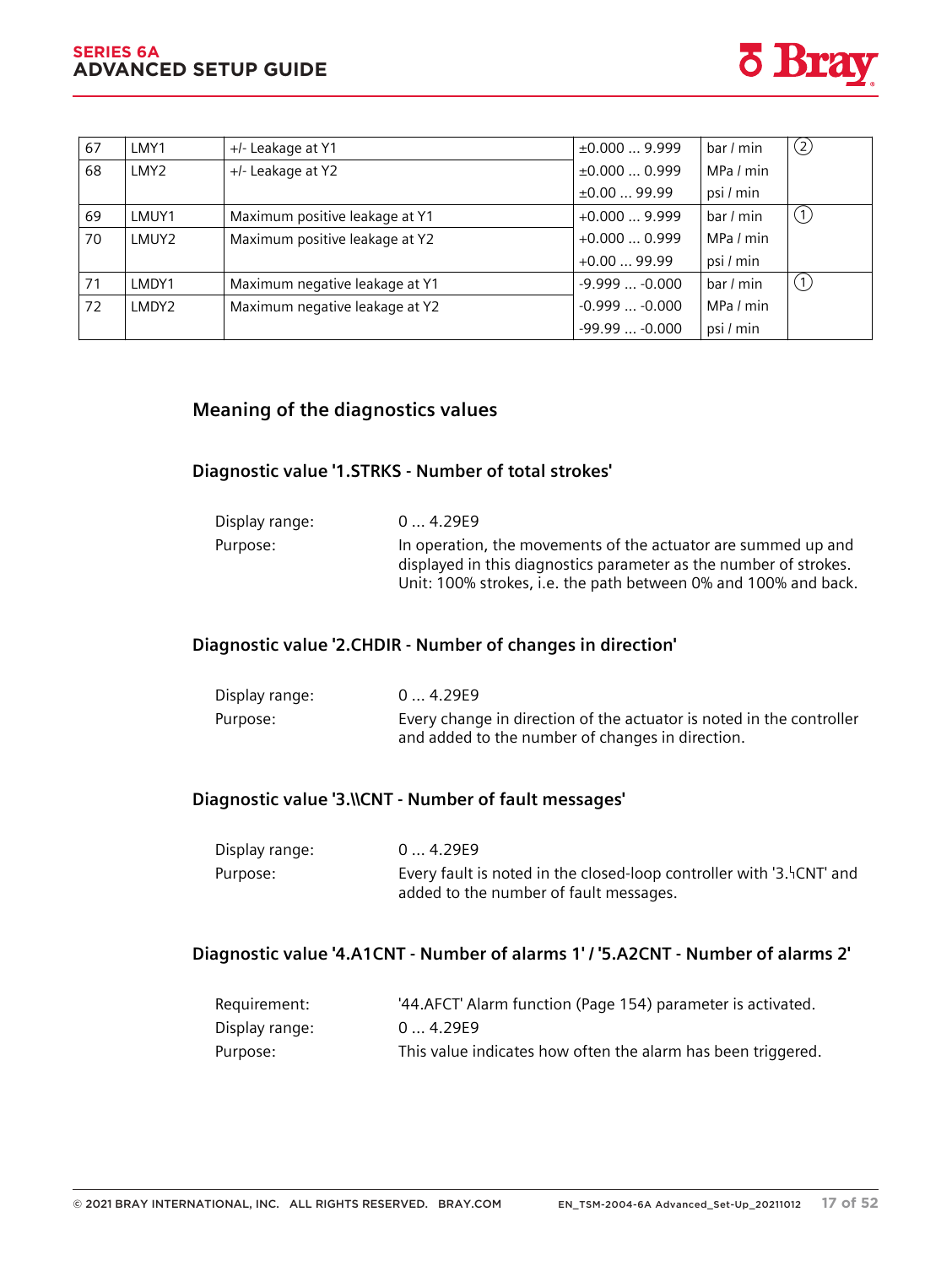| 67 | LMY1 | +/- Leakage at Y1 | ±0.000 ... 9.999 | bar / min | ② |
|---|---|---|---|---|---|
| 68 | LMY2 | +/- Leakage at Y2 | ±0.000 ... 0.999 | MPa / min | |
| | | | ±0.00 ... 99.99 | psi / min | |
| 69 | LMUY1 | Maximum positive leakage at Y1 | +0.000 ... 9.999 | bar / min | ① |
| 70 | LMUY2 | Maximum positive leakage at Y2 | +0.000 ... 0.999 | MPa / min | |
| | | | +0.00 ... 99.99 | psi / min | |
| 71 | LMDY1 | Maximum negative leakage at Y1 | -9.999 ... -0.000 | bar / min | ① |
| 72 | LMDY2 | Maximum negative leakage at Y2 | -0.999 ... -0.000 | MPa / min | |
| | | | -99.99 ... -0.000 | psi / min | |

## Meaning of the diagnostics values

### Diagnostic value '1.STRKS - Number of total strokes'

Display range: 0 ... 4.29E9

Purpose: In operation, the movements of the actuator are summed up and displayed in this diagnostics parameter as the number of strokes. Unit: 100% strokes, i.e. the path between 0% and 100% and back.

### Diagnostic value '2.CHDIR - Number of changes in direction'

Display range: 0 ... 4.29E9

Purpose: Every change in direction of the actuator is noted in the controller and added to the number of changes in direction.

### Diagnostic value '3.\\CNT - Number of fault messages'

Display range: 0 ... 4.29E9

Purpose: Every fault is noted in the closed-loop controller with '3.ꜧCNT' and added to the number of fault messages.

### Diagnostic value '4.A1CNT - Number of alarms 1' / '5.A2CNT - Number of alarms 2'

Requirement: '44.AFCT' Alarm function (Page 154) parameter is activated.

Display range: 0 ... 4.29E9

Purpose: This value indicates how often the alarm has been triggered.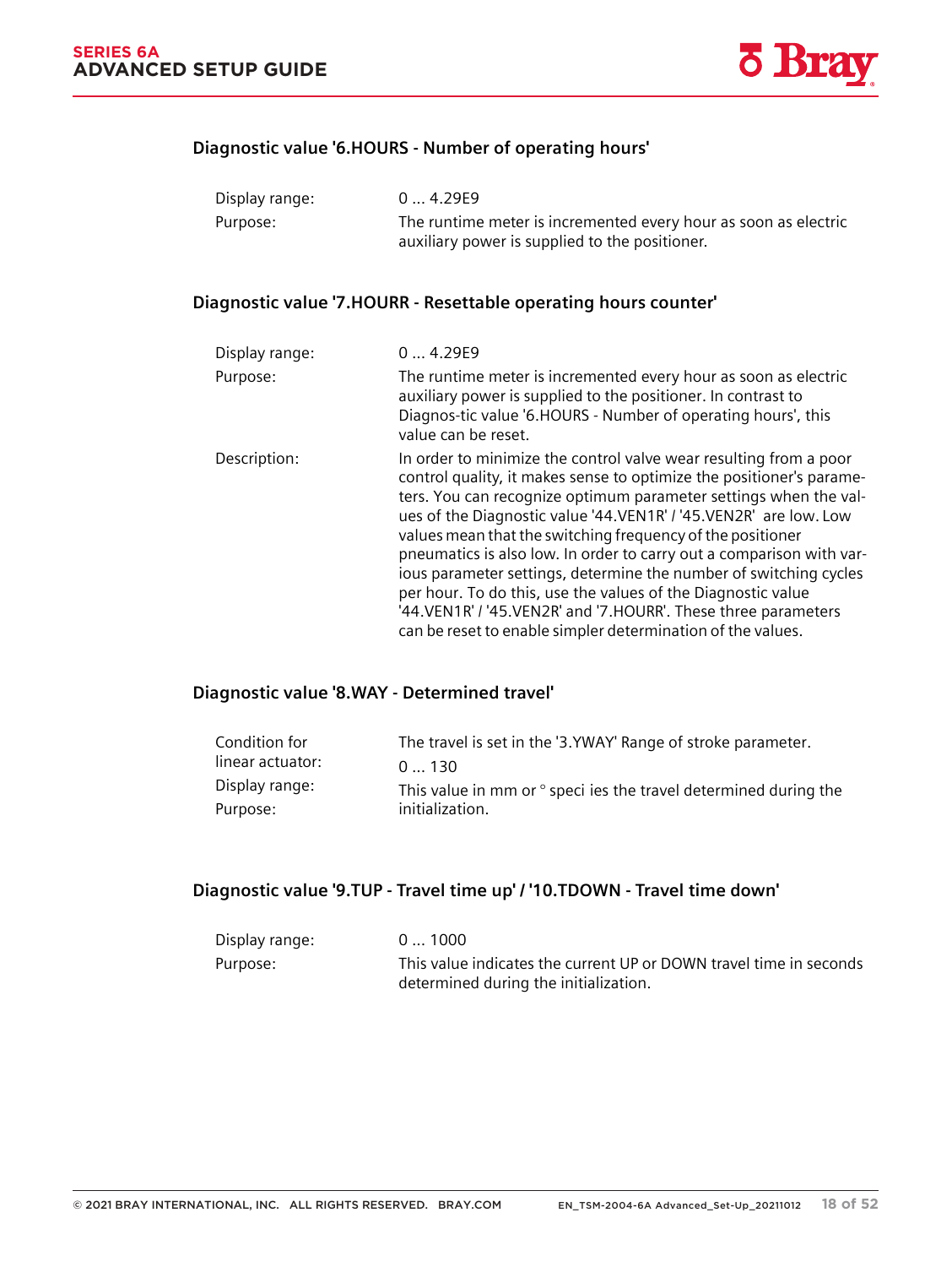### Diagnostic value '6.HOURS - Number of operating hours'

| | |
|---|---|
| Display range: | 0 ... 4.29E9 |
| Purpose: | The runtime meter is incremented every hour as soon as electric auxiliary power is supplied to the positioner. |

### Diagnostic value '7.HOURR - Resettable operating hours counter'

| | |
|---|---|
| Display range: | 0 ... 4.29E9 |
| Purpose: | The runtime meter is incremented every hour as soon as electric auxiliary power is supplied to the positioner. In contrast to Diagnos-tic value '6.HOURS - Number of operating hours', this value can be reset. |
| Description: | In order to minimize the control valve wear resulting from a poor control quality, it makes sense to optimize the positioner's parameters. You can recognize optimum parameter settings when the values of the Diagnostic value '44.VEN1R' / '45.VEN2R' are low. Low values mean that the switching frequency of the positioner pneumatics is also low. In order to carry out a comparison with various parameter settings, determine the number of switching cycles per hour. To do this, use the values of the Diagnostic value '44.VEN1R' / '45.VEN2R' and '7.HOURR'. These three parameters can be reset to enable simpler determination of the values. |

### Diagnostic value '8.WAY - Determined travel'

| | |
|---|---|
| Condition for linear actuator: | The travel is set in the '3.YWAY' Range of stroke parameter. |
| Display range: | 0 ... 130 |
| Purpose: | This value in mm or ° speci ies the travel determined during the initialization. |

### Diagnostic value '9.TUP - Travel time up' / '10.TDOWN - Travel time down'

| | |
|---|---|
| Display range: | 0 ... 1000 |
| Purpose: | This value indicates the current UP or DOWN travel time in seconds determined during the initialization. |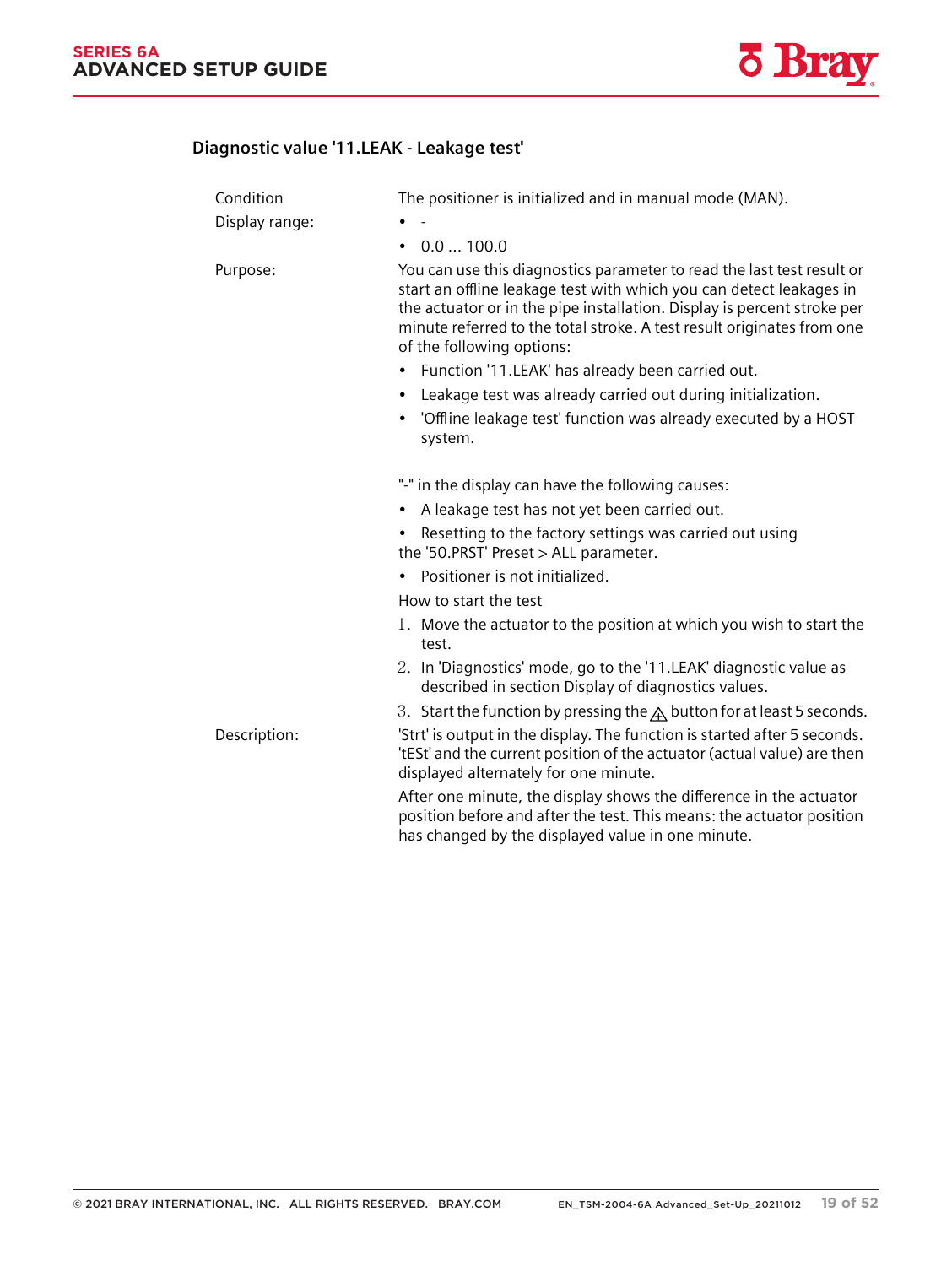### Diagnostic value '11.LEAK - Leakage test'

**Condition**

The positioner is initialized and in manual mode (MAN).

**Display range:**

- -
- 0.0 ... 100.0

**Purpose:**

You can use this diagnostics parameter to read the last test result or start an offline leakage test with which you can detect leakages in the actuator or in the pipe installation. Display is percent stroke per minute referred to the total stroke. A test result originates from one of the following options:

- Function '11.LEAK' has already been carried out.
- Leakage test was already carried out during initialization.
- 'Offline leakage test' function was already executed by a HOST system.

"-" in the display can have the following causes:

- A leakage test has not yet been carried out.
- Resetting to the factory settings was carried out using the '50.PRST' Preset > ALL parameter.
- Positioner is not initialized.

How to start the test

1. Move the actuator to the position at which you wish to start the test.
2. In 'Diagnostics' mode, go to the '11.LEAK' diagnostic value as described in section Display of diagnostics values.
3. Start the function by pressing the ⊕ button for at least 5 seconds.

**Description:**

'Strt' is output in the display. The function is started after 5 seconds. 'tESt' and the current position of the actuator (actual value) are then displayed alternately for one minute.

After one minute, the display shows the difference in the actuator position before and after the test. This means: the actuator position has changed by the displayed value in one minute.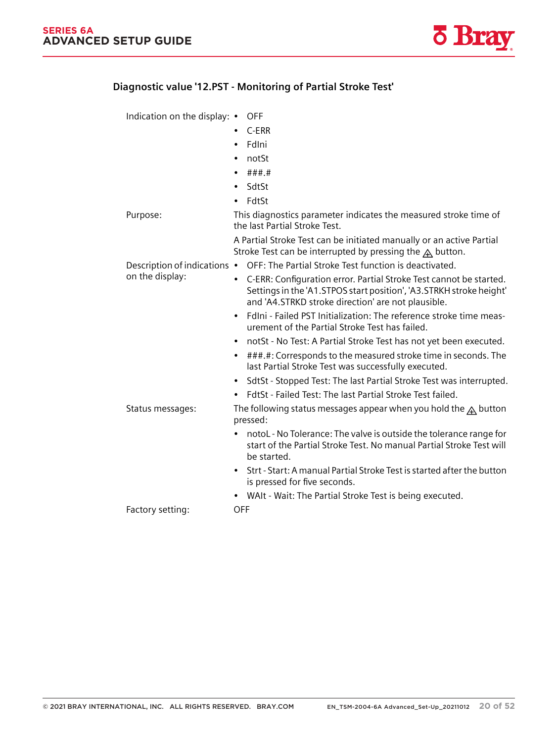### Diagnostic value '12.PST - Monitoring of Partial Stroke Test'

**Indication on the display:**

- OFF
- C-ERR
- FdIni
- notSt
- ###.#
- SdtSt
- FdtSt

**Purpose:**

This diagnostics parameter indicates the measured stroke time of the last Partial Stroke Test.

A Partial Stroke Test can be initiated manually or an active Partial Stroke Test can be interrupted by pressing the ⚠ button.

**Description of indications on the display:**

- OFF: The Partial Stroke Test function is deactivated.
- C-ERR: Configuration error. Partial Stroke Test cannot be started. Settings in the 'A1.STPOS start position', 'A3.STRKH stroke height' and 'A4.STRKD stroke direction' are not plausible.
- FdIni - Failed PST Initialization: The reference stroke time measurement of the Partial Stroke Test has failed.
- notSt - No Test: A Partial Stroke Test has not yet been executed.
- ###.#: Corresponds to the measured stroke time in seconds. The last Partial Stroke Test was successfully executed.
- SdtSt - Stopped Test: The last Partial Stroke Test was interrupted.
- FdtSt - Failed Test: The last Partial Stroke Test failed.

**Status messages:**

The following status messages appear when you hold the ⚠ button pressed:

- notoL - No Tolerance: The valve is outside the tolerance range for start of the Partial Stroke Test. No manual Partial Stroke Test will be started.
- Strt - Start: A manual Partial Stroke Test is started after the button is pressed for five seconds.
- WAIt - Wait: The Partial Stroke Test is being executed.

**Factory setting:**

OFF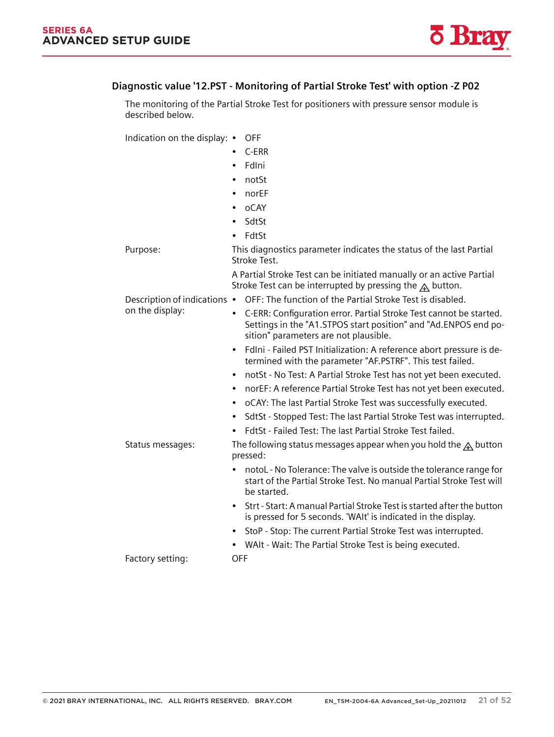### Diagnostic value '12.PST - Monitoring of Partial Stroke Test' with option -Z P02

The monitoring of the Partial Stroke Test for positioners with pressure sensor module is described below.

**Indication on the display:**

- OFF
- C-ERR
- FdIni
- notSt
- norEF
- oCAY
- SdtSt
- FdtSt

**Purpose:**

This diagnostics parameter indicates the status of the last Partial Stroke Test.

A Partial Stroke Test can be initiated manually or an active Partial Stroke Test can be interrupted by pressing the ⚠ button.

**Description of indications on the display:**

- OFF: The function of the Partial Stroke Test is disabled.
- C-ERR: Configuration error. Partial Stroke Test cannot be started. Settings in the "A1.STPOS start position" and "Ad.ENPOS end position" parameters are not plausible.
- FdIni - Failed PST Initialization: A reference abort pressure is determined with the parameter "AF.PSTRF". This test failed.
- notSt - No Test: A Partial Stroke Test has not yet been executed.
- norEF: A reference Partial Stroke Test has not yet been executed.
- oCAY: The last Partial Stroke Test was successfully executed.
- SdtSt - Stopped Test: The last Partial Stroke Test was interrupted.
- FdtSt - Failed Test: The last Partial Stroke Test failed.

**Status messages:**

The following status messages appear when you hold the ⚠ button pressed:

- notoL - No Tolerance: The valve is outside the tolerance range for start of the Partial Stroke Test. No manual Partial Stroke Test will be started.
- Strt - Start: A manual Partial Stroke Test is started after the button is pressed for 5 seconds. 'WAIt' is indicated in the display.
- StoP - Stop: The current Partial Stroke Test was interrupted.
- WAIt - Wait: The Partial Stroke Test is being executed.

**Factory setting:** OFF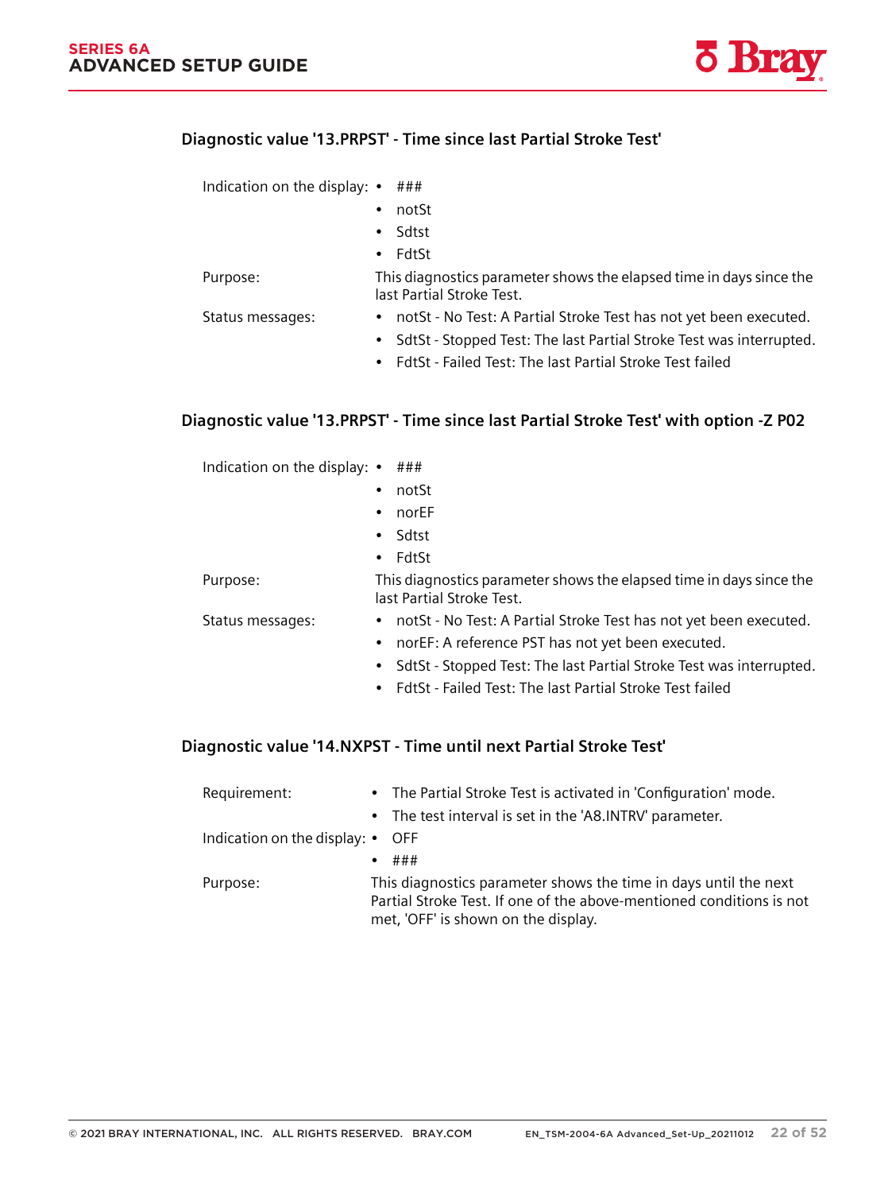### Diagnostic value '13.PRPST' - Time since last Partial Stroke Test'

Indication on the display:
- ###
- notSt
- Sdtst
- FdtSt

Purpose: This diagnostics parameter shows the elapsed time in days since the last Partial Stroke Test.

Status messages:
- notSt - No Test: A Partial Stroke Test has not yet been executed.
- SdtSt - Stopped Test: The last Partial Stroke Test was interrupted.
- FdtSt - Failed Test: The last Partial Stroke Test failed

### Diagnostic value '13.PRPST' - Time since last Partial Stroke Test' with option -Z P02

Indication on the display:
- ###
- notSt
- norEF
- Sdtst
- FdtSt

Purpose: This diagnostics parameter shows the elapsed time in days since the last Partial Stroke Test.

Status messages:
- notSt - No Test: A Partial Stroke Test has not yet been executed.
- norEF: A reference PST has not yet been executed.
- SdtSt - Stopped Test: The last Partial Stroke Test was interrupted.
- FdtSt - Failed Test: The last Partial Stroke Test failed

### Diagnostic value '14.NXPST - Time until next Partial Stroke Test'

Requirement:
- The Partial Stroke Test is activated in 'Configuration' mode.
- The test interval is set in the 'A8.INTRV' parameter.

Indication on the display:
- OFF
- ###

Purpose: This diagnostics parameter shows the time in days until the next Partial Stroke Test. If one of the above-mentioned conditions is not met, 'OFF' is shown on the display.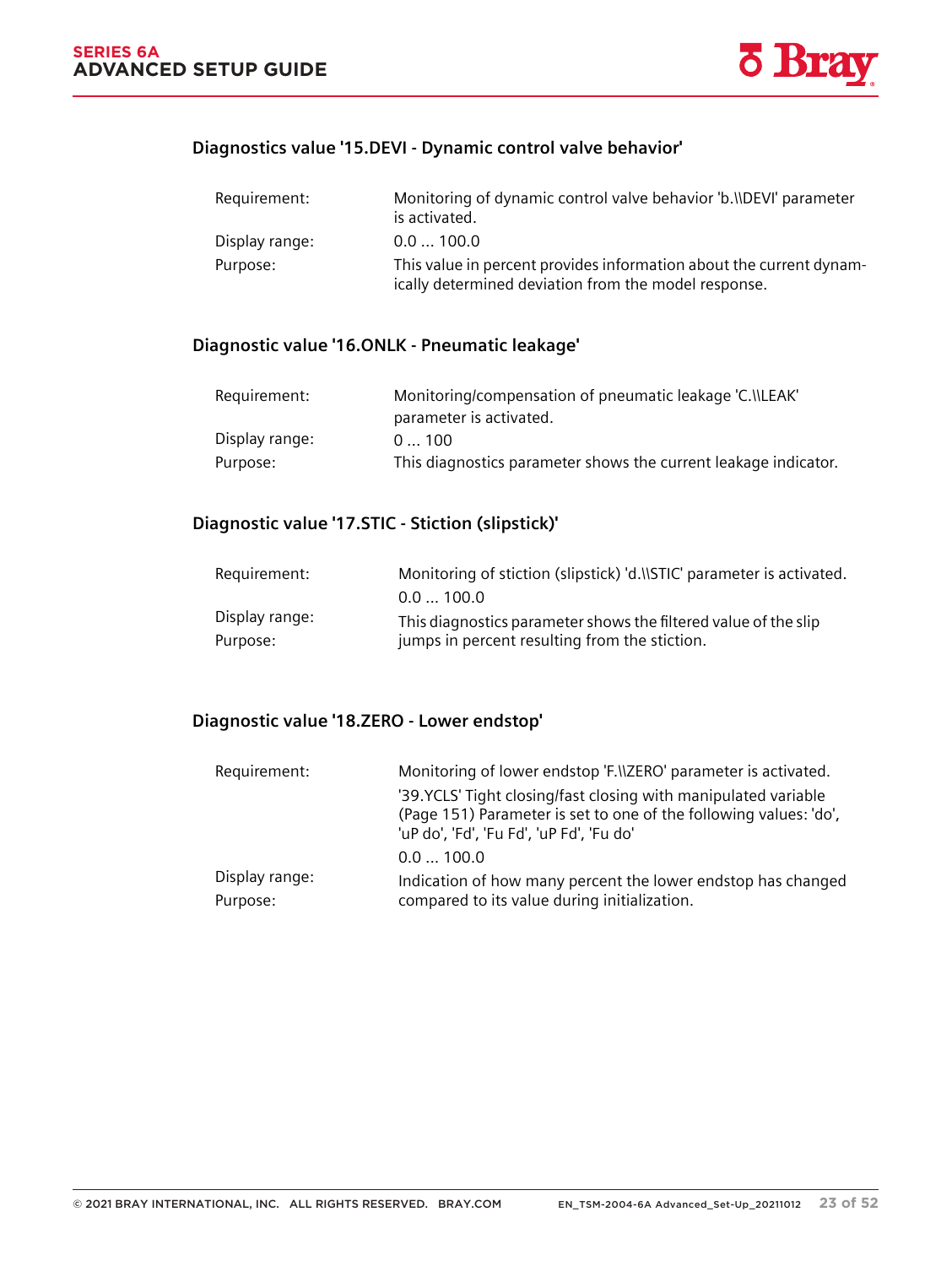### Diagnostics value '15.DEVI - Dynamic control valve behavior'

| | |
|---|---|
| Requirement: | Monitoring of dynamic control valve behavior 'b.\\DEVI' parameter is activated. |
| Display range: | 0.0 ... 100.0 |
| Purpose: | This value in percent provides information about the current dynamically determined deviation from the model response. |

### Diagnostic value '16.ONLK - Pneumatic leakage'

| | |
|---|---|
| Requirement: | Monitoring/compensation of pneumatic leakage 'C.\\LEAK' parameter is activated. |
| Display range: | 0 ... 100 |
| Purpose: | This diagnostics parameter shows the current leakage indicator. |

### Diagnostic value '17.STIC - Stiction (slipstick)'

| | |
|---|---|
| Requirement: | Monitoring of stiction (slipstick) 'd.\\STIC' parameter is activated. |
| Display range: | 0.0 ... 100.0 |
| Purpose: | This diagnostics parameter shows the filtered value of the slip jumps in percent resulting from the stiction. |

### Diagnostic value '18.ZERO - Lower endstop'

| | |
|---|---|
| Requirement: | Monitoring of lower endstop 'F.\\ZERO' parameter is activated. '39.YCLS' Tight closing/fast closing with manipulated variable (Page 151) Parameter is set to one of the following values: 'do', 'uP do', 'Fd', 'Fu Fd', 'uP Fd', 'Fu do' |
| Display range: | 0.0 ... 100.0 |
| Purpose: | Indication of how many percent the lower endstop has changed compared to its value during initialization. |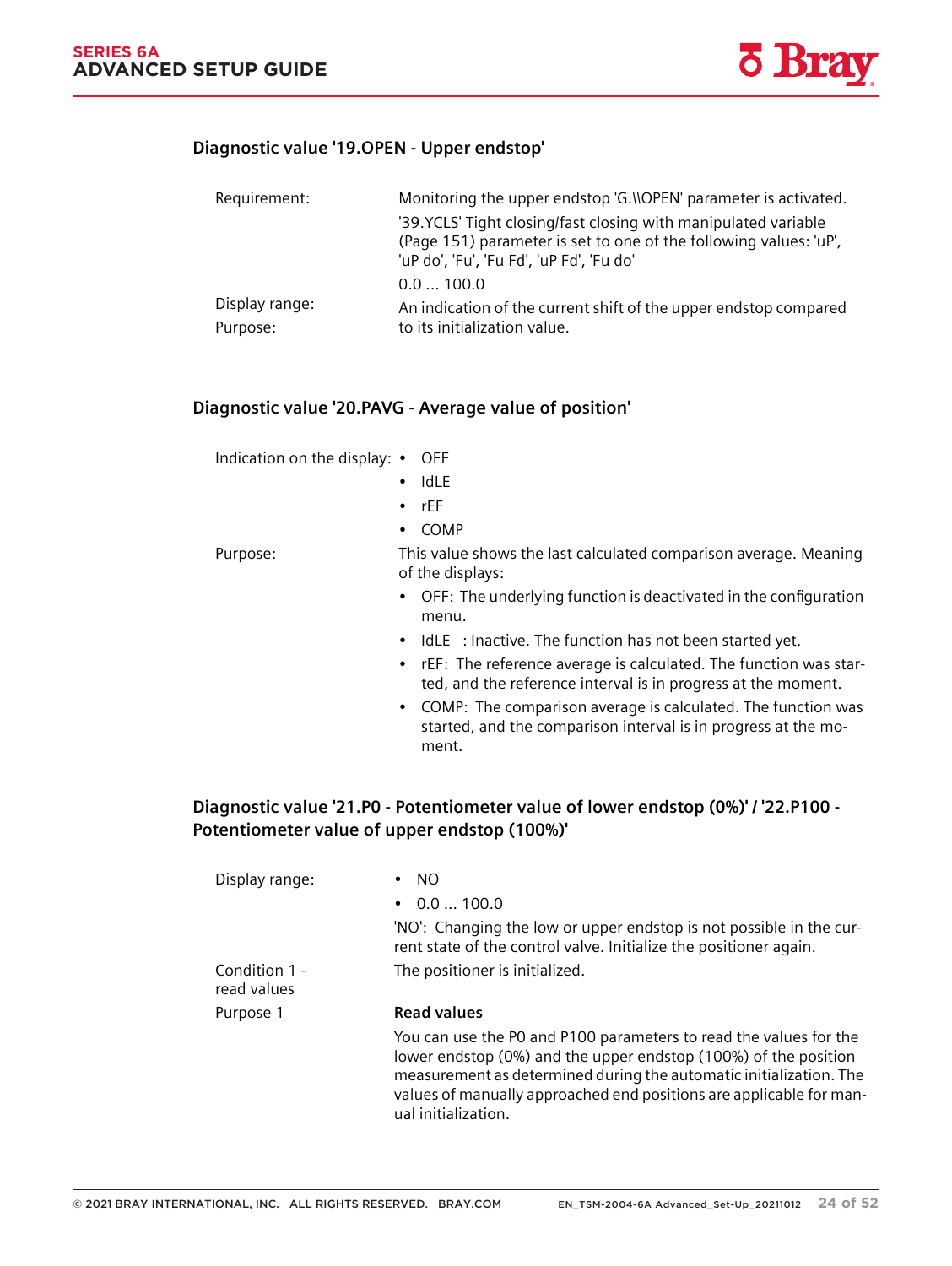### Diagnostic value '19.OPEN - Upper endstop'

| | |
|---|---|
| Requirement: | Monitoring the upper endstop 'G.\\OPEN' parameter is activated.<br>'39.YCLS' Tight closing/fast closing with manipulated variable (Page 151) parameter is set to one of the following values: 'uP', 'uP do', 'Fu', 'Fu Fd', 'uP Fd', 'Fu do' |
| Display range: | 0.0 ... 100.0 |
| Purpose: | An indication of the current shift of the upper endstop compared to its initialization value. |

### Diagnostic value '20.PAVG - Average value of position'

Indication on the display:

- OFF
- IdLE
- rEF
- COMP

Purpose: This value shows the last calculated comparison average. Meaning of the displays:

- OFF: The underlying function is deactivated in the configuration menu.
- IdLE : Inactive. The function has not been started yet.
- rEF: The reference average is calculated. The function was started, and the reference interval is in progress at the moment.
- COMP: The comparison average is calculated. The function was started, and the comparison interval is in progress at the moment.

### Diagnostic value '21.P0 - Potentiometer value of lower endstop (0%)' / '22.P100 - Potentiometer value of upper endstop (100%)'

Display range:

- NO
- 0.0 ... 100.0

'NO': Changing the low or upper endstop is not possible in the current state of the control valve. Initialize the positioner again.

Condition 1 - read values: The positioner is initialized.

Purpose 1: **Read values**

You can use the P0 and P100 parameters to read the values for the lower endstop (0%) and the upper endstop (100%) of the position measurement as determined during the automatic initialization. The values of manually approached end positions are applicable for manual initialization.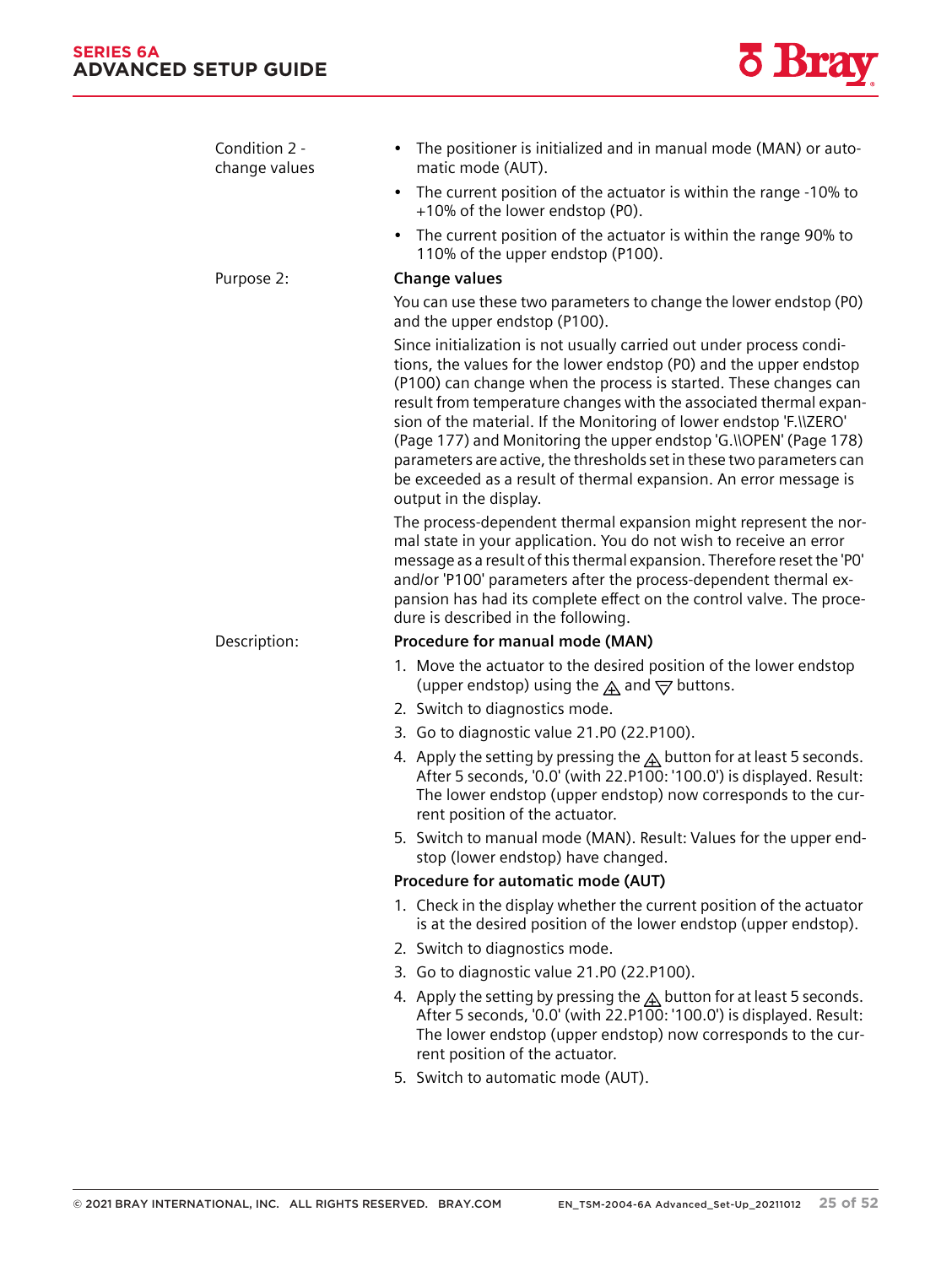Condition 2 - change values

- The positioner is initialized and in manual mode (MAN) or automatic mode (AUT).
- The current position of the actuator is within the range -10% to +10% of the lower endstop (P0).
- The current position of the actuator is within the range 90% to 110% of the upper endstop (P100).

Purpose 2:

**Change values**

You can use these two parameters to change the lower endstop (P0) and the upper endstop (P100).

Since initialization is not usually carried out under process conditions, the values for the lower endstop (P0) and the upper endstop (P100) can change when the process is started. These changes can result from temperature changes with the associated thermal expansion of the material. If the Monitoring of lower endstop 'F.\\ZERO' (Page 177) and Monitoring the upper endstop 'G.\\OPEN' (Page 178) parameters are active, the thresholds set in these two parameters can be exceeded as a result of thermal expansion. An error message is output in the display.

The process-dependent thermal expansion might represent the normal state in your application. You do not wish to receive an error message as a result of this thermal expansion. Therefore reset the 'P0' and/or 'P100' parameters after the process-dependent thermal expansion has had its complete effect on the control valve. The procedure is described in the following.

Description:

**Procedure for manual mode (MAN)**

1. Move the actuator to the desired position of the lower endstop (upper endstop) using the ⊕ and ⊖ buttons.
2. Switch to diagnostics mode.
3. Go to diagnostic value 21.P0 (22.P100).
4. Apply the setting by pressing the ⊕ button for at least 5 seconds. After 5 seconds, '0.0' (with 22.P100: '100.0') is displayed. Result: The lower endstop (upper endstop) now corresponds to the current position of the actuator.
5. Switch to manual mode (MAN). Result: Values for the upper endstop (lower endstop) have changed.

**Procedure for automatic mode (AUT)**

1. Check in the display whether the current position of the actuator is at the desired position of the lower endstop (upper endstop).
2. Switch to diagnostics mode.
3. Go to diagnostic value 21.P0 (22.P100).
4. Apply the setting by pressing the ⊕ button for at least 5 seconds. After 5 seconds, '0.0' (with 22.P100: '100.0') is displayed. Result: The lower endstop (upper endstop) now corresponds to the current position of the actuator.
5. Switch to automatic mode (AUT).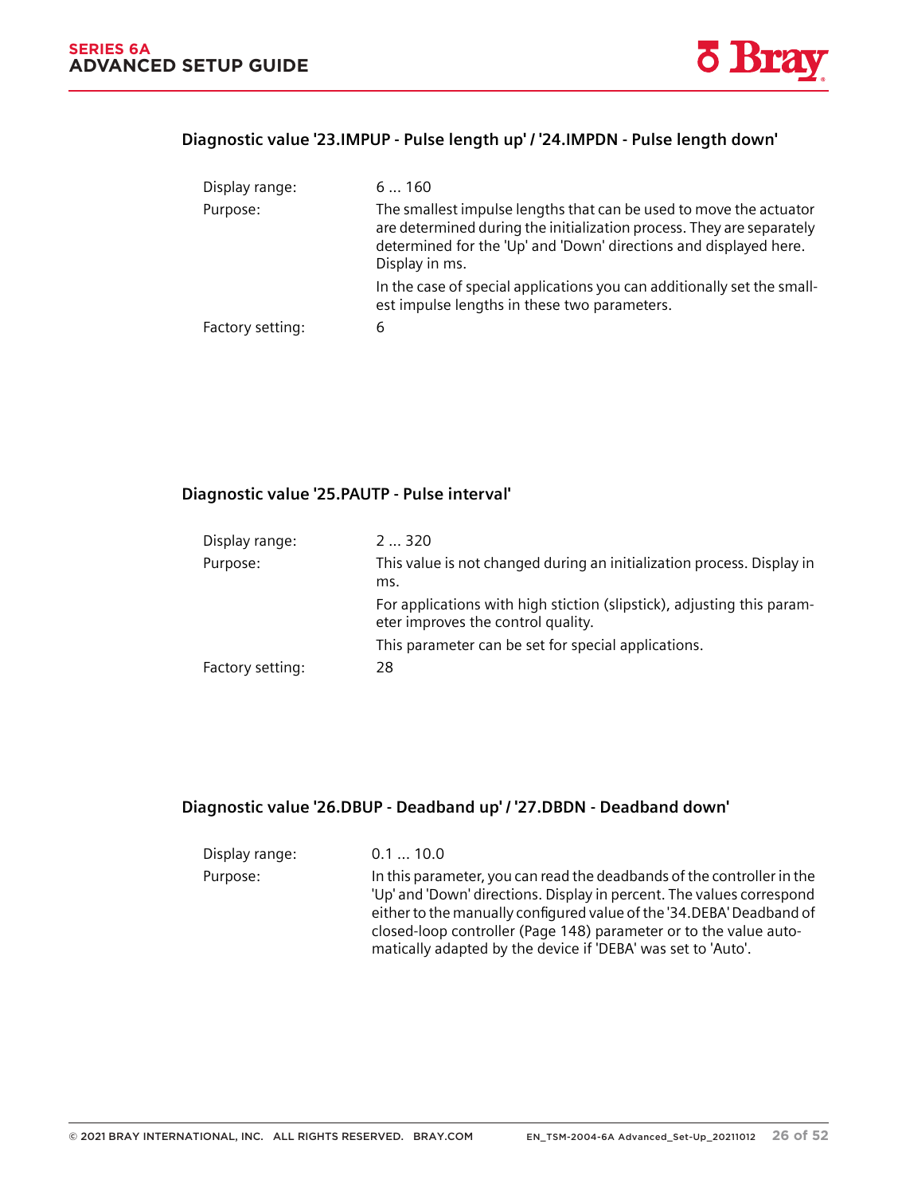### Diagnostic value '23.IMPUP - Pulse length up' / '24.IMPDN - Pulse length down'

| | |
|---|---|
| Display range: | 6 ... 160 |
| Purpose: | The smallest impulse lengths that can be used to move the actuator are determined during the initialization process. They are separately determined for the 'Up' and 'Down' directions and displayed here. Display in ms. |
| | In the case of special applications you can additionally set the smallest impulse lengths in these two parameters. |
| Factory setting: | 6 |

### Diagnostic value '25.PAUTP - Pulse interval'

| | |
|---|---|
| Display range: | 2 ... 320 |
| Purpose: | This value is not changed during an initialization process. Display in ms. |
| | For applications with high stiction (slipstick), adjusting this parameter improves the control quality. |
| | This parameter can be set for special applications. |
| Factory setting: | 28 |

### Diagnostic value '26.DBUP - Deadband up' / '27.DBDN - Deadband down'

| | |
|---|---|
| Display range: | 0.1 ... 10.0 |
| Purpose: | In this parameter, you can read the deadbands of the controller in the 'Up' and 'Down' directions. Display in percent. The values correspond either to the manually configured value of the '34.DEBA' Deadband of closed-loop controller (Page 148) parameter or to the value automatically adapted by the device if 'DEBA' was set to 'Auto'. |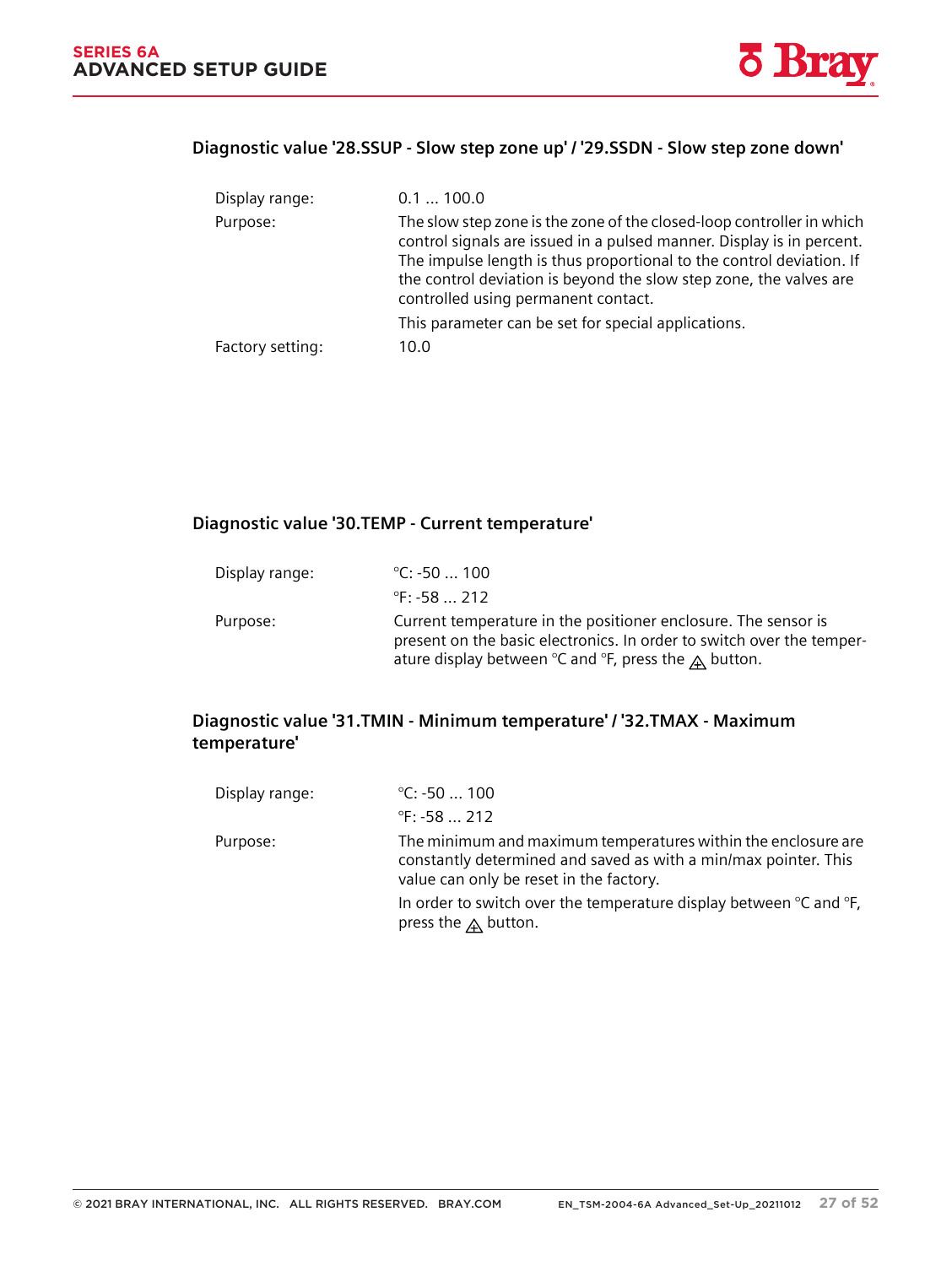### Diagnostic value '28.SSUP - Slow step zone up' / '29.SSDN - Slow step zone down'

| | |
|---|---|
| Display range: | 0.1 ... 100.0 |
| Purpose: | The slow step zone is the zone of the closed-loop controller in which control signals are issued in a pulsed manner. Display is in percent. The impulse length is thus proportional to the control deviation. If the control deviation is beyond the slow step zone, the valves are controlled using permanent contact.<br>This parameter can be set for special applications. |
| Factory setting: | 10.0 |

### Diagnostic value '30.TEMP - Current temperature'

| | |
|---|---|
| Display range: | °C: -50 ... 100<br>°F: -58 ... 212 |
| Purpose: | Current temperature in the positioner enclosure. The sensor is present on the basic electronics. In order to switch over the temperature display between °C and °F, press the ⊕ button. |

### Diagnostic value '31.TMIN - Minimum temperature' / '32.TMAX - Maximum temperature'

| | |
|---|---|
| Display range: | °C: -50 ... 100<br>°F: -58 ... 212 |
| Purpose: | The minimum and maximum temperatures within the enclosure are constantly determined and saved as with a min/max pointer. This value can only be reset in the factory.<br>In order to switch over the temperature display between °C and °F, press the ⊕ button. |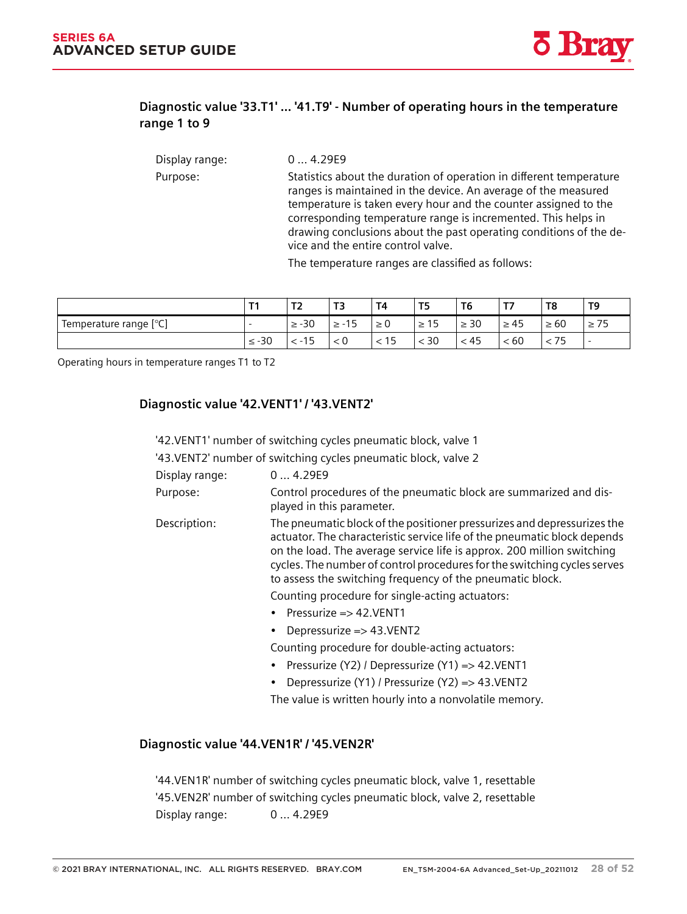### Diagnostic value '33.T1' ... '41.T9' - Number of operating hours in the temperature range 1 to 9

Display range: 0 ... 4.29E9

Purpose: Statistics about the duration of operation in different temperature ranges is maintained in the device. An average of the measured temperature is taken every hour and the counter assigned to the corresponding temperature range is incremented. This helps in drawing conclusions about the past operating conditions of the device and the entire control valve.

The temperature ranges are classified as follows:

| | T1 | T2 | T3 | T4 | T5 | T6 | T7 | T8 | T9 |
|---|---|---|---|---|---|---|---|---|---|
| Temperature range [°C] | - | ≥ -30 | ≥ -15 | ≥ 0 | ≥ 15 | ≥ 30 | ≥ 45 | ≥ 60 | ≥ 75 |
| | ≤ -30 | < -15 | < 0 | < 15 | < 30 | < 45 | < 60 | < 75 | - |

Operating hours in temperature ranges T1 to T2

### Diagnostic value '42.VENT1' / '43.VENT2'

'42.VENT1' number of switching cycles pneumatic block, valve 1

'43.VENT2' number of switching cycles pneumatic block, valve 2

Display range: 0 ... 4.29E9

Purpose: Control procedures of the pneumatic block are summarized and displayed in this parameter.

Description: The pneumatic block of the positioner pressurizes and depressurizes the actuator. The characteristic service life of the pneumatic block depends on the load. The average service life is approx. 200 million switching cycles. The number of control procedures for the switching cycles serves to assess the switching frequency of the pneumatic block.

Counting procedure for single-acting actuators:

- Pressurize => 42.VENT1
- Depressurize => 43.VENT2

Counting procedure for double-acting actuators:

- Pressurize (Y2) / Depressurize (Y1) => 42.VENT1
- Depressurize (Y1) / Pressurize (Y2) => 43.VENT2

The value is written hourly into a nonvolatile memory.

### Diagnostic value '44.VEN1R' / '45.VEN2R'

'44.VEN1R' number of switching cycles pneumatic block, valve 1, resettable

'45.VEN2R' number of switching cycles pneumatic block, valve 2, resettable

Display range: 0 ... 4.29E9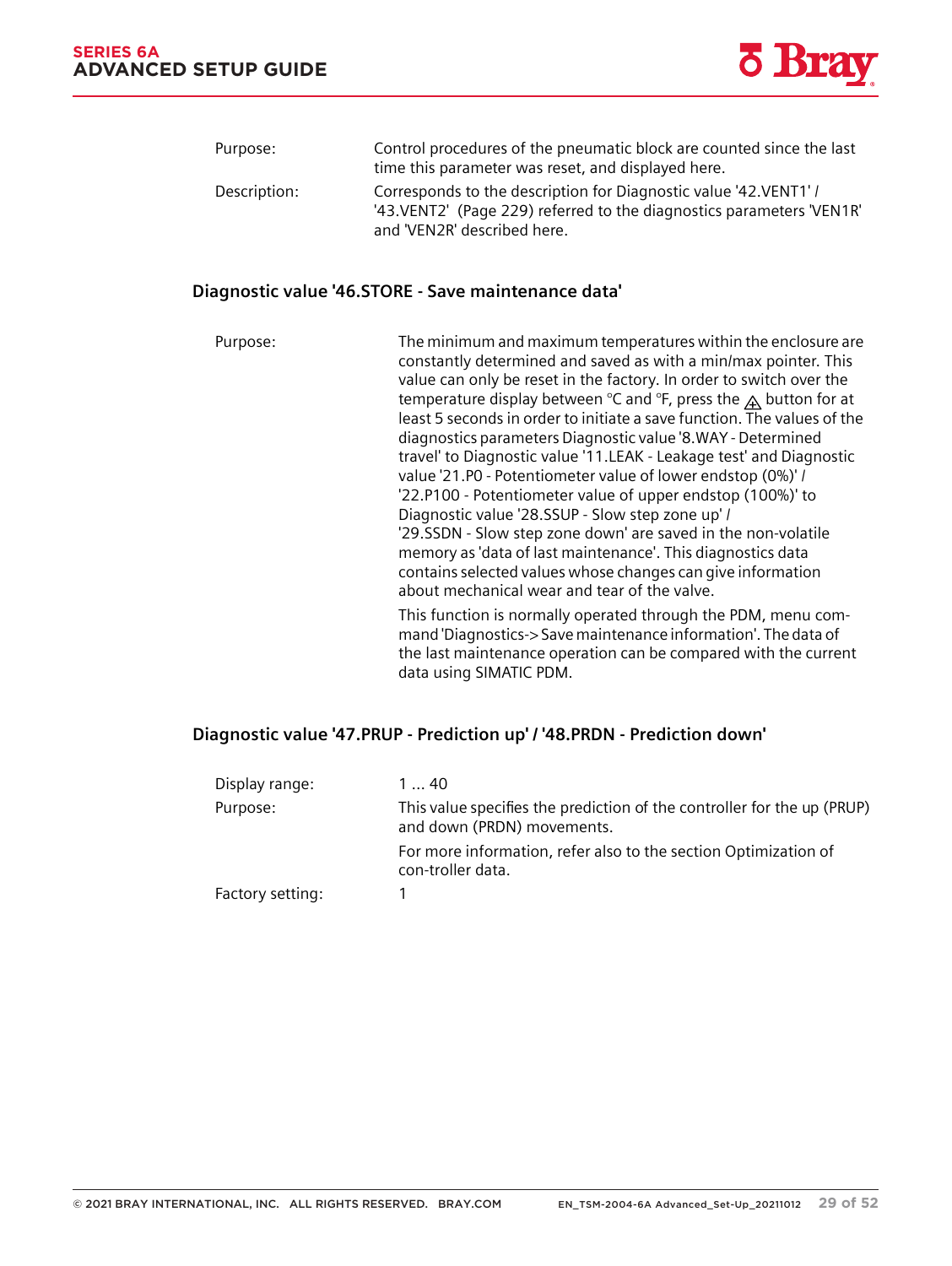| | |
|---|---|
| Purpose: | Control procedures of the pneumatic block are counted since the last time this parameter was reset, and displayed here. |
| Description: | Corresponds to the description for Diagnostic value '42.VENT1' / '43.VENT2' (Page 229) referred to the diagnostics parameters 'VEN1R' and 'VEN2R' described here. |

### Diagnostic value '46.STORE - Save maintenance data'

| | |
|---|---|
| Purpose: | The minimum and maximum temperatures within the enclosure are constantly determined and saved as with a min/max pointer. This value can only be reset in the factory. In order to switch over the temperature display between °C and °F, press the ⊕ button for at least 5 seconds in order to initiate a save function. The values of the diagnostics parameters Diagnostic value '8.WAY - Determined travel' to Diagnostic value '11.LEAK - Leakage test' and Diagnostic value '21.P0 - Potentiometer value of lower endstop (0%)' / '22.P100 - Potentiometer value of upper endstop (100%)' to Diagnostic value '28.SSUP - Slow step zone up' / '29.SSDN - Slow step zone down' are saved in the non-volatile memory as 'data of last maintenance'. This diagnostics data contains selected values whose changes can give information about mechanical wear and tear of the valve. |
| | This function is normally operated through the PDM, menu com-mand 'Diagnostics-> Save maintenance information'. The data of the last maintenance operation can be compared with the current data using SIMATIC PDM. |

### Diagnostic value '47.PRUP - Prediction up' / '48.PRDN - Prediction down'

| | |
|---|---|
| Display range: | 1 ... 40 |
| Purpose: | This value specifies the prediction of the controller for the up (PRUP) and down (PRDN) movements. |
| | For more information, refer also to the section Optimization of con-troller data. |
| Factory setting: | 1 |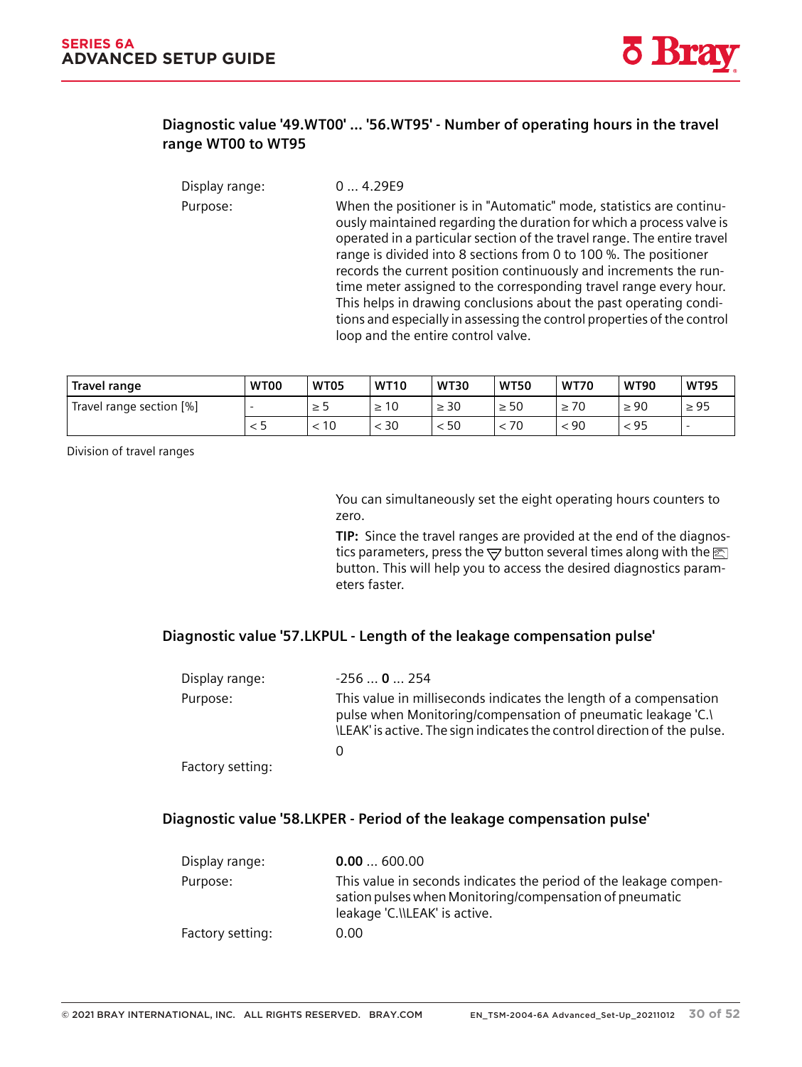### Diagnostic value '49.WT00' ... '56.WT95' - Number of operating hours in the travel range WT00 to WT95

Display range: 0 ... 4.29E9

Purpose: When the positioner is in "Automatic" mode, statistics are continuously maintained regarding the duration for which a process valve is operated in a particular section of the travel range. The entire travel range is divided into 8 sections from 0 to 100 %. The positioner records the current position continuously and increments the run-time meter assigned to the corresponding travel range every hour. This helps in drawing conclusions about the past operating conditions and especially in assessing the control properties of the control loop and the entire control valve.

| Travel range | WT00 | WT05 | WT10 | WT30 | WT50 | WT70 | WT90 | WT95 |
|---|---|---|---|---|---|---|---|---|
| Travel range section [%] | - | ≥ 5 | ≥ 10 | ≥ 30 | ≥ 50 | ≥ 70 | ≥ 90 | ≥ 95 |
| | < 5 | < 10 | < 30 | < 50 | < 70 | < 90 | < 95 | - |

Division of travel ranges

You can simultaneously set the eight operating hours counters to zero.

**TIP:** Since the travel ranges are provided at the end of the diagnostics parameters, press the ▽ button several times along with the [hand] button. This will help you to access the desired diagnostics parameters faster.

### Diagnostic value '57.LKPUL - Length of the leakage compensation pulse'

Display range: -256 ... **0** ... 254

Purpose: This value in milliseconds indicates the length of a compensation pulse when Monitoring/compensation of pneumatic leakage 'C.\ \LEAK' is active. The sign indicates the control direction of the pulse.

Factory setting: 0

### Diagnostic value '58.LKPER - Period of the leakage compensation pulse'

Display range: **0.00** ... 600.00

Purpose: This value in seconds indicates the period of the leakage compensation pulses when Monitoring/compensation of pneumatic leakage 'C.\\LEAK' is active.

Factory setting: 0.00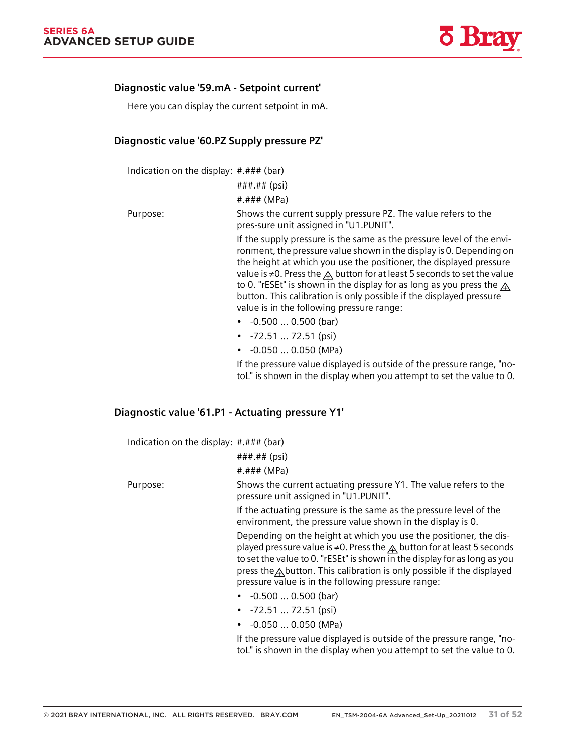### Diagnostic value '59.mA - Setpoint current'

Here you can display the current setpoint in mA.

### Diagnostic value '60.PZ Supply pressure PZ'

Indication on the display: #.### (bar)

###.## (psi)

#.### (MPa)

Purpose: Shows the current supply pressure PZ. The value refers to the pres-sure unit assigned in "U1.PUNIT".

If the supply pressure is the same as the pressure level of the environment, the pressure value shown in the display is 0. Depending on the height at which you use the positioner, the displayed pressure value is ≠0. Press the ⚠ button for at least 5 seconds to set the value to 0. "rESEt" is shown in the display for as long as you press the ⚠ button. This calibration is only possible if the displayed pressure value is in the following pressure range:

- -0.500 ... 0.500 (bar)
- -72.51 ... 72.51 (psi)
- -0.050 ... 0.050 (MPa)

If the pressure value displayed is outside of the pressure range, "no-toL" is shown in the display when you attempt to set the value to 0.

### Diagnostic value '61.P1 - Actuating pressure Y1'

Indication on the display: #.### (bar)

###.## (psi)

#.### (MPa)

Purpose: Shows the current actuating pressure Y1. The value refers to the pressure unit assigned in "U1.PUNIT".

If the actuating pressure is the same as the pressure level of the environment, the pressure value shown in the display is 0.

Depending on the height at which you use the positioner, the displayed pressure value is ≠0. Press the ⚠ button for at least 5 seconds to set the value to 0. "rESEt" is shown in the display for as long as you press the ⚠ button. This calibration is only possible if the displayed pressure value is in the following pressure range:

- -0.500 ... 0.500 (bar)
- -72.51 ... 72.51 (psi)
- -0.050 ... 0.050 (MPa)

If the pressure value displayed is outside of the pressure range, "no-toL" is shown in the display when you attempt to set the value to 0.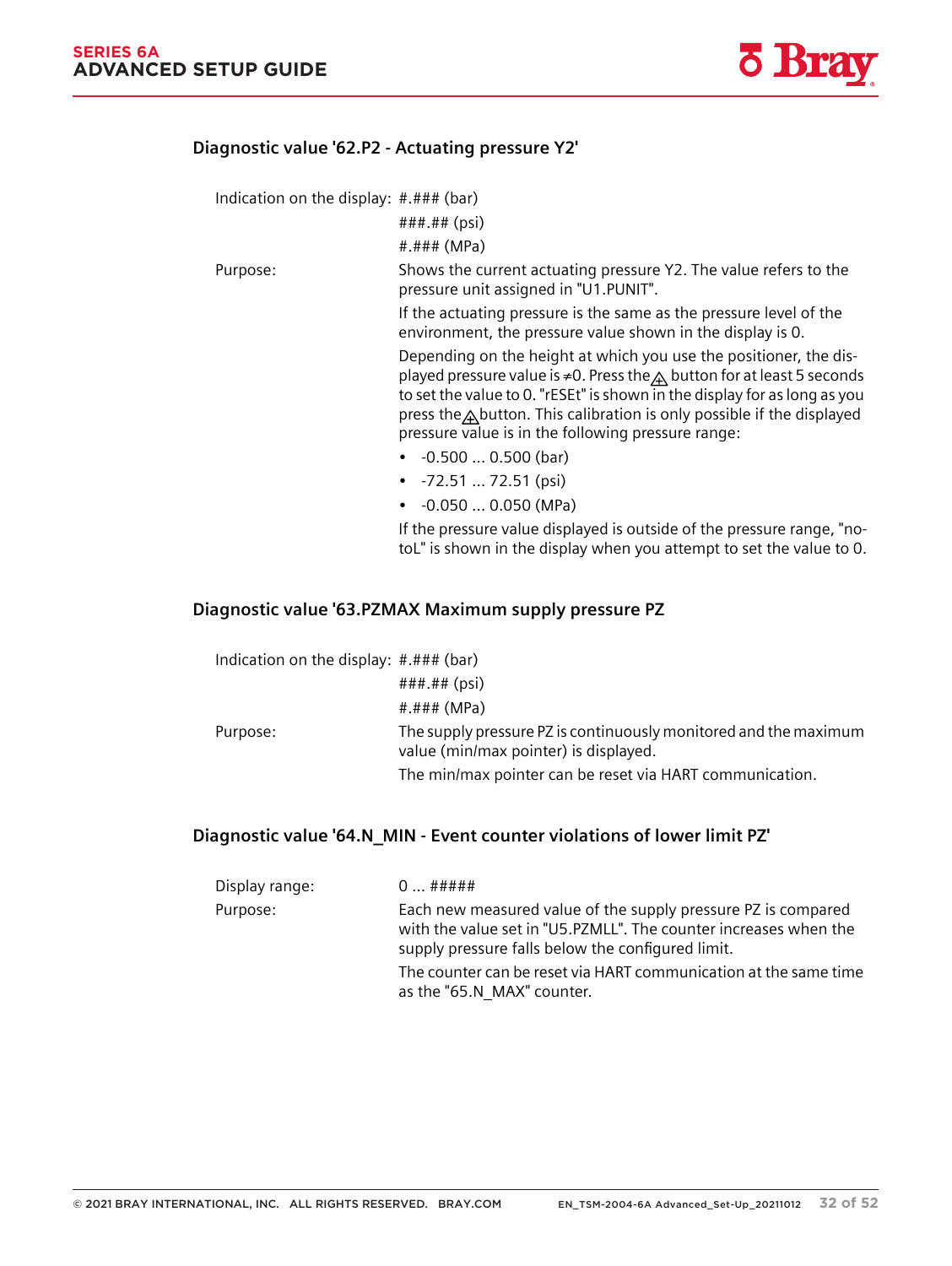### Diagnostic value '62.P2 - Actuating pressure Y2'

| | |
|---|---|
| Indication on the display: | #.### (bar)<br>###.## (psi)<br>#.### (MPa) |
| Purpose: | Shows the current actuating pressure Y2. The value refers to the pressure unit assigned in "U1.PUNIT".<br>If the actuating pressure is the same as the pressure level of the environment, the pressure value shown in the display is 0.<br>Depending on the height at which you use the positioner, the displayed pressure value is ≠0. Press the ⚠ button for at least 5 seconds to set the value to 0. "rESEt" is shown in the display for as long as you press the ⚠ button. This calibration is only possible if the displayed pressure value is in the following pressure range:<br>• -0.500 ... 0.500 (bar)<br>• -72.51 ... 72.51 (psi)<br>• -0.050 ... 0.050 (MPa)<br>If the pressure value displayed is outside of the pressure range, "notoL" is shown in the display when you attempt to set the value to 0. |

### Diagnostic value '63.PZMAX Maximum supply pressure PZ

| | |
|---|---|
| Indication on the display: | #.### (bar)<br>###.## (psi)<br>#.### (MPa) |
| Purpose: | The supply pressure PZ is continuously monitored and the maximum value (min/max pointer) is displayed.<br>The min/max pointer can be reset via HART communication. |

### Diagnostic value '64.N_MIN - Event counter violations of lower limit PZ'

| | |
|---|---|
| Display range: | 0 ... ##### |
| Purpose: | Each new measured value of the supply pressure PZ is compared with the value set in "U5.PZMLL". The counter increases when the supply pressure falls below the configured limit.<br>The counter can be reset via HART communication at the same time as the "65.N_MAX" counter. |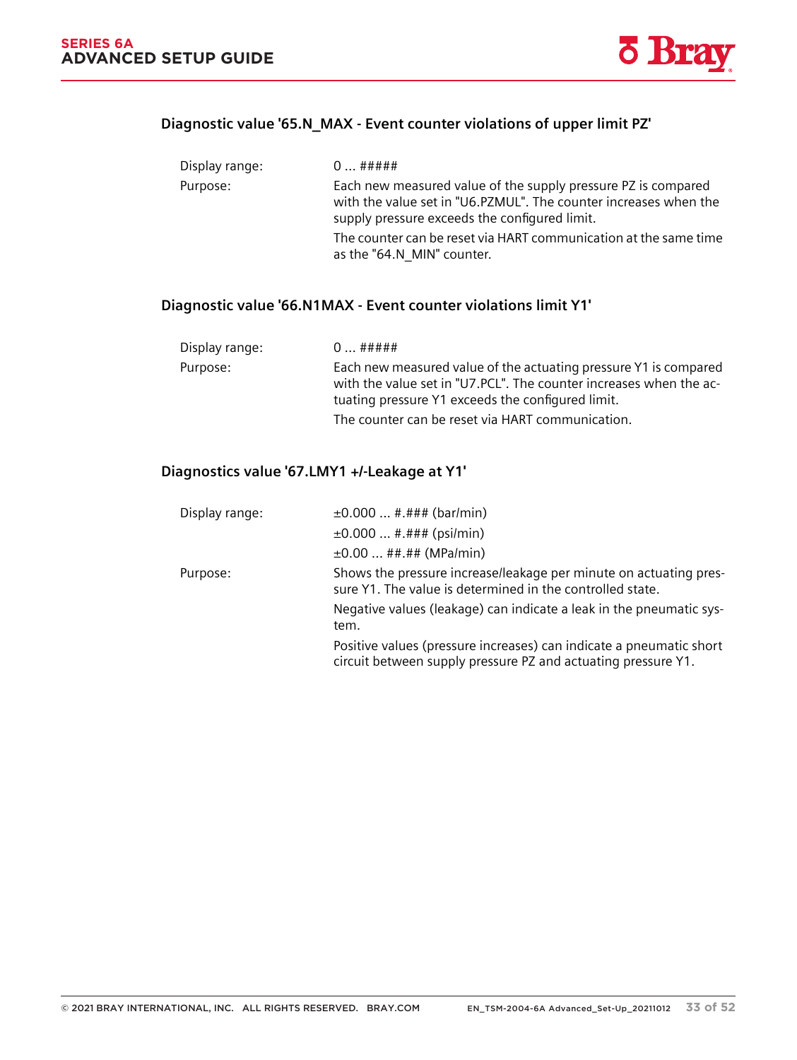### Diagnostic value '65.N_MAX - Event counter violations of upper limit PZ'

| | |
|---|---|
| Display range: | 0 ... ##### |
| Purpose: | Each new measured value of the supply pressure PZ is compared with the value set in "U6.PZMUL". The counter increases when the supply pressure exceeds the configured limit.<br>The counter can be reset via HART communication at the same time as the "64.N_MIN" counter. |

### Diagnostic value '66.N1MAX - Event counter violations limit Y1'

| | |
|---|---|
| Display range: | 0 ... ##### |
| Purpose: | Each new measured value of the actuating pressure Y1 is compared with the value set in "U7.PCL". The counter increases when the actuating pressure Y1 exceeds the configured limit.<br>The counter can be reset via HART communication. |

### Diagnostics value '67.LMY1 +/-Leakage at Y1'

| | |
|---|---|
| Display range: | ±0.000 ... #.### (bar/min)<br>±0.000 ... #.### (psi/min)<br>±0.00 ... ##.## (MPa/min) |
| Purpose: | Shows the pressure increase/leakage per minute on actuating pressure Y1. The value is determined in the controlled state.<br>Negative values (leakage) can indicate a leak in the pneumatic system.<br>Positive values (pressure increases) can indicate a pneumatic short circuit between supply pressure PZ and actuating pressure Y1. |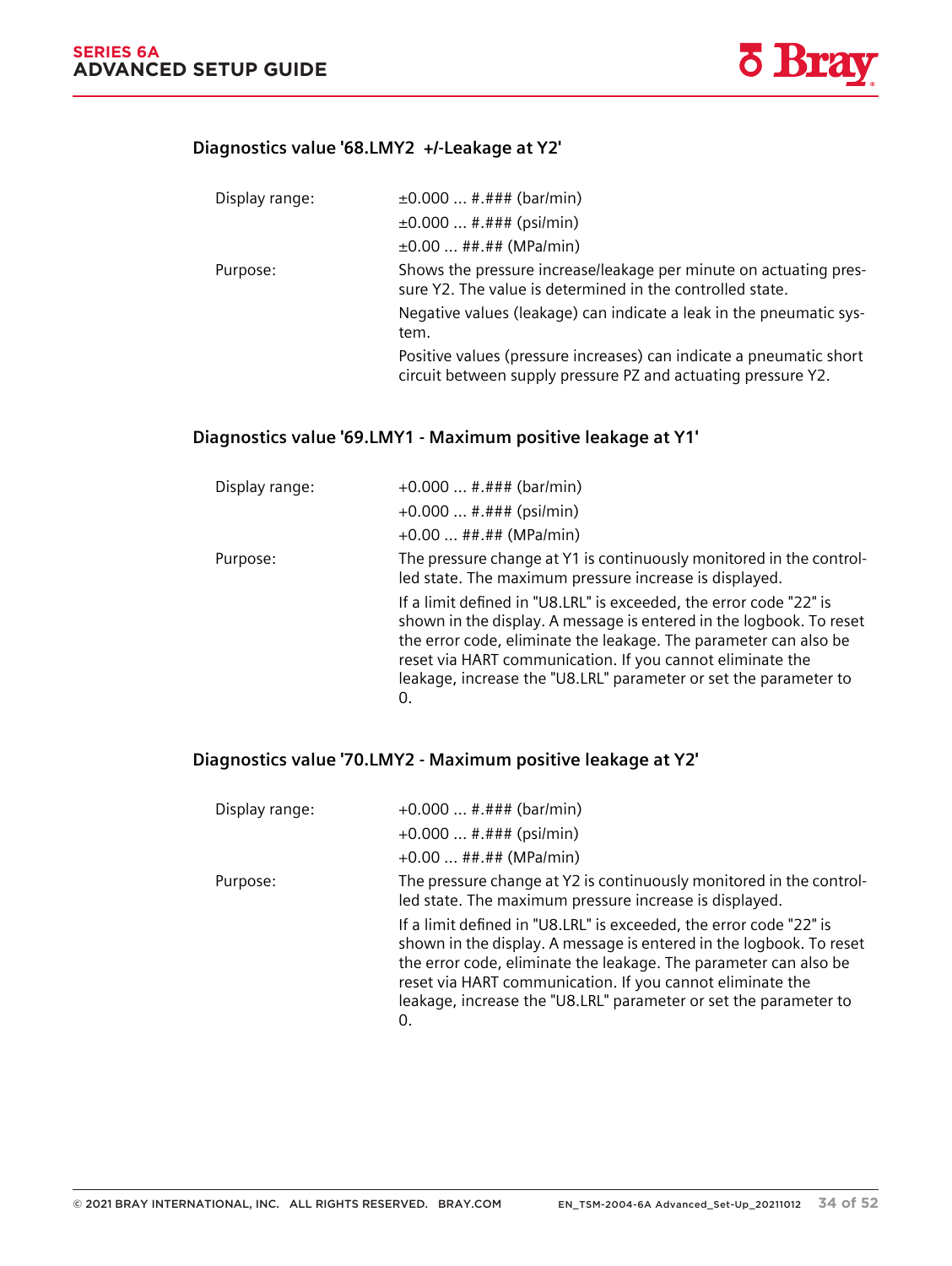### Diagnostics value '68.LMY2  +/-Leakage at Y2'

| | |
|---|---|
| Display range: | ±0.000 ... #.### (bar/min)<br>±0.000 ... #.### (psi/min)<br>±0.00 ... ##.## (MPa/min) |
| Purpose: | Shows the pressure increase/leakage per minute on actuating pressure Y2. The value is determined in the controlled state.<br>Negative values (leakage) can indicate a leak in the pneumatic system.<br>Positive values (pressure increases) can indicate a pneumatic short circuit between supply pressure PZ and actuating pressure Y2. |

### Diagnostics value '69.LMY1 - Maximum positive leakage at Y1'

| | |
|---|---|
| Display range: | +0.000 ... #.### (bar/min)<br>+0.000 ... #.### (psi/min)<br>+0.00 ... ##.## (MPa/min) |
| Purpose: | The pressure change at Y1 is continuously monitored in the controlled state. The maximum pressure increase is displayed.<br>If a limit defined in "U8.LRL" is exceeded, the error code "22" is shown in the display. A message is entered in the logbook. To reset the error code, eliminate the leakage. The parameter can also be reset via HART communication. If you cannot eliminate the leakage, increase the "U8.LRL" parameter or set the parameter to 0. |

### Diagnostics value '70.LMY2 - Maximum positive leakage at Y2'

| | |
|---|---|
| Display range: | +0.000 ... #.### (bar/min)<br>+0.000 ... #.### (psi/min)<br>+0.00 ... ##.## (MPa/min) |
| Purpose: | The pressure change at Y2 is continuously monitored in the controlled state. The maximum pressure increase is displayed.<br>If a limit defined in "U8.LRL" is exceeded, the error code "22" is shown in the display. A message is entered in the logbook. To reset the error code, eliminate the leakage. The parameter can also be reset via HART communication. If you cannot eliminate the leakage, increase the "U8.LRL" parameter or set the parameter to 0. |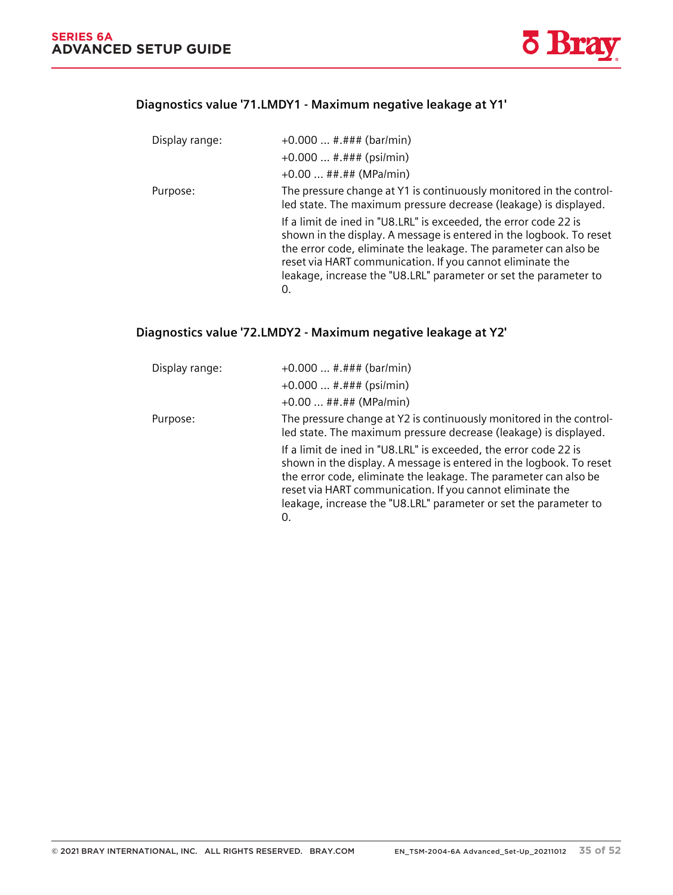### Diagnostics value '71.LMDY1 - Maximum negative leakage at Y1'

| | |
|---|---|
| Display range: | +0.000 ... #.### (bar/min)<br>+0.000 ... #.### (psi/min)<br>+0.00 ... ##.## (MPa/min) |
| Purpose: | The pressure change at Y1 is continuously monitored in the controlled state. The maximum pressure decrease (leakage) is displayed.<br><br>If a limit de ined in "U8.LRL" is exceeded, the error code 22 is shown in the display. A message is entered in the logbook. To reset the error code, eliminate the leakage. The parameter can also be reset via HART communication. If you cannot eliminate the leakage, increase the "U8.LRL" parameter or set the parameter to 0. |

### Diagnostics value '72.LMDY2 - Maximum negative leakage at Y2'

| | |
|---|---|
| Display range: | +0.000 ... #.### (bar/min)<br>+0.000 ... #.### (psi/min)<br>+0.00 ... ##.## (MPa/min) |
| Purpose: | The pressure change at Y2 is continuously monitored in the controlled state. The maximum pressure decrease (leakage) is displayed.<br><br>If a limit de ined in "U8.LRL" is exceeded, the error code 22 is shown in the display. A message is entered in the logbook. To reset the error code, eliminate the leakage. The parameter can also be reset via HART communication. If you cannot eliminate the leakage, increase the "U8.LRL" parameter or set the parameter to 0. |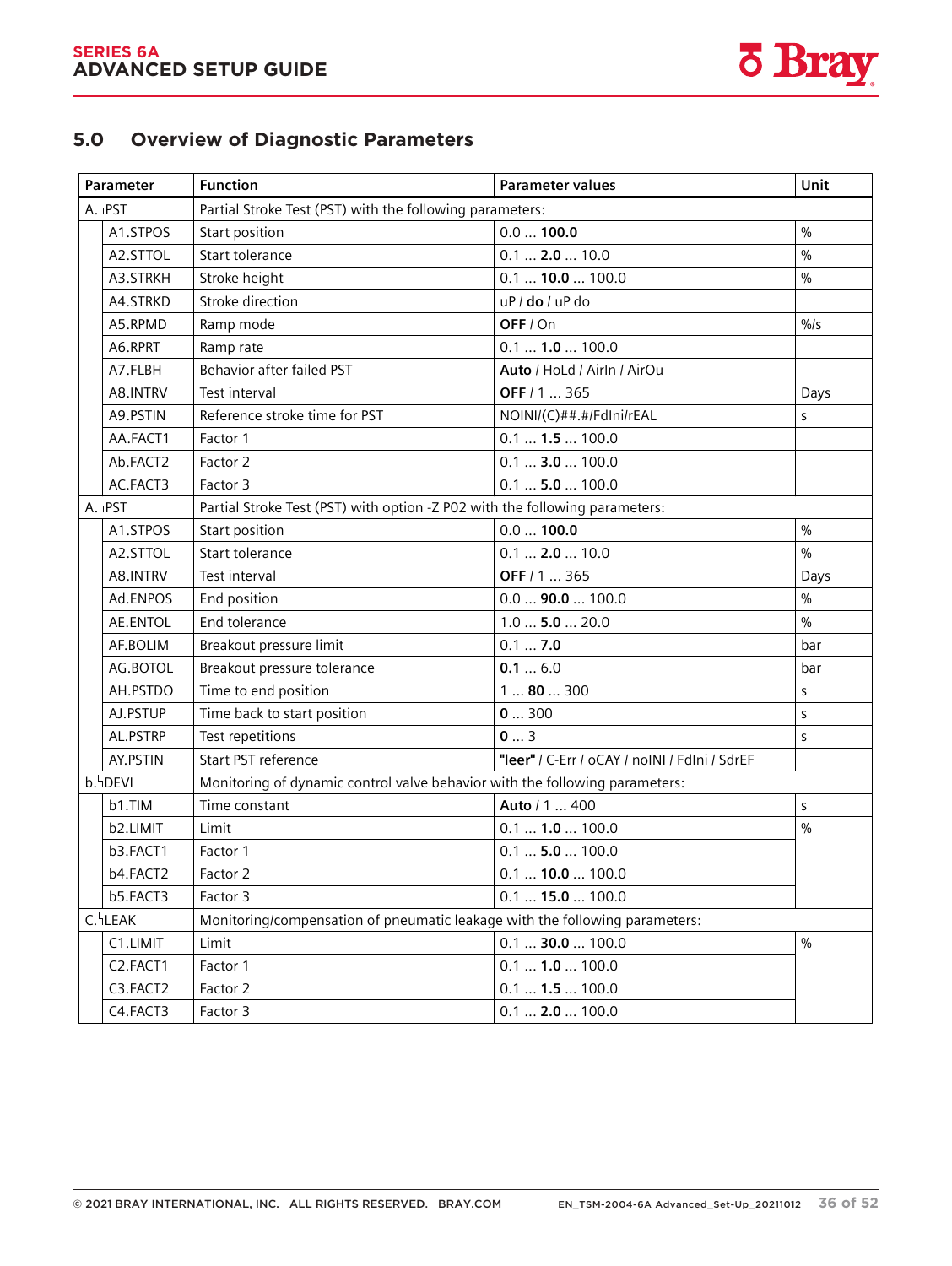## 5.0 Overview of Diagnostic Parameters

| Parameter | | Function | Parameter values | Unit |
|---|---|---|---|---|
| A.└PST | | Partial Stroke Test (PST) with the following parameters: | | |
| | A1.STPOS | Start position | 0.0 ... **100.0** | % |
| | A2.STTOL | Start tolerance | 0.1 ... **2.0** ... 10.0 | % |
| | A3.STRKH | Stroke height | 0.1 ... **10.0** ... 100.0 | % |
| | A4.STRKD | Stroke direction | uP / **do** / uP do | |
| | A5.RPMD | Ramp mode | **OFF** / On | %/s |
| | A6.RPRT | Ramp rate | 0.1 ... **1.0** ... 100.0 | |
| | A7.FLBH | Behavior after failed PST | **Auto** / HoLd / AirIn / AirOu | |
| | A8.INTRV | Test interval | **OFF** / 1 ... 365 | Days |
| | A9.PSTIN | Reference stroke time for PST | NOINI/(C)##.#/FdIni/rEAL | s |
| | AA.FACT1 | Factor 1 | 0.1 ... **1.5** ... 100.0 | |
| | Ab.FACT2 | Factor 2 | 0.1 ... **3.0** ... 100.0 | |
| | AC.FACT3 | Factor 3 | 0.1 ... **5.0** ... 100.0 | |
| A.└PST | | Partial Stroke Test (PST) with option -Z P02 with the following parameters: | | |
| | A1.STPOS | Start position | 0.0 ... **100.0** | % |
| | A2.STTOL | Start tolerance | 0.1 ... **2.0** ... 10.0 | % |
| | A8.INTRV | Test interval | **OFF** / 1 ... 365 | Days |
| | Ad.ENPOS | End position | 0.0 ... **90.0** ... 100.0 | % |
| | AE.ENTOL | End tolerance | 1.0 ... **5.0** ... 20.0 | % |
| | AF.BOLIM | Breakout pressure limit | 0.1 ... **7.0** | bar |
| | AG.BOTOL | Breakout pressure tolerance | **0.1** ... 6.0 | bar |
| | AH.PSTDO | Time to end position | 1 ... **80** ... 300 | s |
| | AJ.PSTUP | Time back to start position | **0** ... 300 | s |
| | AL.PSTRP | Test repetitions | **0** ... 3 | s |
| | AY.PSTIN | Start PST reference | **"leer"** / C-Err / oCAY / noINI / FdIni / SdrEF | |
| b.└DEVI | | Monitoring of dynamic control valve behavior with the following parameters: | | |
| | b1.TIM | Time constant | **Auto** / 1 ... 400 | s |
| | b2.LIMIT | Limit | 0.1 ... **1.0** ... 100.0 | % |
| | b3.FACT1 | Factor 1 | 0.1 ... **5.0** ... 100.0 | |
| | b4.FACT2 | Factor 2 | 0.1 ... **10.0** ... 100.0 | |
| | b5.FACT3 | Factor 3 | 0.1 ... **15.0** ... 100.0 | |
| C.└LEAK | | Monitoring/compensation of pneumatic leakage with the following parameters: | | |
| | C1.LIMIT | Limit | 0.1 ... **30.0** ... 100.0 | % |
| | C2.FACT1 | Factor 1 | 0.1 ... **1.0** ... 100.0 | |
| | C3.FACT2 | Factor 2 | 0.1 ... **1.5** ... 100.0 | |
| | C4.FACT3 | Factor 3 | 0.1 ... **2.0** ... 100.0 | |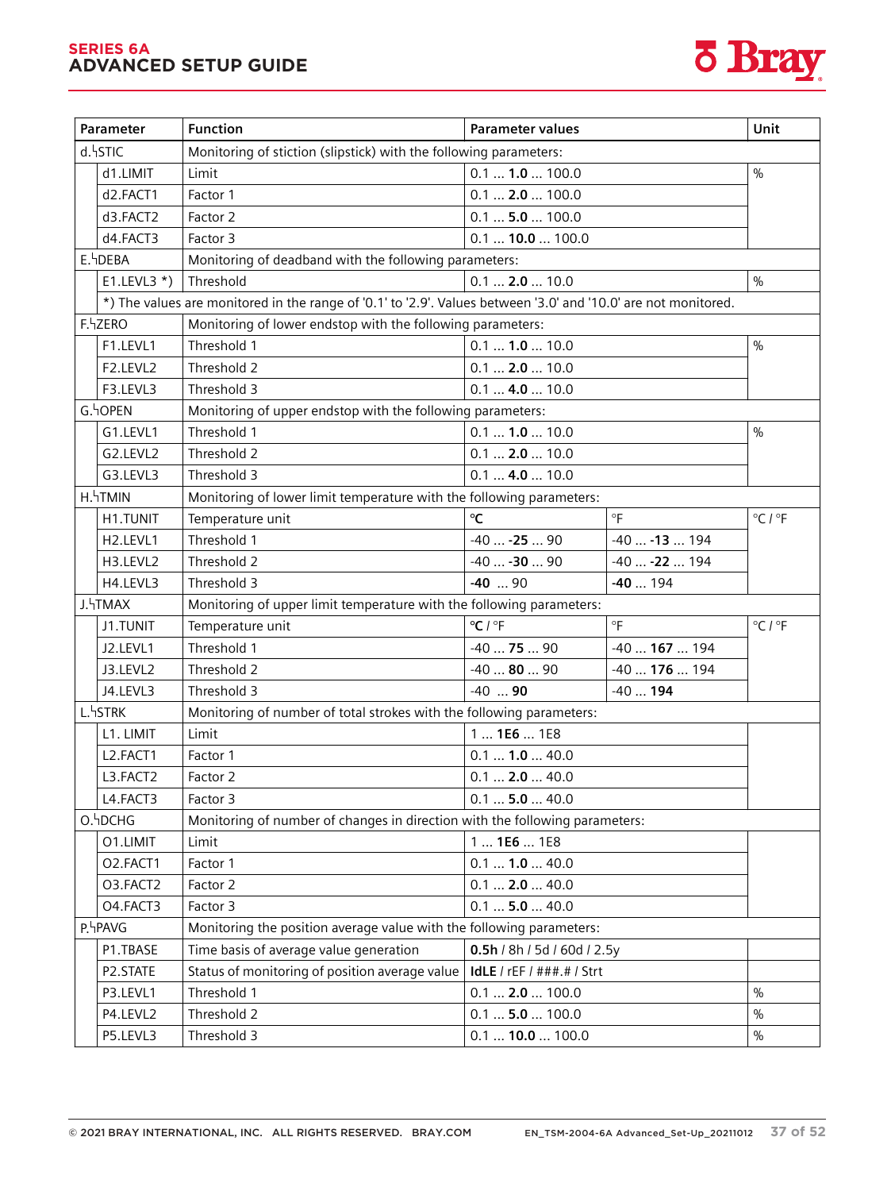| Parameter | | Function | Parameter values | | Unit |
|---|---|---|---|---|---|
| d.ᛋSTIC | | Monitoring of stiction (slipstick) with the following parameters: | | | |
| | d1.LIMIT | Limit | 0.1 ... **1.0** ... 100.0 | | % |
| | d2.FACT1 | Factor 1 | 0.1 ... **2.0** ... 100.0 | | |
| | d3.FACT2 | Factor 2 | 0.1 ... **5.0** ... 100.0 | | |
| | d4.FACT3 | Factor 3 | 0.1 ... **10.0** ... 100.0 | | |
| E.ᛋDEBA | | Monitoring of deadband with the following parameters: | | | |
| | E1.LEVL3 *) | Threshold | 0.1 ... **2.0** ... 10.0 | | % |
| | *) The values are monitored in the range of '0.1' to '2.9'. Values between '3.0' and '10.0' are not monitored. | | | | |
| F.ᛋZERO | | Monitoring of lower endstop with the following parameters: | | | |
| | F1.LEVL1 | Threshold 1 | 0.1 ... **1.0** ... 10.0 | | % |
| | F2.LEVL2 | Threshold 2 | 0.1 ... **2.0** ... 10.0 | | |
| | F3.LEVL3 | Threshold 3 | 0.1 ... **4.0** ... 10.0 | | |
| G.ᛋOPEN | | Monitoring of upper endstop with the following parameters: | | | |
| | G1.LEVL1 | Threshold 1 | 0.1 ... **1.0** ... 10.0 | | % |
| | G2.LEVL2 | Threshold 2 | 0.1 ... **2.0** ... 10.0 | | |
| | G3.LEVL3 | Threshold 3 | 0.1 ... **4.0** ... 10.0 | | |
| H.ᛋTMIN | | Monitoring of lower limit temperature with the following parameters: | | | |
| | H1.TUNIT | Temperature unit | **°C** | °F | °C / °F |
| | H2.LEVL1 | Threshold 1 | -40 ... **-25** ... 90 | -40 ... **-13** ... 194 | |
| | H3.LEVL2 | Threshold 2 | -40 ... **-30** ... 90 | -40 ... **-22** ... 194 | |
| | H4.LEVL3 | Threshold 3 | **-40** ... 90 | **-40** ... 194 | |
| J.ᛋTMAX | | Monitoring of upper limit temperature with the following parameters: | | | |
| | J1.TUNIT | Temperature unit | **°C** / °F | °F | °C / °F |
| | J2.LEVL1 | Threshold 1 | -40 ... **75** ... 90 | -40 ... **167** ... 194 | |
| | J3.LEVL2 | Threshold 2 | -40 ... **80** ... 90 | -40 ... **176** ... 194 | |
| | J4.LEVL3 | Threshold 3 | -40 ... **90** | -40 ... **194** | |
| L.ᛋSTRK | | Monitoring of number of total strokes with the following parameters: | | | |
| | L1. LIMIT | Limit | 1 ... **1E6** ... 1E8 | | |
| | L2.FACT1 | Factor 1 | 0.1 ... **1.0** ... 40.0 | | |
| | L3.FACT2 | Factor 2 | 0.1 ... **2.0** ... 40.0 | | |
| | L4.FACT3 | Factor 3 | 0.1 ... **5.0** ... 40.0 | | |
| O.ᛋDCHG | | Monitoring of number of changes in direction with the following parameters: | | | |
| | O1.LIMIT | Limit | 1 ... **1E6** ... 1E8 | | |
| | O2.FACT1 | Factor 1 | 0.1 ... **1.0** ... 40.0 | | |
| | O3.FACT2 | Factor 2 | 0.1 ... **2.0** ... 40.0 | | |
| | O4.FACT3 | Factor 3 | 0.1 ... **5.0** ... 40.0 | | |
| P.ᛋPAVG | | Monitoring the position average value with the following parameters: | | | |
| | P1.TBASE | Time basis of average value generation | **0.5h** / 8h / 5d / 60d / 2.5y | | |
| | P2.STATE | Status of monitoring of position average value | **IdLE** / rEF / ###.# / Strt | | |
| | P3.LEVL1 | Threshold 1 | 0.1 ... **2.0** ... 100.0 | | % |
| | P4.LEVL2 | Threshold 2 | 0.1 ... **5.0** ... 100.0 | | % |
| | P5.LEVL3 | Threshold 3 | 0.1 ... **10.0** ... 100.0 | | % |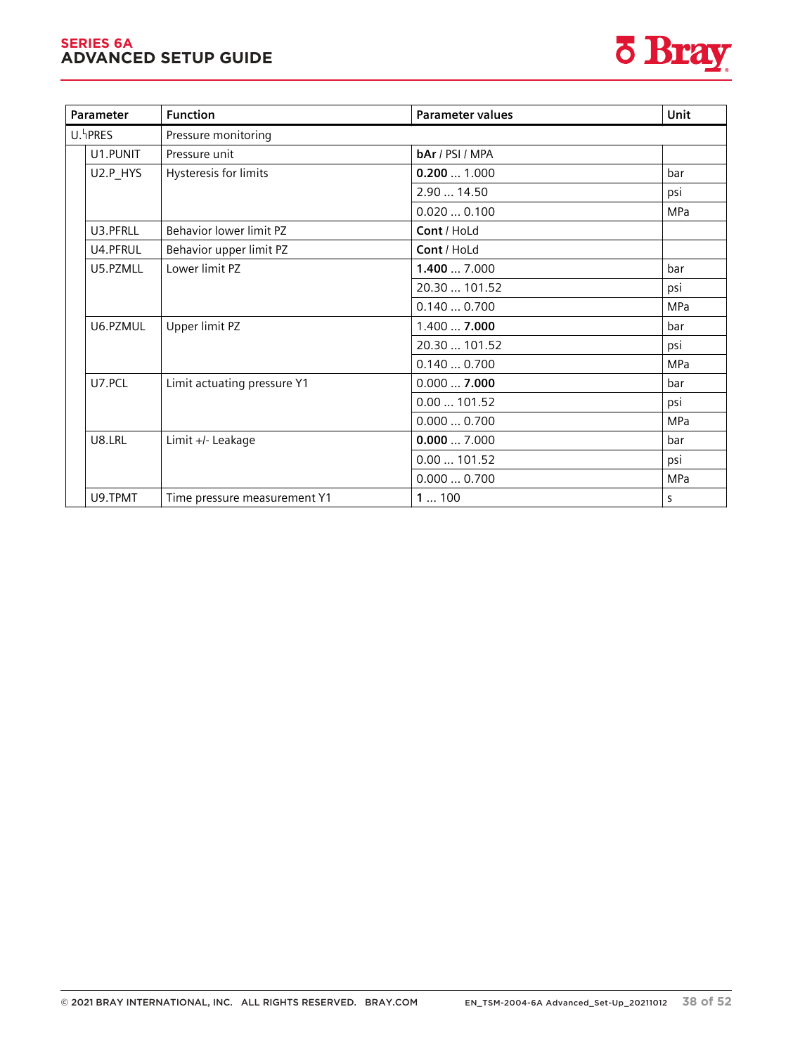| Parameter | | Function | Parameter values | Unit |
|---|---|---|---|---|
| U.ㄣPRES | | Pressure monitoring | | |
| | U1.PUNIT | Pressure unit | **bAr** / PSI / MPA | |
| | U2.P_HYS | Hysteresis for limits | **0.200** ... 1.000 | bar |
| | | | 2.90 ... 14.50 | psi |
| | | | 0.020 ... 0.100 | MPa |
| | U3.PFRLL | Behavior lower limit PZ | **Cont** / HoLd | |
| | U4.PFRUL | Behavior upper limit PZ | **Cont** / HoLd | |
| | U5.PZMLL | Lower limit PZ | **1.400** ... 7.000 | bar |
| | | | 20.30 ... 101.52 | psi |
| | | | 0.140 ... 0.700 | MPa |
| | U6.PZMUL | Upper limit PZ | 1.400 ... **7.000** | bar |
| | | | 20.30 ... 101.52 | psi |
| | | | 0.140 ... 0.700 | MPa |
| | U7.PCL | Limit actuating pressure Y1 | 0.000 ... **7.000** | bar |
| | | | 0.00 ... 101.52 | psi |
| | | | 0.000 ... 0.700 | MPa |
| | U8.LRL | Limit +/- Leakage | **0.000** ... 7.000 | bar |
| | | | 0.00 ... 101.52 | psi |
| | | | 0.000 ... 0.700 | MPa |
| | U9.TPMT | Time pressure measurement Y1 | **1** ... 100 | s |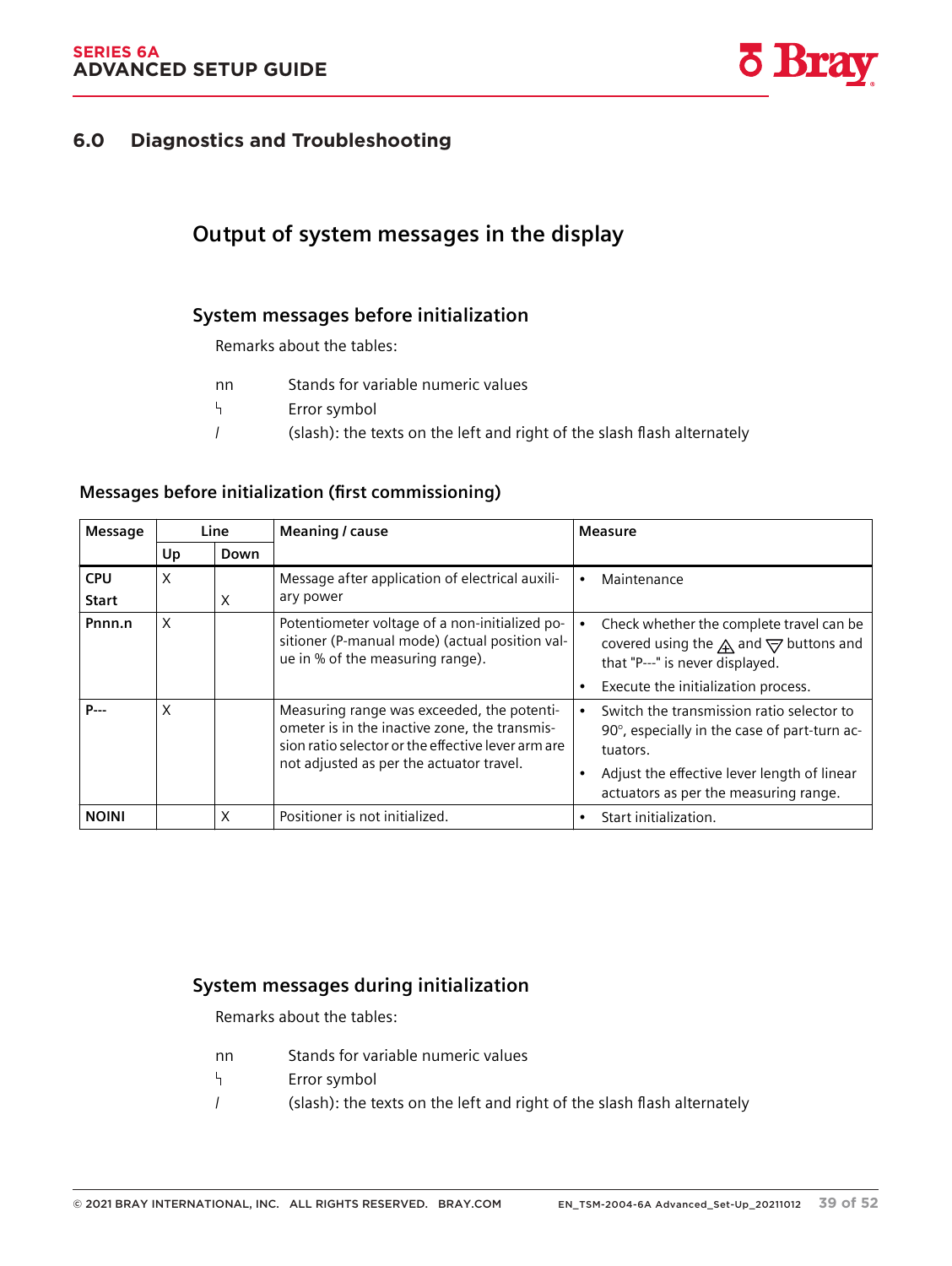## 6.0 Diagnostics and Troubleshooting

### Output of system messages in the display

#### System messages before initialization

Remarks about the tables:

| | |
|---|---|
| nn | Stands for variable numeric values |
| ϟ | Error symbol |
| / | (slash): the texts on the left and right of the slash flash alternately |

**Messages before initialization (first commissioning)**

| Message | Line | | Meaning / cause | Measure |
|---|---|---|---|---|
| | Up | Down | | |
| **CPU** | X | | Message after application of electrical auxiliary power | • Maintenance |
| **Start** | | X | | |
| **Pnnn.n** | X | | Potentiometer voltage of a non-initialized positioner (P-manual mode) (actual position value in % of the measuring range). | • Check whether the complete travel can be covered using the △ and ▽ buttons and that "P---" is never displayed.<br>• Execute the initialization process. |
| **P---** | X | | Measuring range was exceeded, the potentiometer is in the inactive zone, the transmission ratio selector or the effective lever arm are not adjusted as per the actuator travel. | • Switch the transmission ratio selector to 90°, especially in the case of part-turn actuators.<br>• Adjust the effective lever length of linear actuators as per the measuring range. |
| **NOINI** | | X | Positioner is not initialized. | • Start initialization. |

#### System messages during initialization

Remarks about the tables:

| | |
|---|---|
| nn | Stands for variable numeric values |
| ϟ | Error symbol |
| / | (slash): the texts on the left and right of the slash flash alternately |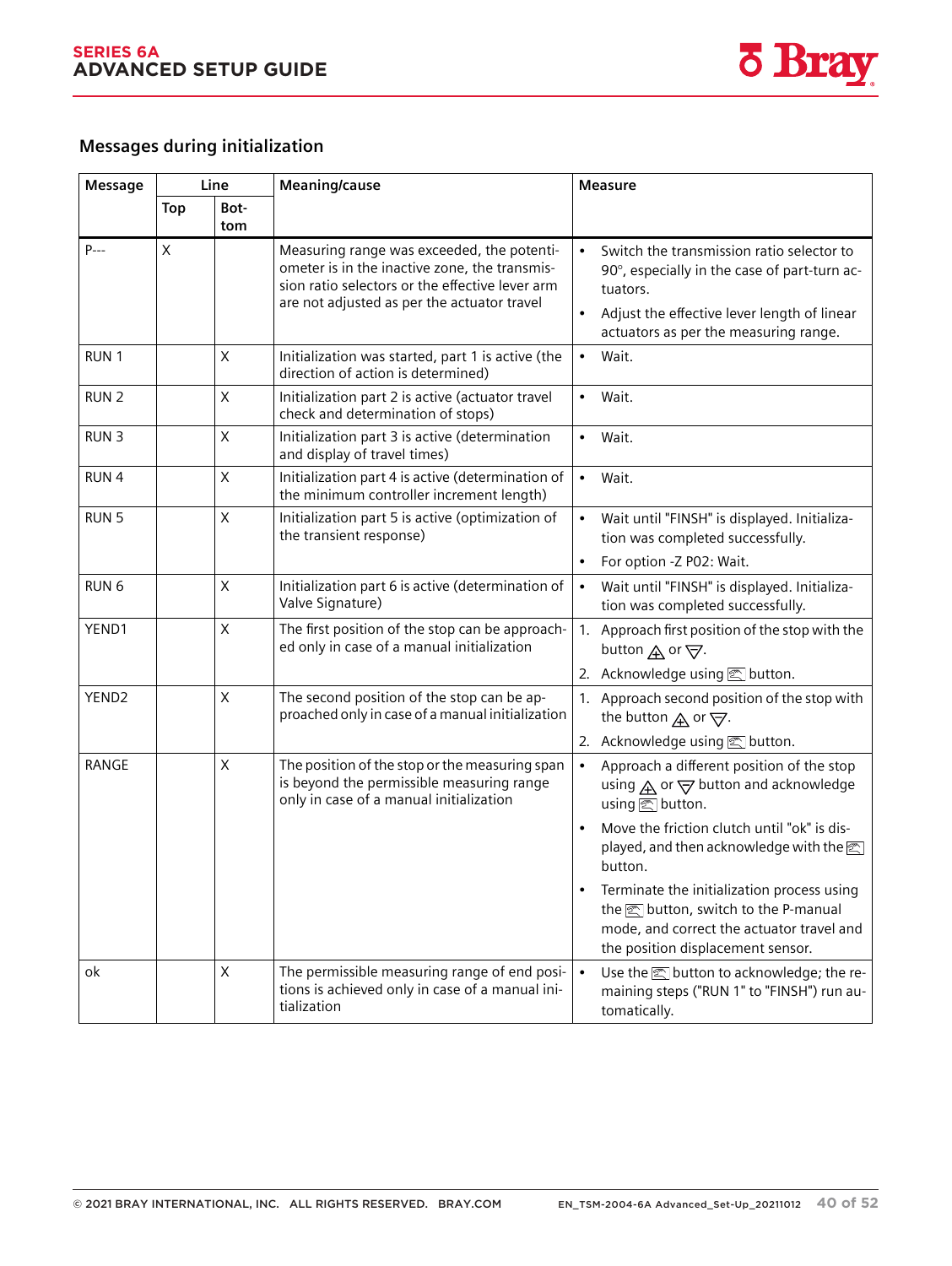## Messages during initialization

| Message | Line | | Meaning/cause | Measure |
|---|---|---|---|---|
| | Top | Bottom | | |
| P--- | X | | Measuring range was exceeded, the potentiometer is in the inactive zone, the transmission ratio selectors or the effective lever arm are not adjusted as per the actuator travel | • Switch the transmission ratio selector to 90°, especially in the case of part-turn actuators.<br>• Adjust the effective lever length of linear actuators as per the measuring range. |
| RUN 1 | | X | Initialization was started, part 1 is active (the direction of action is determined) | • Wait. |
| RUN 2 | | X | Initialization part 2 is active (actuator travel check and determination of stops) | • Wait. |
| RUN 3 | | X | Initialization part 3 is active (determination and display of travel times) | • Wait. |
| RUN 4 | | X | Initialization part 4 is active (determination of the minimum controller increment length) | • Wait. |
| RUN 5 | | X | Initialization part 5 is active (optimization of the transient response) | • Wait until "FINSH" is displayed. Initialization was completed successfully.<br>• For option -Z P02: Wait. |
| RUN 6 | | X | Initialization part 6 is active (determination of Valve Signature) | • Wait until "FINSH" is displayed. Initialization was completed successfully. |
| YEND1 | | X | The first position of the stop can be approached only in case of a manual initialization | 1. Approach first position of the stop with the button △ or ▽.<br>2. Acknowledge using ☞ button. |
| YEND2 | | X | The second position of the stop can be approached only in case of a manual initialization | 1. Approach second position of the stop with the button △ or ▽.<br>2. Acknowledge using ☞ button. |
| RANGE | | X | The position of the stop or the measuring span is beyond the permissible measuring range only in case of a manual initialization | • Approach a different position of the stop using △ or ▽ button and acknowledge using ☞ button.<br>• Move the friction clutch until "ok" is displayed, and then acknowledge with the ☞ button.<br>• Terminate the initialization process using the ☞ button, switch to the P-manual mode, and correct the actuator travel and the position displacement sensor. |
| ok | | X | The permissible measuring range of end positions is achieved only in case of a manual initialization | • Use the ☞ button to acknowledge; the remaining steps ("RUN 1" to "FINSH") run automatically. |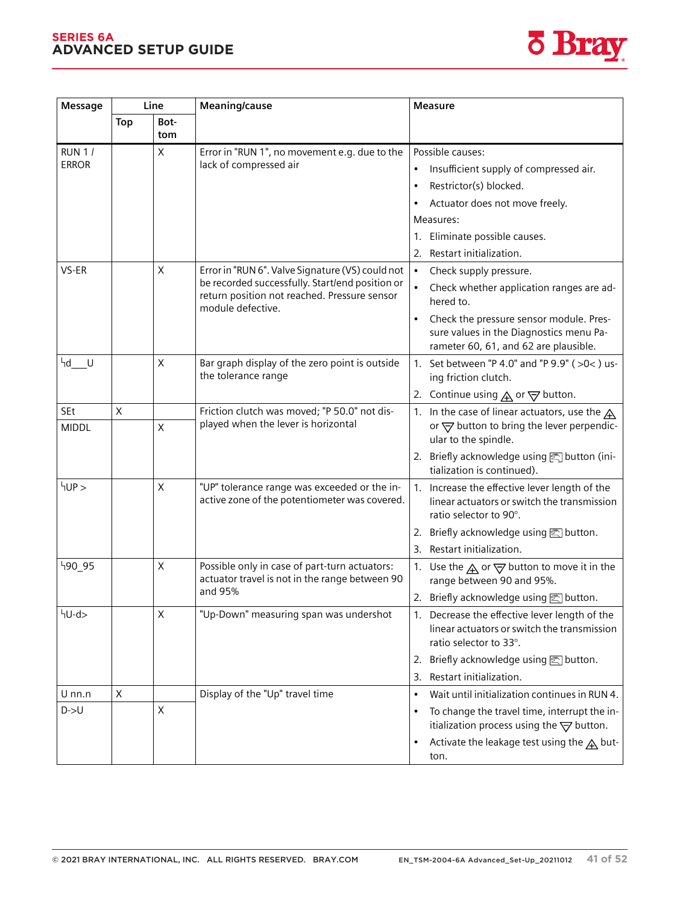| Message | Line | | Meaning/cause | Measure |
|---|---|---|---|---|
| | Top | Bottom | | |
| RUN 1 / ERROR | | X | Error in "RUN 1", no movement e.g. due to the lack of compressed air | Possible causes:<br>• Insufficient supply of compressed air.<br>• Restrictor(s) blocked.<br>• Actuator does not move freely.<br>Measures:<br>1. Eliminate possible causes.<br>2. Restart initialization. |
| VS-ER | | X | Error in "RUN 6". Valve Signature (VS) could not be recorded successfully. Start/end position or return position not reached. Pressure sensor module defective. | • Check supply pressure.<br>• Check whether application ranges are adhered to.<br>• Check the pressure sensor module. Pressure values in the Diagnostics menu Parameter 60, 61, and 62 are plausible. |
| ᑋd___U | | X | Bar graph display of the zero point is outside the tolerance range | 1. Set between "P 4.0" and "P 9.9" ( >0< ) using friction clutch.<br>2. Continue using △ or ▽ button. |
| SEt | X | | Friction clutch was moved; "P 50.0" not displayed when the lever is horizontal | 1. In the case of linear actuators, use the △ or ▽ button to bring the lever perpendicular to the spindle.<br>2. Briefly acknowledge using ☞ button (initialization is continued). |
| MIDDL | | X | | |
| ᑋUP > | | X | "UP" tolerance range was exceeded or the inactive zone of the potentiometer was covered. | 1. Increase the effective lever length of the linear actuators or switch the transmission ratio selector to 90°.<br>2. Briefly acknowledge using ☞ button.<br>3. Restart initialization. |
| ᑋ90_95 | | X | Possible only in case of part-turn actuators: actuator travel is not in the range between 90 and 95% | 1. Use the △ or ▽ button to move it in the range between 90 and 95%.<br>2. Briefly acknowledge using ☞ button. |
| ᑋU-d> | | X | "Up-Down" measuring span was undershot | 1. Decrease the effective lever length of the linear actuators or switch the transmission ratio selector to 33°.<br>2. Briefly acknowledge using ☞ button.<br>3. Restart initialization. |
| U nn.n | X | | Display of the "Up" travel time | • Wait until initialization continues in RUN 4.<br>• To change the travel time, interrupt the initialization process using the ▽ button.<br>• Activate the leakage test using the △ button. |
| D->U | | X | | |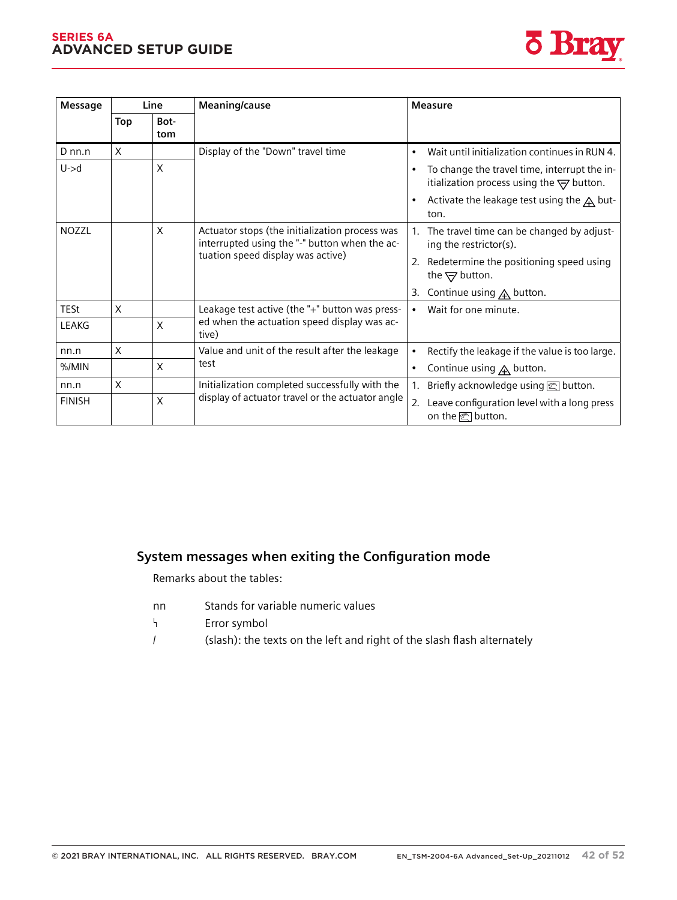| Message | Line | | Meaning/cause | Measure |
|---|---|---|---|---|
| | Top | Bottom | | |
| D nn.n | X | | Display of the "Down" travel time | • Wait until initialization continues in RUN 4.<br>• To change the travel time, interrupt the initialization process using the ▽ button.<br>• Activate the leakage test using the △ button. |
| U->d | | X | | |
| NOZZL | | X | Actuator stops (the initialization process was interrupted using the "-" button when the actuation speed display was active) | 1. The travel time can be changed by adjusting the restrictor(s).<br>2. Redetermine the positioning speed using the ▽ button.<br>3. Continue using △ button. |
| TESt | X | | Leakage test active (the "+" button was pressed when the actuation speed display was active) | • Wait for one minute. |
| LEAKG | | X | | |
| nn.n | X | | Value and unit of the result after the leakage test | • Rectify the leakage if the value is too large.<br>• Continue using △ button. |
| %/MIN | | X | | |
| nn.n | X | | Initialization completed successfully with the display of actuator travel or the actuator angle | 1. Briefly acknowledge using ▭ button.<br>2. Leave configuration level with a long press on the ▭ button. |
| FINISH | | X | | |

## System messages when exiting the Configuration mode

Remarks about the tables:

nn Stands for variable numeric values

ϟ Error symbol

/ (slash): the texts on the left and right of the slash flash alternately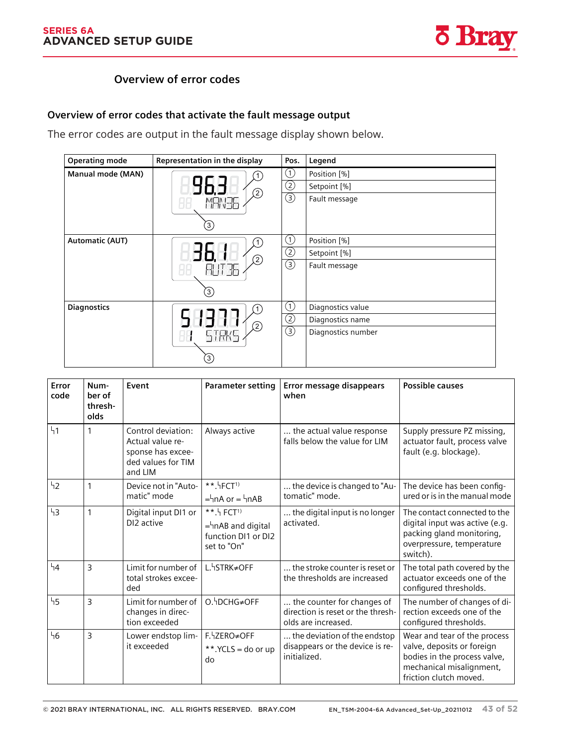## Overview of error codes

### Overview of error codes that activate the fault message output

The error codes are output in the fault message display shown below.

| Operating mode | Representation in the display | Pos. | Legend |
|---|---|---|---|
| Manual mode (MAN) | 96.3 / MAN36 | ① | Position [%] |
| | | ② | Setpoint [%] |
| | | ③ | Fault message |
| Automatic (AUT) | 36.1 / AUT36 | ① | Position [%] |
| | | ② | Setpoint [%] |
| | | ③ | Fault message |
| Diagnostics | 51377 / 1 STRKS | ① | Diagnostics value |
| | | ② | Diagnostics name |
| | | ③ | Diagnostics number |

| Error code | Number of thresholds | Event | Parameter setting | Error message disappears when | Possible causes |
|---|---|---|---|---|---|
| ϟ1 | 1 | Control deviation: Actual value response has exceeded values for TIM and LIM | Always active | ... the actual value response falls below the value for LIM | Supply pressure PZ missing, actuator fault, process valve fault (e.g. blockage). |
| ϟ2 | 1 | Device not in "Automatic" mode | **.ϟFCT[1)] =ϟnA or = ϟnAB | ... the device is changed to "Automatic" mode. | The device has been configured or is in the manual mode |
| ϟ3 | 1 | Digital input DI1 or DI2 active | **.ϟ FCT[1)] =ϟnAB and digital function DI1 or DI2 set to "On" | ... the digital input is no longer activated. | The contact connected to the digital input was active (e.g. packing gland monitoring, overpressure, temperature switch). |
| ϟ4 | 3 | Limit for number of total strokes exceeded | L.ϟSTRK≠OFF | ... the stroke counter is reset or the thresholds are increased | The total path covered by the actuator exceeds one of the configured thresholds. |
| ϟ5 | 3 | Limit for number of changes in direction exceeded | O.ϟDCHG≠OFF | ... the counter for changes of direction is reset or the thresholds are increased. | The number of changes of direction exceeds one of the configured thresholds. |
| ϟ6 | 3 | Lower endstop limit exceeded | F.ϟZERO≠OFF **.YCLS = do or up do | ... the deviation of the endstop disappears or the device is reinitialized. | Wear and tear of the process valve, deposits or foreign bodies in the process valve, mechanical misalignment, friction clutch moved. |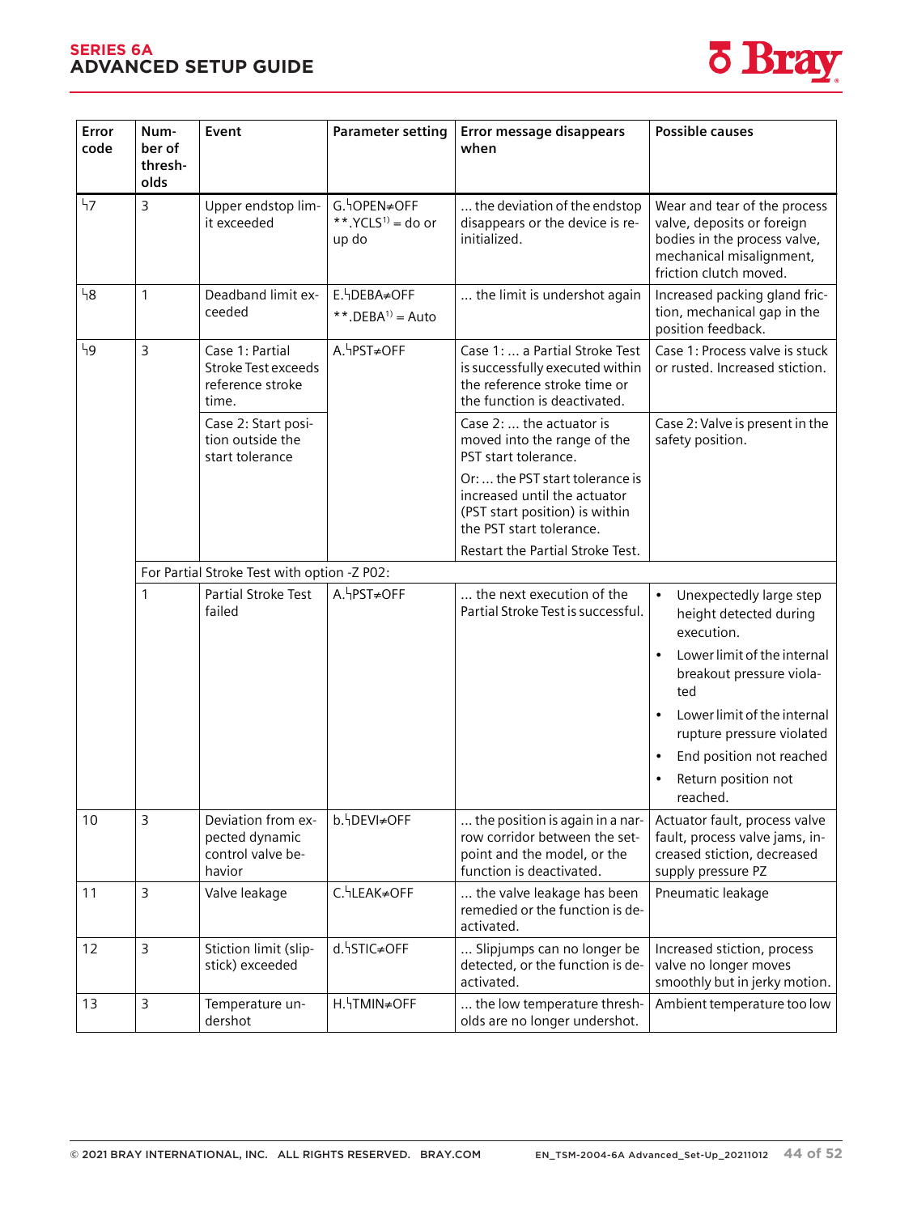| Error code | Number of thresholds | Event | Parameter setting | Error message disappears when | Possible causes |
|---|---|---|---|---|---|
| ᛋ7 | 3 | Upper endstop limit exceeded | G.ᛋOPEN≠OFF **.YCLS[1] = do or up do | ... the deviation of the endstop disappears or the device is re-initialized. | Wear and tear of the process valve, deposits or foreign bodies in the process valve, mechanical misalignment, friction clutch moved. |
| ᛋ8 | 1 | Deadband limit exceeded | E.ᛋDEBA≠OFF **.DEBA[1] = Auto | ... the limit is undershot again | Increased packing gland friction, mechanical gap in the position feedback. |
| ᛋ9 | 3 | Case 1: Partial Stroke Test exceeds reference stroke time. | A.ᛋPST≠OFF | Case 1: ... a Partial Stroke Test is successfully executed within the reference stroke time or the function is deactivated. | Case 1: Process valve is stuck or rusted. Increased stiction. |
| | | Case 2: Start position outside the start tolerance | | Case 2: ... the actuator is moved into the range of the PST start tolerance. Or: ... the PST start tolerance is increased until the actuator (PST start position) is within the PST start tolerance. Restart the Partial Stroke Test. | Case 2: Valve is present in the safety position. |
| | For Partial Stroke Test with option -Z P02: | | | | |
| | 1 | Partial Stroke Test failed | A.ᛋPST≠OFF | ... the next execution of the Partial Stroke Test is successful. | • Unexpectedly large step height detected during execution. • Lower limit of the internal breakout pressure violated • Lower limit of the internal rupture pressure violated • End position not reached • Return position not reached. |
| 10 | 3 | Deviation from expected dynamic control valve behavior | b.ᛋDEVI≠OFF | ... the position is again in a narrow corridor between the setpoint and the model, or the function is deactivated. | Actuator fault, process valve fault, process valve jams, increased stiction, decreased supply pressure PZ |
| 11 | 3 | Valve leakage | C.ᛋLEAK≠OFF | ... the valve leakage has been remedied or the function is deactivated. | Pneumatic leakage |
| 12 | 3 | Stiction limit (slipstick) exceeded | d.ᛋSTIC≠OFF | ... Slipjumps can no longer be detected, or the function is deactivated. | Increased stiction, process valve no longer moves smoothly but in jerky motion. |
| 13 | 3 | Temperature undershot | H.ᛋTMIN≠OFF | ... the low temperature thresholds are no longer undershot. | Ambient temperature too low |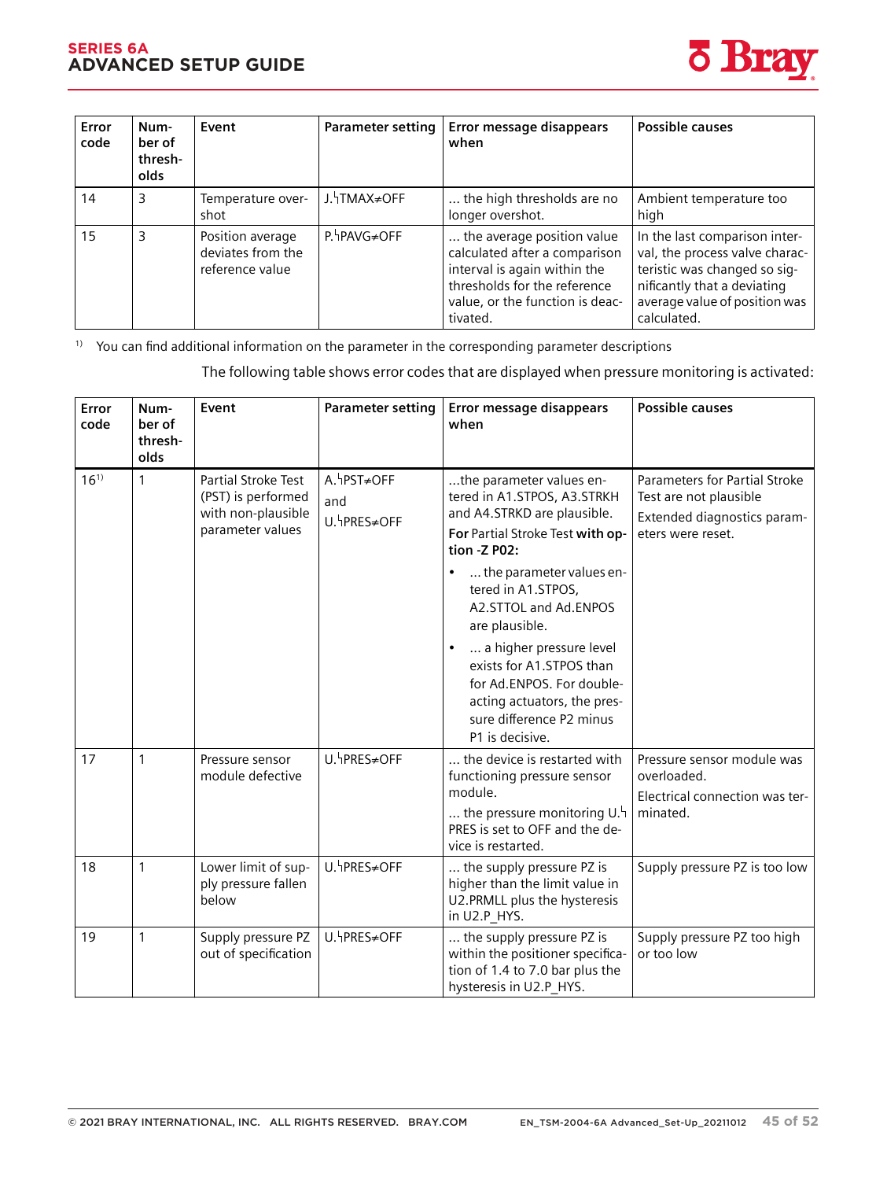| Error code | Number of thresholds | Event | Parameter setting | Error message disappears when | Possible causes |
|---|---|---|---|---|---|
| 14 | 3 | Temperature overshot | J.ᛋTMAX≠OFF | ... the high thresholds are no longer overshot. | Ambient temperature too high |
| 15 | 3 | Position average deviates from the reference value | P.ᛋPAVG≠OFF | ... the average position value calculated after a comparison interval is again within the thresholds for the reference value, or the function is deactivated. | In the last comparison interval, the process valve characteristic was changed so significantly that a deviating average value of position was calculated. |

[1] You can find additional information on the parameter in the corresponding parameter descriptions

The following table shows error codes that are displayed when pressure monitoring is activated:

| Error code | Number of thresholds | Event | Parameter setting | Error message disappears when | Possible causes |
|---|---|---|---|---|---|
| 16[1] | 1 | Partial Stroke Test (PST) is performed with non-plausible parameter values | A.ᛋPST≠OFF and U.ᛋPRES≠OFF | ...the parameter values entered in A1.STPOS, A3.STRKH and A4.STRKD are plausible. **For** Partial Stroke Test **with option -Z P02:** <br>• ... the parameter values entered in A1.STPOS, A2.STTOL and Ad.ENPOS are plausible. <br>• ... a higher pressure level exists for A1.STPOS than for Ad.ENPOS. For double-acting actuators, the pressure difference P2 minus P1 is decisive. | Parameters for Partial Stroke Test are not plausible <br>Extended diagnostics parameters were reset. |
| 17 | 1 | Pressure sensor module defective | U.ᛋPRES≠OFF | ... the device is restarted with functioning pressure sensor module. <br>... the pressure monitoring U.ᛋPRES is set to OFF and the device is restarted. | Pressure sensor module was overloaded. <br>Electrical connection was terminated. |
| 18 | 1 | Lower limit of supply pressure fallen below | U.ᛋPRES≠OFF | ... the supply pressure PZ is higher than the limit value in U2.PRMLL plus the hysteresis in U2.P_HYS. | Supply pressure PZ is too low |
| 19 | 1 | Supply pressure PZ out of specification | U.ᛋPRES≠OFF | ... the supply pressure PZ is within the positioner specification of 1.4 to 7.0 bar plus the hysteresis in U2.P_HYS. | Supply pressure PZ too high or too low |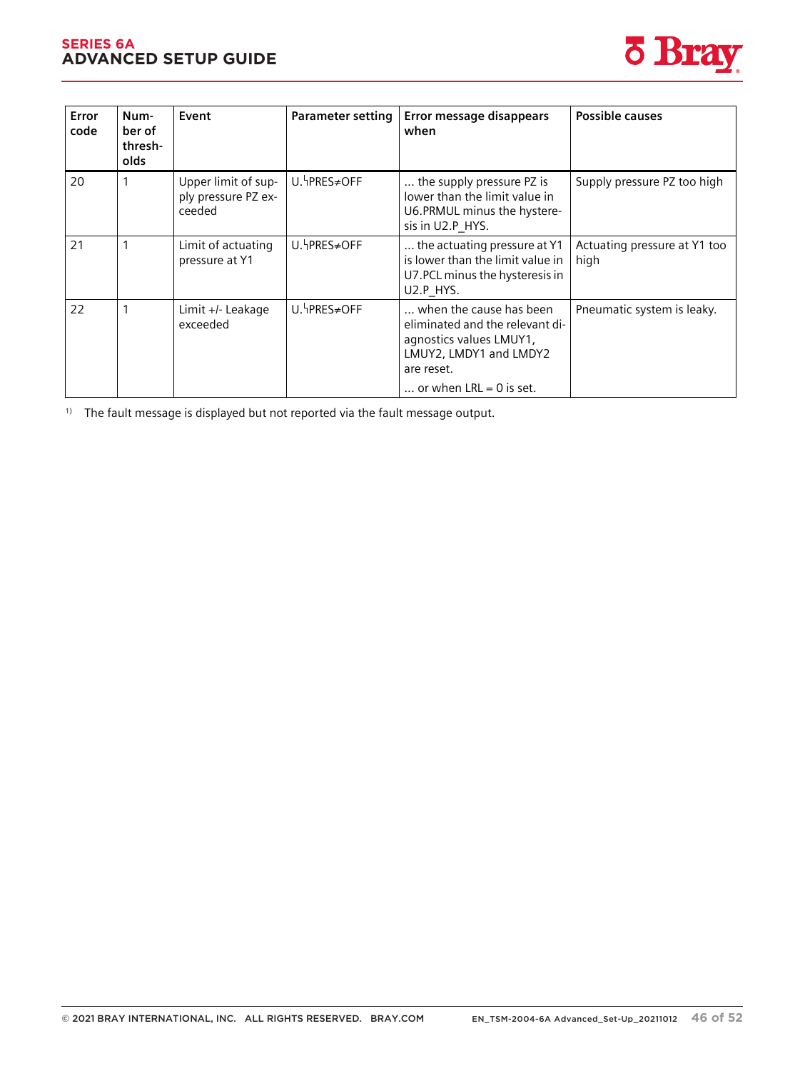| Error code | Number of thresholds | Event | Parameter setting | Error message disappears when | Possible causes |
|---|---|---|---|---|---|
| 20 | 1 | Upper limit of supply pressure PZ exceeded | U.ᑊPRES≠OFF | ... the supply pressure PZ is lower than the limit value in U6.PRMUL minus the hysteresis in U2.P_HYS. | Supply pressure PZ too high |
| 21 | 1 | Limit of actuating pressure at Y1 | U.ᑊPRES≠OFF | ... the actuating pressure at Y1 is lower than the limit value in U7.PCL minus the hysteresis in U2.P_HYS. | Actuating pressure at Y1 too high |
| 22 | 1 | Limit +/- Leakage exceeded | U.ᑊPRES≠OFF | ... when the cause has been eliminated and the relevant diagnostics values LMUY1, LMUY2, LMDY1 and LMDY2 are reset.<br>... or when LRL = 0 is set. | Pneumatic system is leaky. |

[1] The fault message is displayed but not reported via the fault message output.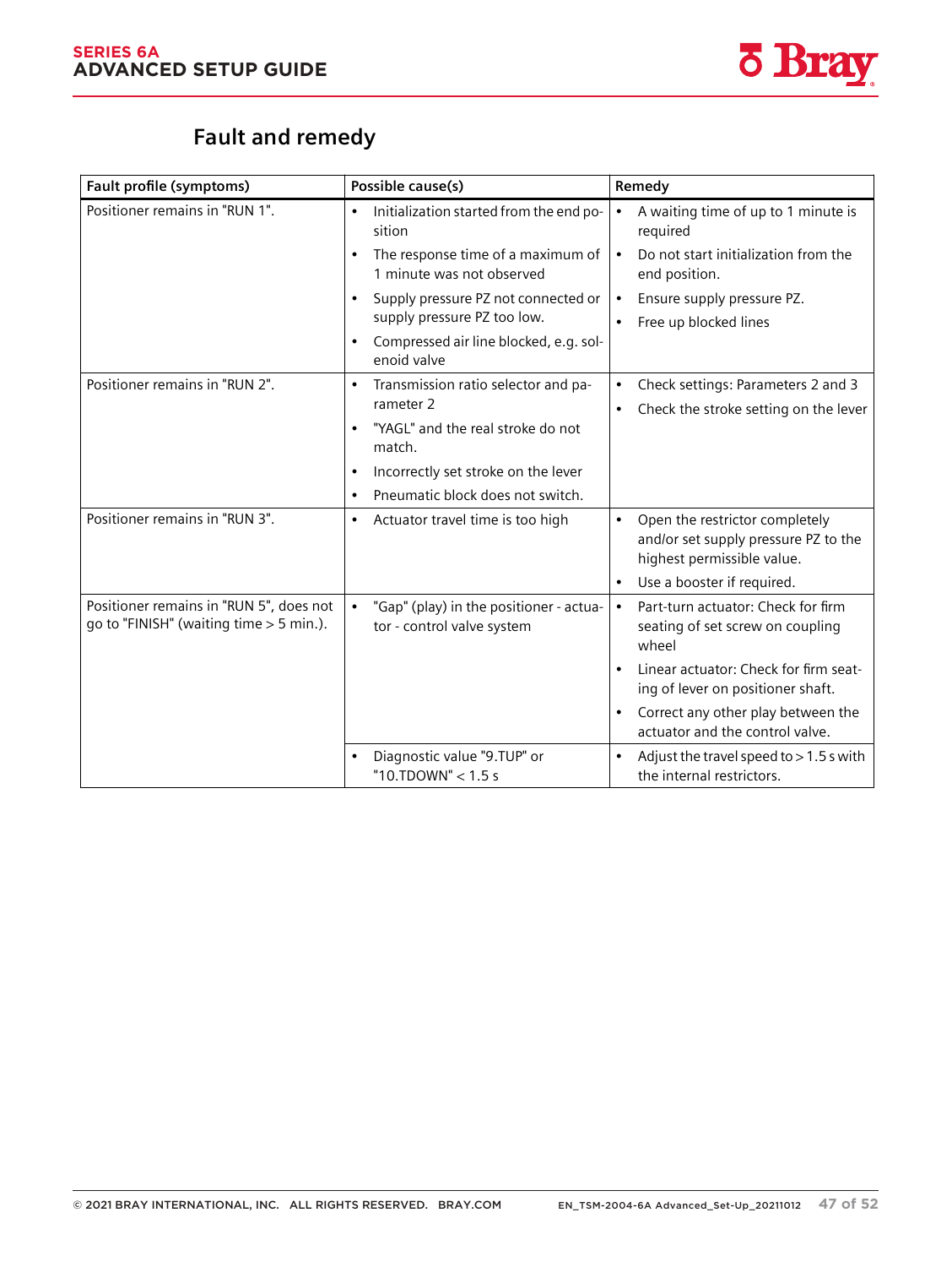## Fault and remedy

| Fault profile (symptoms) | Possible cause(s) | Remedy |
|---|---|---|
| Positioner remains in "RUN 1". | • Initialization started from the end position<br>• The response time of a maximum of 1 minute was not observed<br>• Supply pressure PZ not connected or supply pressure PZ too low.<br>• Compressed air line blocked, e.g. solenoid valve | • A waiting time of up to 1 minute is required<br>• Do not start initialization from the end position.<br>• Ensure supply pressure PZ.<br>• Free up blocked lines |
| Positioner remains in "RUN 2". | • Transmission ratio selector and parameter 2<br>• "YAGL" and the real stroke do not match.<br>• Incorrectly set stroke on the lever<br>• Pneumatic block does not switch. | • Check settings: Parameters 2 and 3<br>• Check the stroke setting on the lever |
| Positioner remains in "RUN 3". | • Actuator travel time is too high | • Open the restrictor completely and/or set supply pressure PZ to the highest permissible value.<br>• Use a booster if required. |
| Positioner remains in "RUN 5", does not go to "FINISH" (waiting time > 5 min.). | • "Gap" (play) in the positioner - actuator - control valve system | • Part-turn actuator: Check for firm seating of set screw on coupling wheel<br>• Linear actuator: Check for firm seating of lever on positioner shaft.<br>• Correct any other play between the actuator and the control valve. |
| | • Diagnostic value "9.TUP" or "10.TDOWN" < 1.5 s | • Adjust the travel speed to > 1.5 s with the internal restrictors. |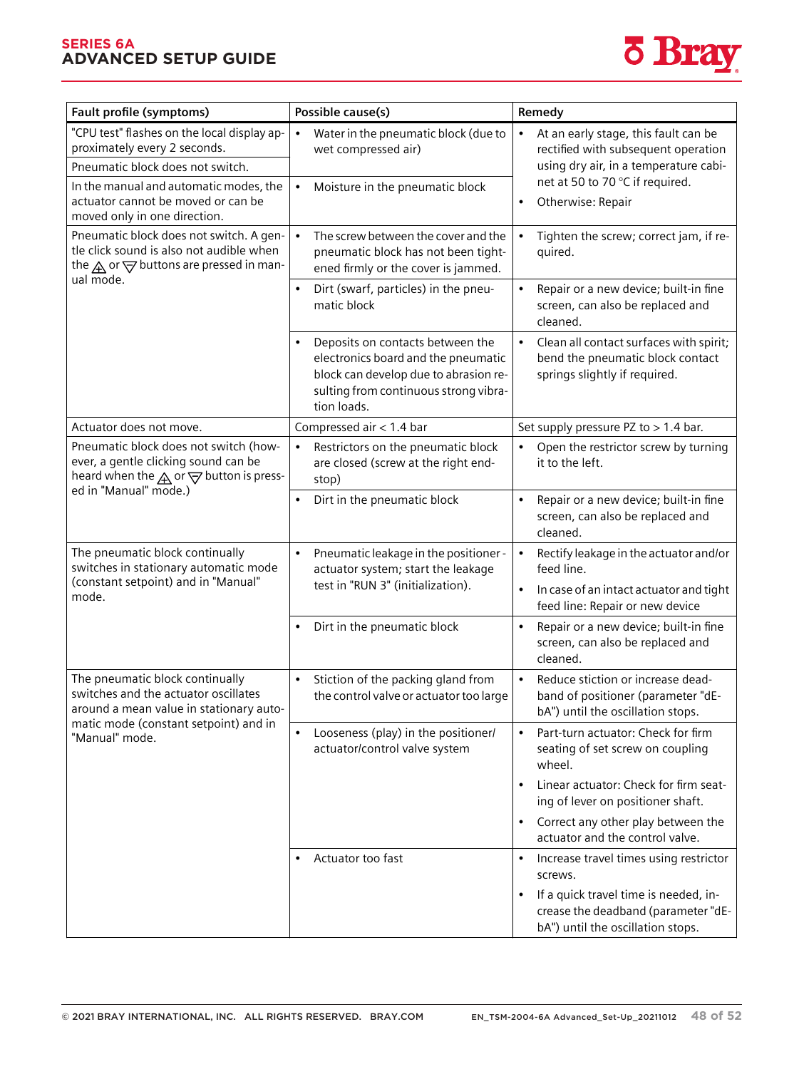| Fault profile (symptoms) | Possible cause(s) | Remedy |
|---|---|---|
| "CPU test" flashes on the local display approximately every 2 seconds.<br>Pneumatic block does not switch. | • Water in the pneumatic block (due to wet compressed air) | • At an early stage, this fault can be rectified with subsequent operation using dry air, in a temperature cabinet at 50 to 70 °C if required.<br>• Otherwise: Repair |
| In the manual and automatic modes, the actuator cannot be moved or can be moved only in one direction. | • Moisture in the pneumatic block | |
| Pneumatic block does not switch. A gentle click sound is also not audible when the ⊕ or ⊖ buttons are pressed in manual mode. | • The screw between the cover and the pneumatic block has not been tightened firmly or the cover is jammed. | • Tighten the screw; correct jam, if required. |
| | • Dirt (swarf, particles) in the pneumatic block | • Repair or a new device; built-in fine screen, can also be replaced and cleaned. |
| | • Deposits on contacts between the electronics board and the pneumatic block can develop due to abrasion resulting from continuous strong vibration loads. | • Clean all contact surfaces with spirit; bend the pneumatic block contact springs slightly if required. |
| Actuator does not move. | Compressed air < 1.4 bar | Set supply pressure PZ to > 1.4 bar. |
| Pneumatic block does not switch (however, a gentle clicking sound can be heard when the ⊕ or ⊖ button is pressed in "Manual" mode.) | • Restrictors on the pneumatic block are closed (screw at the right endstop) | • Open the restrictor screw by turning it to the left. |
| | • Dirt in the pneumatic block | • Repair or a new device; built-in fine screen, can also be replaced and cleaned. |
| The pneumatic block continually switches in stationary automatic mode (constant setpoint) and in "Manual" mode. | • Pneumatic leakage in the positioner - actuator system; start the leakage test in "RUN 3" (initialization). | • Rectify leakage in the actuator and/or feed line.<br>• In case of an intact actuator and tight feed line: Repair or new device |
| | • Dirt in the pneumatic block | • Repair or a new device; built-in fine screen, can also be replaced and cleaned. |
| The pneumatic block continually switches and the actuator oscillates around a mean value in stationary automatic mode (constant setpoint) and in "Manual" mode. | • Stiction of the packing gland from the control valve or actuator too large | • Reduce stiction or increase deadband of positioner (parameter "dEbA") until the oscillation stops. |
| | • Looseness (play) in the positioner/actuator/control valve system | • Part-turn actuator: Check for firm seating of set screw on coupling wheel.<br>• Linear actuator: Check for firm seating of lever on positioner shaft.<br>• Correct any other play between the actuator and the control valve. |
| | • Actuator too fast | • Increase travel times using restrictor screws.<br>• If a quick travel time is needed, increase the deadband (parameter "dEbA") until the oscillation stops. |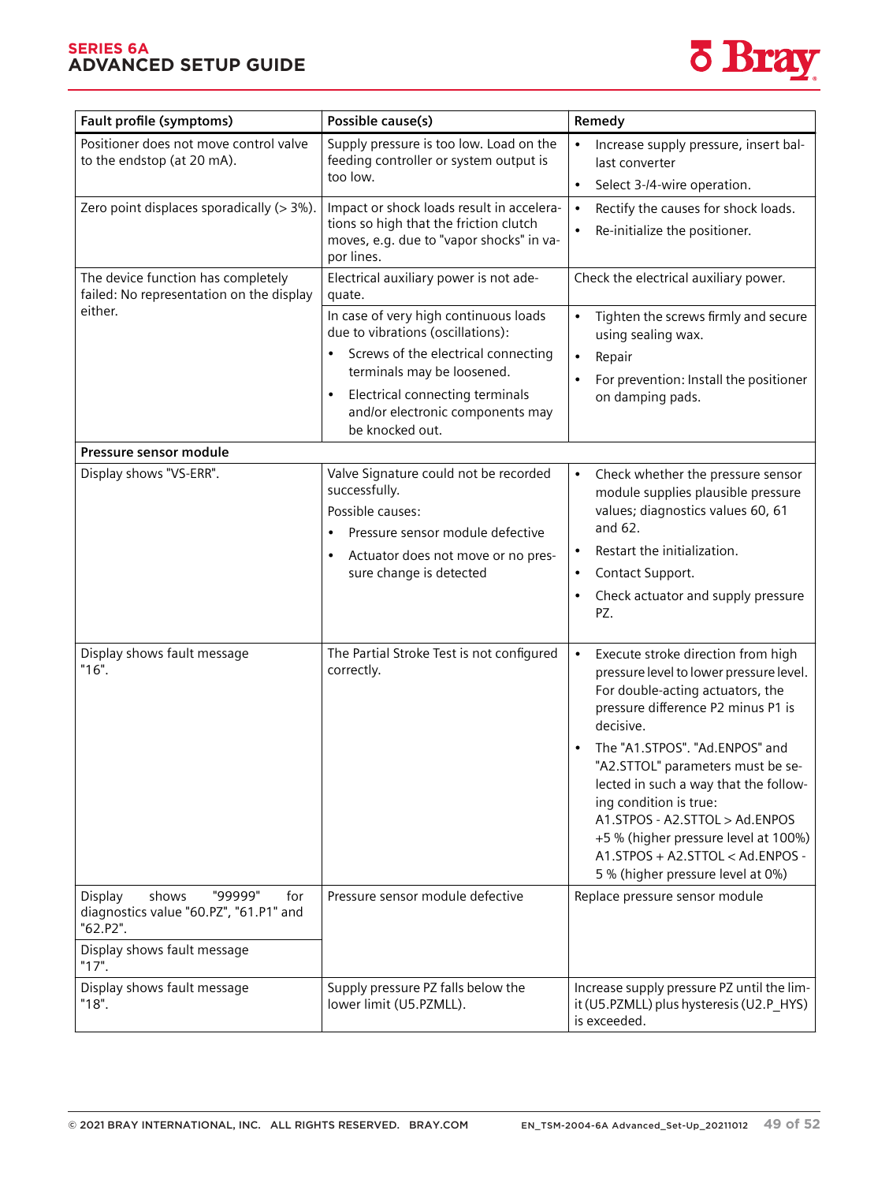| Fault profile (symptoms) | Possible cause(s) | Remedy |
|---|---|---|
| Positioner does not move control valve to the endstop (at 20 mA). | Supply pressure is too low. Load on the feeding controller or system output is too low. | • Increase supply pressure, insert ballast converter<br>• Select 3-/4-wire operation. |
| Zero point displaces sporadically (> 3%). | Impact or shock loads result in accelerations so high that the friction clutch moves, e.g. due to "vapor shocks" in vapor lines. | • Rectify the causes for shock loads.<br>• Re-initialize the positioner. |
| The device function has completely failed: No representation on the display either. | Electrical auxiliary power is not adequate. | Check the electrical auxiliary power. |
| | In case of very high continuous loads due to vibrations (oscillations):<br>• Screws of the electrical connecting terminals may be loosened.<br>• Electrical connecting terminals and/or electronic components may be knocked out. | • Tighten the screws firmly and secure using sealing wax.<br>• Repair<br>• For prevention: Install the positioner on damping pads. |
| **Pressure sensor module** | | |
| Display shows "VS-ERR". | Valve Signature could not be recorded successfully.<br>Possible causes:<br>• Pressure sensor module defective<br>• Actuator does not move or no pressure change is detected | • Check whether the pressure sensor module supplies plausible pressure values; diagnostics values 60, 61 and 62.<br>• Restart the initialization.<br>• Contact Support.<br>• Check actuator and supply pressure PZ. |
| Display shows fault message "16". | The Partial Stroke Test is not configured correctly. | • Execute stroke direction from high pressure level to lower pressure level. For double-acting actuators, the pressure difference P2 minus P1 is decisive.<br>• The "A1.STPOS". "Ad.ENPOS" and "A2.STTOL" parameters must be selected in such a way that the following condition is true:<br>A1.STPOS - A2.STTOL > Ad.ENPOS +5 % (higher pressure level at 100%)<br>A1.STPOS + A2.STTOL < Ad.ENPOS - 5 % (higher pressure level at 0%) |
| Display shows "99999" for diagnostics value "60.PZ", "61.P1" and "62.P2". | Pressure sensor module defective | Replace pressure sensor module |
| Display shows fault message "17". | | |
| Display shows fault message "18". | Supply pressure PZ falls below the lower limit (U5.PZMLL). | Increase supply pressure PZ until the limit (U5.PZMLL) plus hysteresis (U2.P_HYS) is exceeded. |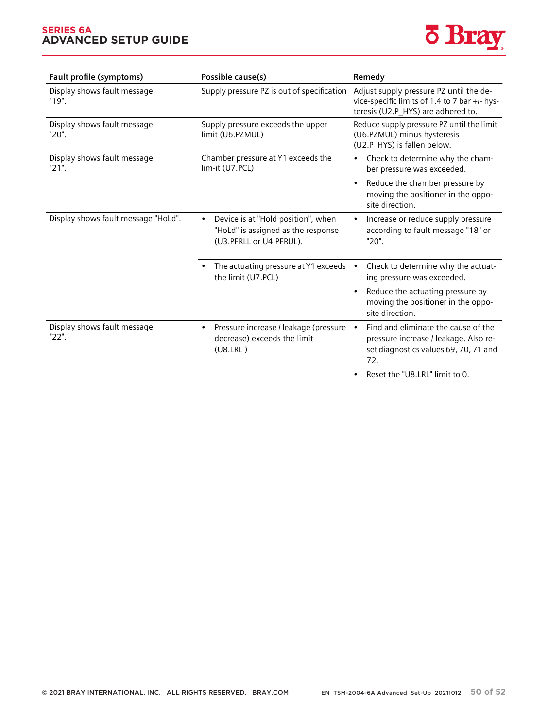| Fault profile (symptoms) | Possible cause(s) | Remedy |
|---|---|---|
| Display shows fault message "19". | Supply pressure PZ is out of specification | Adjust supply pressure PZ until the device-specific limits of 1.4 to 7 bar +/- hysteresis (U2.P_HYS) are adhered to. |
| Display shows fault message "20". | Supply pressure exceeds the upper limit (U6.PZMUL) | Reduce supply pressure PZ until the limit (U6.PZMUL) minus hysteresis (U2.P_HYS) is fallen below. |
| Display shows fault message "21". | Chamber pressure at Y1 exceeds the lim-it (U7.PCL) | • Check to determine why the chamber pressure was exceeded.<br>• Reduce the chamber pressure by moving the positioner in the opposite direction. |
| Display shows fault message "HoLd". | • Device is at "Hold position", when "HoLd" is assigned as the response (U3.PFRLL or U4.PFRUL). | • Increase or reduce supply pressure according to fault message "18" or "20". |
| | • The actuating pressure at Y1 exceeds the limit (U7.PCL) | • Check to determine why the actuating pressure was exceeded.<br>• Reduce the actuating pressure by moving the positioner in the opposite direction. |
| Display shows fault message "22". | • Pressure increase / leakage (pressure decrease) exceeds the limit (U8.LRL ) | • Find and eliminate the cause of the pressure increase / leakage. Also reset diagnostics values 69, 70, 71 and 72.<br>• Reset the "U8.LRL" limit to 0. |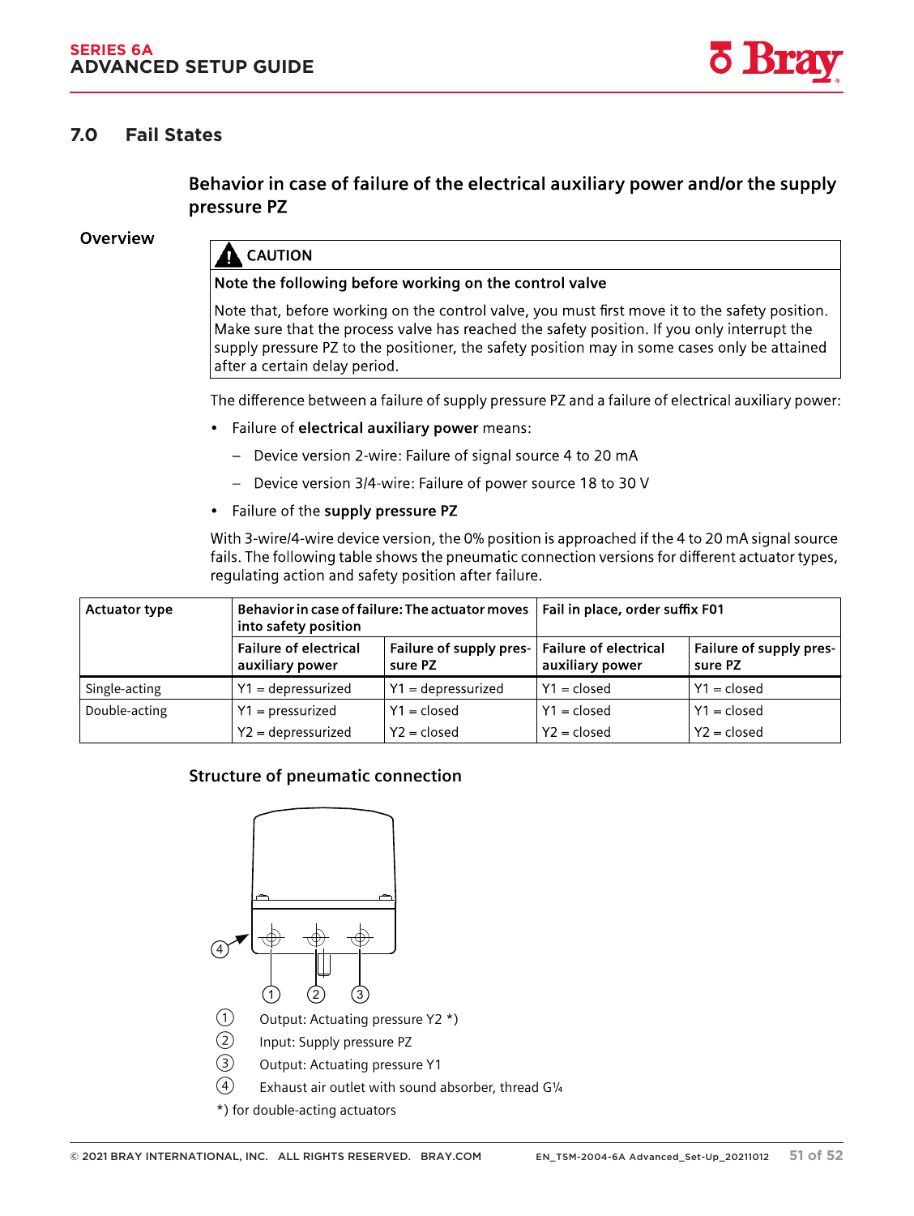## 7.0 Fail States

### Behavior in case of failure of the electrical auxiliary power and/or the supply pressure PZ

**Overview**

> **CAUTION**
>
> **Note the following before working on the control valve**
>
> Note that, before working on the control valve, you must first move it to the safety position. Make sure that the process valve has reached the safety position. If you only interrupt the supply pressure PZ to the positioner, the safety position may in some cases only be attained after a certain delay period.

The difference between a failure of supply pressure PZ and a failure of electrical auxiliary power:

- Failure of **electrical auxiliary power** means:
  - Device version 2-wire: Failure of signal source 4 to 20 mA
  - Device version 3/4-wire: Failure of power source 18 to 30 V
- Failure of the **supply pressure PZ**

With 3-wire/4-wire device version, the 0% position is approached if the 4 to 20 mA signal source fails. The following table shows the pneumatic connection versions for different actuator types, regulating action and safety position after failure.

| Actuator type | Behavior in case of failure: The actuator moves into safety position | | Fail in place, order suffix F01 | |
|---|---|---|---|---|
| | **Failure of electrical auxiliary power** | **Failure of supply pressure PZ** | **Failure of electrical auxiliary power** | **Failure of supply pressure PZ** |
| Single-acting | Y1 = depressurized | Y1 = depressurized | Y1 = closed | Y1 = closed |
| Double-acting | Y1 = pressurized | Y1 = closed | Y1 = closed | Y1 = closed |
| | Y2 = depressurized | Y2 = closed | Y2 = closed | Y2 = closed |

### Structure of pneumatic connection

① Output: Actuating pressure Y2 *)

② Input: Supply pressure PZ

③ Output: Actuating pressure Y1

④ Exhaust air outlet with sound absorber, thread G¼

*) for double-acting actuators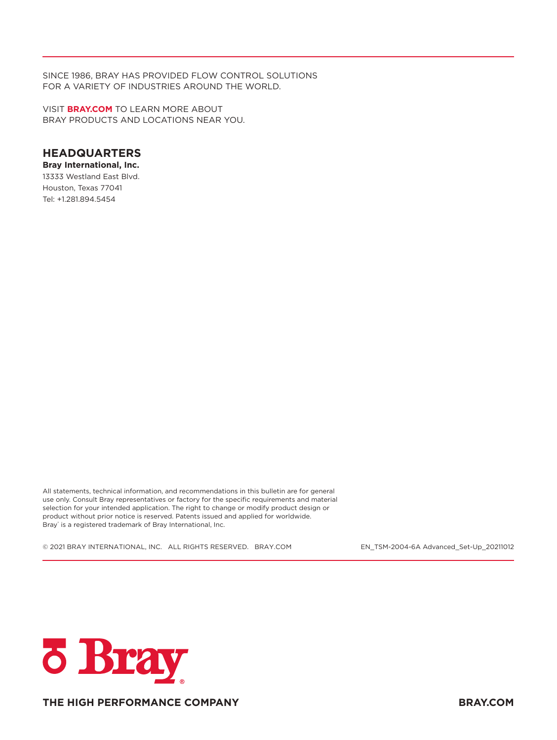SINCE 1986, BRAY HAS PROVIDED FLOW CONTROL SOLUTIONS FOR A VARIETY OF INDUSTRIES AROUND THE WORLD.

VISIT **BRAY.COM** TO LEARN MORE ABOUT BRAY PRODUCTS AND LOCATIONS NEAR YOU.

## HEADQUARTERS

**Bray International, Inc.**
13333 Westland East Blvd.
Houston, Texas 77041
Tel: +1.281.894.5454

All statements, technical information, and recommendations in this bulletin are for general use only. Consult Bray representatives or factory for the specific requirements and material selection for your intended application. The right to change or modify product design or product without prior notice is reserved. Patents issued and applied for worldwide. Bray® is a registered trademark of Bray International, Inc.

© 2021 BRAY INTERNATIONAL, INC. ALL RIGHTS RESERVED. BRAY.COM

EN_TSM-2004-6A Advanced_Set-Up_20211012

Bray®

**THE HIGH PERFORMANCE COMPANY**

**BRAY.COM**